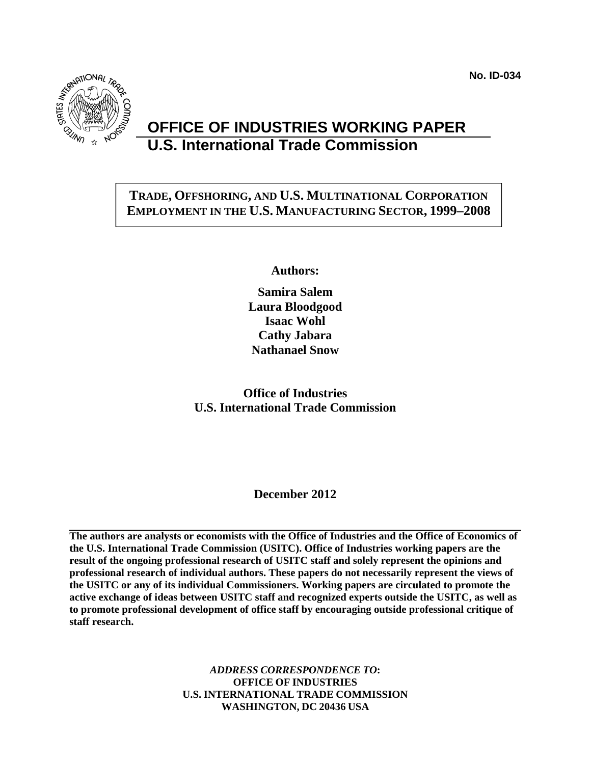No. ID-034

# OFFICE OF INDUSTRIES WORKING PAPER
## U.S. International Trade Commission

**TRADE, OFFSHORING, AND U.S. MULTINATIONAL CORPORATION EMPLOYMENT IN THE U.S. MANUFACTURING SECTOR, 1999–2008**

**Authors:**

**Samira Salem**
**Laura Bloodgood**
**Isaac Wohl**
**Cathy Jabara**
**Nathanael Snow**

**Office of Industries**
**U.S. International Trade Commission**

**December 2012**

**The authors are analysts or economists with the Office of Industries and the Office of Economics of the U.S. International Trade Commission (USITC). Office of Industries working papers are the result of the ongoing professional research of USITC staff and solely represent the opinions and professional research of individual authors. These papers do not necessarily represent the views of the USITC or any of its individual Commissioners. Working papers are circulated to promote the active exchange of ideas between USITC staff and recognized experts outside the USITC, as well as to promote professional development of office staff by encouraging outside professional critique of staff research.**

***ADDRESS CORRESPONDENCE TO*:**
**OFFICE OF INDUSTRIES**
**U.S. INTERNATIONAL TRADE COMMISSION**
**WASHINGTON, DC 20436 USA**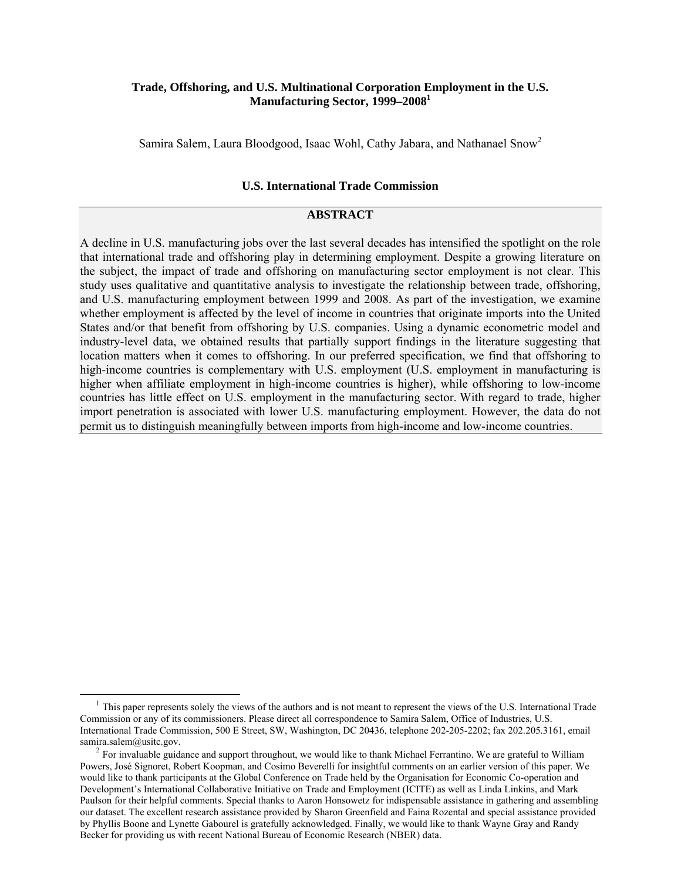**Trade, Offshoring, and U.S. Multinational Corporation Employment in the U.S. Manufacturing Sector, 1999–2008**[1]

Samira Salem, Laura Bloodgood, Isaac Wohl, Cathy Jabara, and Nathanael Snow[2]

**U.S. International Trade Commission**

## ABSTRACT

A decline in U.S. manufacturing jobs over the last several decades has intensified the spotlight on the role that international trade and offshoring play in determining employment. Despite a growing literature on the subject, the impact of trade and offshoring on manufacturing sector employment is not clear. This study uses qualitative and quantitative analysis to investigate the relationship between trade, offshoring, and U.S. manufacturing employment between 1999 and 2008. As part of the investigation, we examine whether employment is affected by the level of income in countries that originate imports into the United States and/or that benefit from offshoring by U.S. companies. Using a dynamic econometric model and industry-level data, we obtained results that partially support findings in the literature suggesting that location matters when it comes to offshoring. In our preferred specification, we find that offshoring to high-income countries is complementary with U.S. employment (U.S. employment in manufacturing is higher when affiliate employment in high-income countries is higher), while offshoring to low-income countries has little effect on U.S. employment in the manufacturing sector. With regard to trade, higher import penetration is associated with lower U.S. manufacturing employment. However, the data do not permit us to distinguish meaningfully between imports from high-income and low-income countries.

---

[1] This paper represents solely the views of the authors and is not meant to represent the views of the U.S. International Trade Commission or any of its commissioners. Please direct all correspondence to Samira Salem, Office of Industries, U.S. International Trade Commission, 500 E Street, SW, Washington, DC 20436, telephone 202-205-2202; fax 202.205.3161, email samira.salem@usitc.gov.

[2] For invaluable guidance and support throughout, we would like to thank Michael Ferrantino. We are grateful to William Powers, José Signoret, Robert Koopman, and Cosimo Beverelli for insightful comments on an earlier version of this paper. We would like to thank participants at the Global Conference on Trade held by the Organisation for Economic Co-operation and Development's International Collaborative Initiative on Trade and Employment (ICITE) as well as Linda Linkins, and Mark Paulson for their helpful comments. Special thanks to Aaron Honsowetz for indispensable assistance in gathering and assembling our dataset. The excellent research assistance provided by Sharon Greenfield and Faina Rozental and special assistance provided by Phyllis Boone and Lynette Gabourel is gratefully acknowledged. Finally, we would like to thank Wayne Gray and Randy Becker for providing us with recent National Bureau of Economic Research (NBER) data.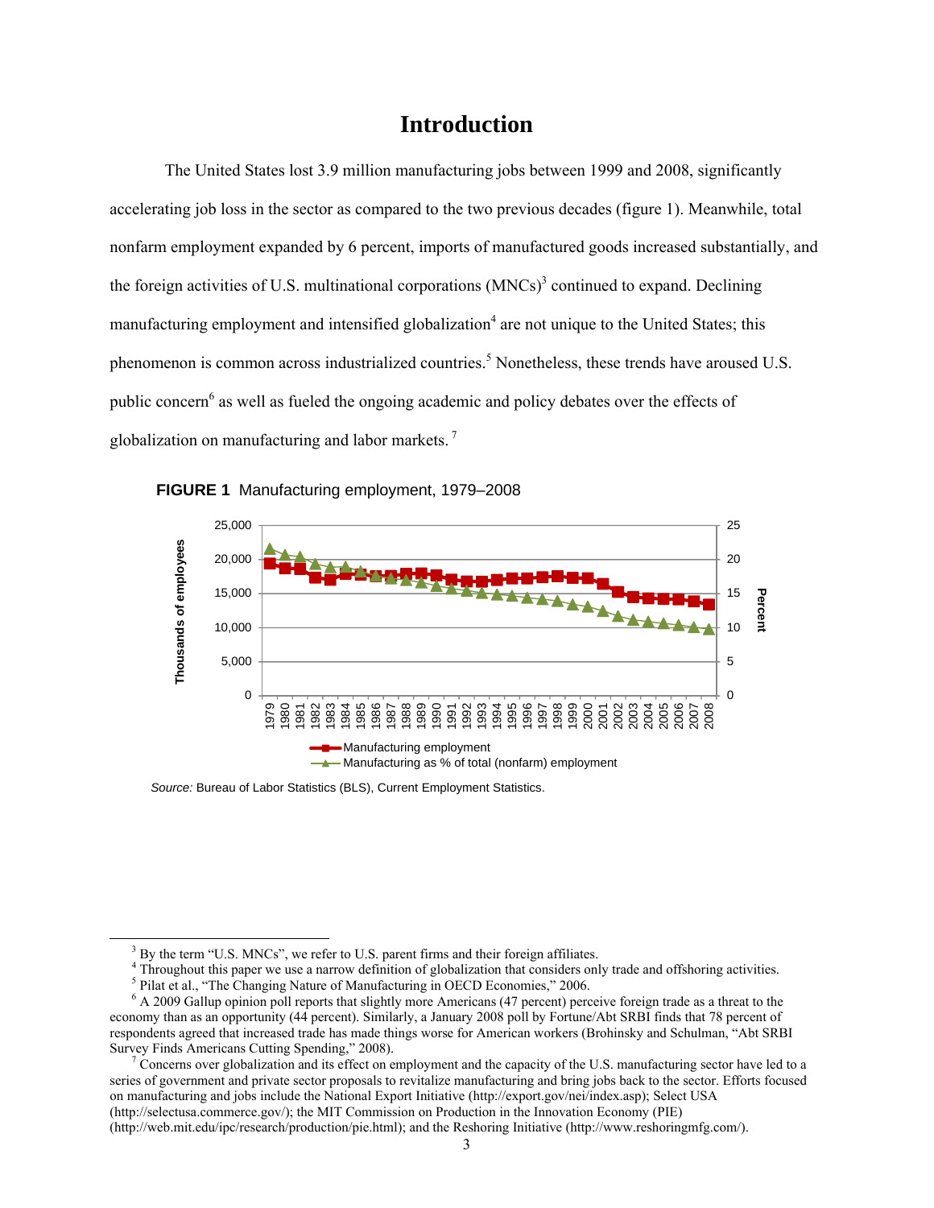# Introduction

The United States lost 3.9 million manufacturing jobs between 1999 and 2008, significantly accelerating job loss in the sector as compared to the two previous decades (figure 1). Meanwhile, total nonfarm employment expanded by 6 percent, imports of manufactured goods increased substantially, and the foreign activities of U.S. multinational corporations (MNCs)[3] continued to expand. Declining manufacturing employment and intensified globalization[4] are not unique to the United States; this phenomenon is common across industrialized countries.[5] Nonetheless, these trends have aroused U.S. public concern[6] as well as fueled the ongoing academic and policy debates over the effects of globalization on manufacturing and labor markets.[7]

**FIGURE 1** Manufacturing employment, 1979–2008

*Source:* Bureau of Labor Statistics (BLS), Current Employment Statistics.

---

[3] By the term "U.S. MNCs", we refer to U.S. parent firms and their foreign affiliates.

[4] Throughout this paper we use a narrow definition of globalization that considers only trade and offshoring activities.

[5] Pilat et al., "The Changing Nature of Manufacturing in OECD Economies," 2006.

[6] A 2009 Gallup opinion poll reports that slightly more Americans (47 percent) perceive foreign trade as a threat to the economy than as an opportunity (44 percent). Similarly, a January 2008 poll by Fortune/Abt SRBI finds that 78 percent of respondents agreed that increased trade has made things worse for American workers (Brohinsky and Schulman, "Abt SRBI Survey Finds Americans Cutting Spending," 2008).

[7] Concerns over globalization and its effect on employment and the capacity of the U.S. manufacturing sector have led to a series of government and private sector proposals to revitalize manufacturing and bring jobs back to the sector. Efforts focused on manufacturing and jobs include the National Export Initiative (http://export.gov/nei/index.asp); Select USA (http://selectusa.commerce.gov/); the MIT Commission on Production in the Innovation Economy (PIE) (http://web.mit.edu/ipc/research/production/pie.html); and the Reshoring Initiative (http://www.reshoringmfg.com/).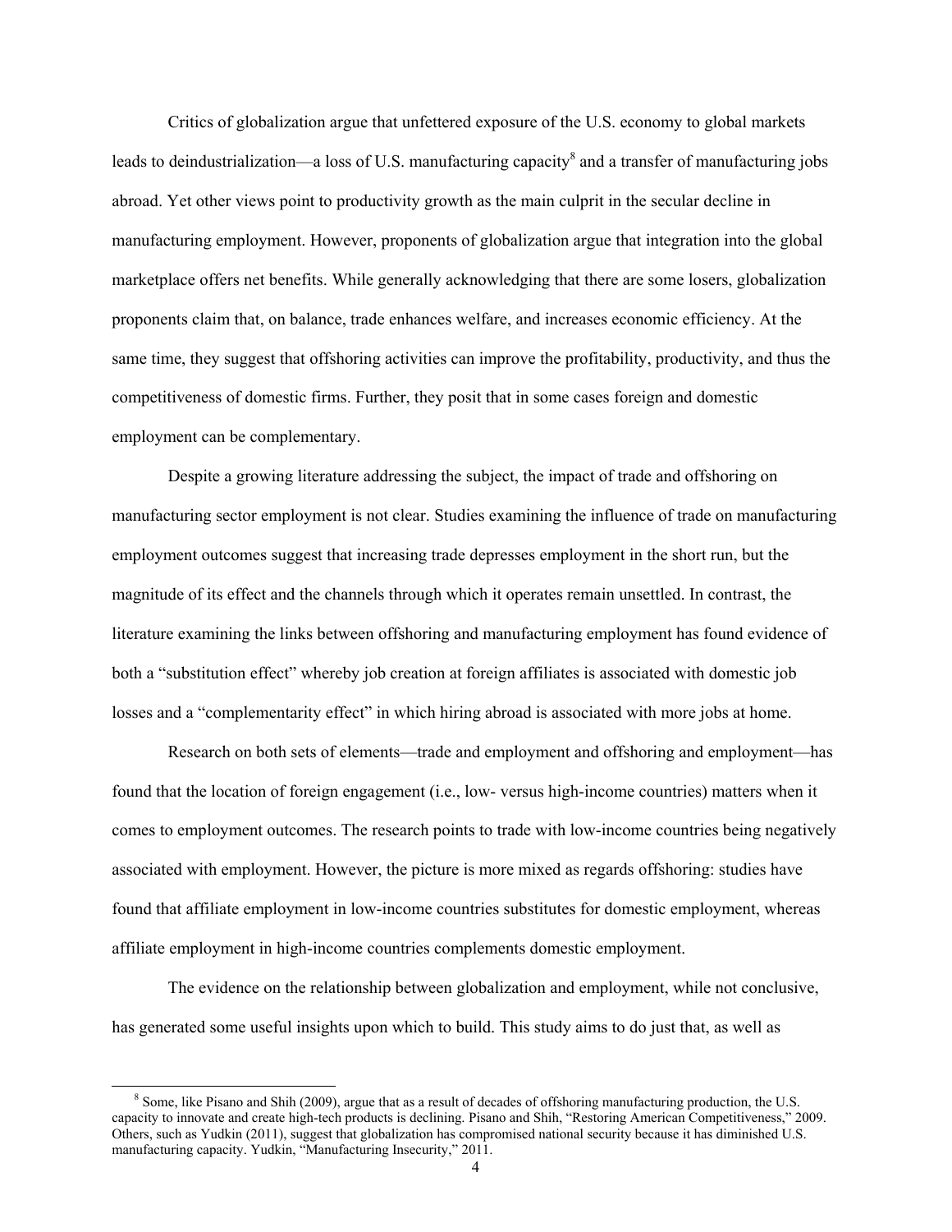Critics of globalization argue that unfettered exposure of the U.S. economy to global markets leads to deindustrialization—a loss of U.S. manufacturing capacity[8] and a transfer of manufacturing jobs abroad. Yet other views point to productivity growth as the main culprit in the secular decline in manufacturing employment. However, proponents of globalization argue that integration into the global marketplace offers net benefits. While generally acknowledging that there are some losers, globalization proponents claim that, on balance, trade enhances welfare, and increases economic efficiency. At the same time, they suggest that offshoring activities can improve the profitability, productivity, and thus the competitiveness of domestic firms. Further, they posit that in some cases foreign and domestic employment can be complementary.

Despite a growing literature addressing the subject, the impact of trade and offshoring on manufacturing sector employment is not clear. Studies examining the influence of trade on manufacturing employment outcomes suggest that increasing trade depresses employment in the short run, but the magnitude of its effect and the channels through which it operates remain unsettled. In contrast, the literature examining the links between offshoring and manufacturing employment has found evidence of both a "substitution effect" whereby job creation at foreign affiliates is associated with domestic job losses and a "complementarity effect" in which hiring abroad is associated with more jobs at home.

Research on both sets of elements—trade and employment and offshoring and employment—has found that the location of foreign engagement (i.e., low- versus high-income countries) matters when it comes to employment outcomes. The research points to trade with low-income countries being negatively associated with employment. However, the picture is more mixed as regards offshoring: studies have found that affiliate employment in low-income countries substitutes for domestic employment, whereas affiliate employment in high-income countries complements domestic employment.

The evidence on the relationship between globalization and employment, while not conclusive, has generated some useful insights upon which to build. This study aims to do just that, as well as

[8] Some, like Pisano and Shih (2009), argue that as a result of decades of offshoring manufacturing production, the U.S. capacity to innovate and create high-tech products is declining. Pisano and Shih, "Restoring American Competitiveness," 2009. Others, such as Yudkin (2011), suggest that globalization has compromised national security because it has diminished U.S. manufacturing capacity. Yudkin, "Manufacturing Insecurity," 2011.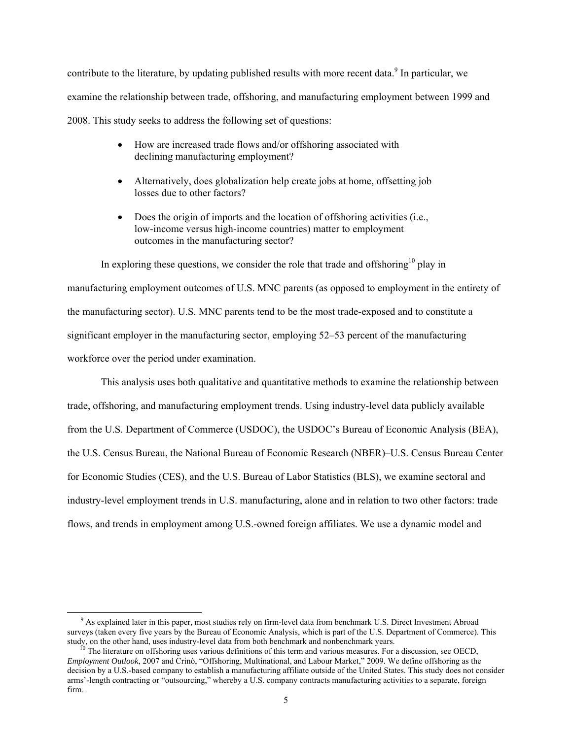contribute to the literature, by updating published results with more recent data.[9] In particular, we examine the relationship between trade, offshoring, and manufacturing employment between 1999 and 2008. This study seeks to address the following set of questions:

- How are increased trade flows and/or offshoring associated with declining manufacturing employment?
- Alternatively, does globalization help create jobs at home, offsetting job losses due to other factors?
- Does the origin of imports and the location of offshoring activities (i.e., low-income versus high-income countries) matter to employment outcomes in the manufacturing sector?

In exploring these questions, we consider the role that trade and offshoring[10] play in manufacturing employment outcomes of U.S. MNC parents (as opposed to employment in the entirety of the manufacturing sector). U.S. MNC parents tend to be the most trade-exposed and to constitute a significant employer in the manufacturing sector, employing 52–53 percent of the manufacturing workforce over the period under examination.

This analysis uses both qualitative and quantitative methods to examine the relationship between trade, offshoring, and manufacturing employment trends. Using industry-level data publicly available from the U.S. Department of Commerce (USDOC), the USDOC's Bureau of Economic Analysis (BEA), the U.S. Census Bureau, the National Bureau of Economic Research (NBER)–U.S. Census Bureau Center for Economic Studies (CES), and the U.S. Bureau of Labor Statistics (BLS), we examine sectoral and industry-level employment trends in U.S. manufacturing, alone and in relation to two other factors: trade flows, and trends in employment among U.S.-owned foreign affiliates. We use a dynamic model and

---

[9] As explained later in this paper, most studies rely on firm-level data from benchmark U.S. Direct Investment Abroad surveys (taken every five years by the Bureau of Economic Analysis, which is part of the U.S. Department of Commerce). This study, on the other hand, uses industry-level data from both benchmark and nonbenchmark years.

[10] The literature on offshoring uses various definitions of this term and various measures. For a discussion, see OECD, *Employment Outlook*, 2007 and Crinò, "Offshoring, Multinational, and Labour Market," 2009. We define offshoring as the decision by a U.S.-based company to establish a manufacturing affiliate outside of the United States. This study does not consider arms'-length contracting or "outsourcing," whereby a U.S. company contracts manufacturing activities to a separate, foreign firm.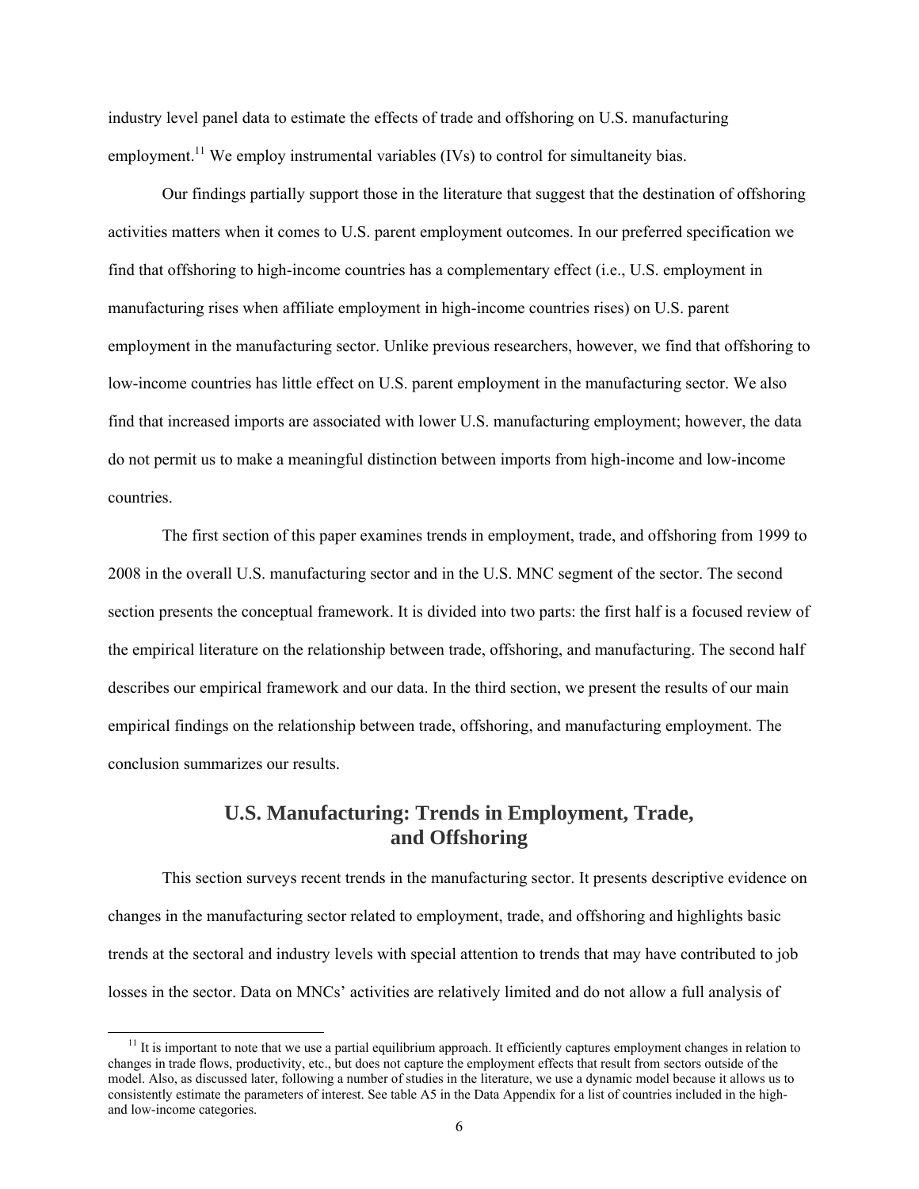industry level panel data to estimate the effects of trade and offshoring on U.S. manufacturing employment.[11] We employ instrumental variables (IVs) to control for simultaneity bias.

Our findings partially support those in the literature that suggest that the destination of offshoring activities matters when it comes to U.S. parent employment outcomes. In our preferred specification we find that offshoring to high-income countries has a complementary effect (i.e., U.S. employment in manufacturing rises when affiliate employment in high-income countries rises) on U.S. parent employment in the manufacturing sector. Unlike previous researchers, however, we find that offshoring to low-income countries has little effect on U.S. parent employment in the manufacturing sector. We also find that increased imports are associated with lower U.S. manufacturing employment; however, the data do not permit us to make a meaningful distinction between imports from high-income and low-income countries.

The first section of this paper examines trends in employment, trade, and offshoring from 1999 to 2008 in the overall U.S. manufacturing sector and in the U.S. MNC segment of the sector. The second section presents the conceptual framework. It is divided into two parts: the first half is a focused review of the empirical literature on the relationship between trade, offshoring, and manufacturing. The second half describes our empirical framework and our data. In the third section, we present the results of our main empirical findings on the relationship between trade, offshoring, and manufacturing employment. The conclusion summarizes our results.

## U.S. Manufacturing: Trends in Employment, Trade, and Offshoring

This section surveys recent trends in the manufacturing sector. It presents descriptive evidence on changes in the manufacturing sector related to employment, trade, and offshoring and highlights basic trends at the sectoral and industry levels with special attention to trends that may have contributed to job losses in the sector. Data on MNCs' activities are relatively limited and do not allow a full analysis of

[11] It is important to note that we use a partial equilibrium approach. It efficiently captures employment changes in relation to changes in trade flows, productivity, etc., but does not capture the employment effects that result from sectors outside of the model. Also, as discussed later, following a number of studies in the literature, we use a dynamic model because it allows us to consistently estimate the parameters of interest. See table A5 in the Data Appendix for a list of countries included in the high- and low-income categories.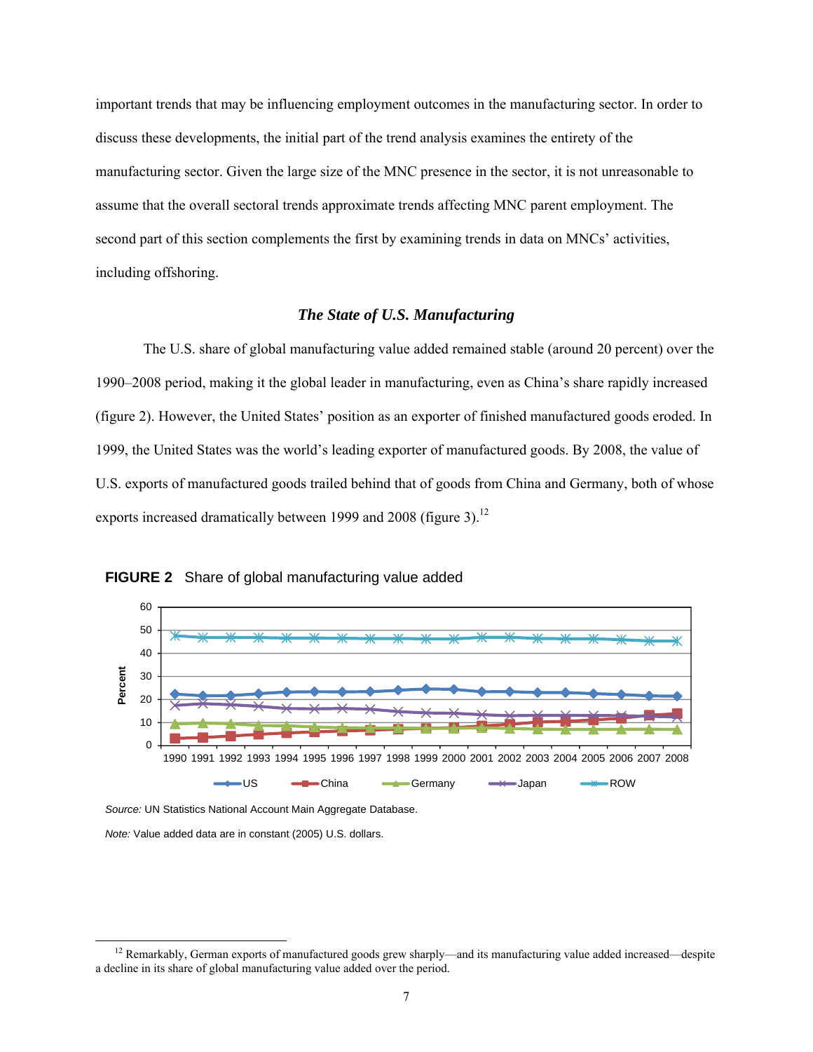important trends that may be influencing employment outcomes in the manufacturing sector. In order to discuss these developments, the initial part of the trend analysis examines the entirety of the manufacturing sector. Given the large size of the MNC presence in the sector, it is not unreasonable to assume that the overall sectoral trends approximate trends affecting MNC parent employment. The second part of this section complements the first by examining trends in data on MNCs' activities, including offshoring.

### *The State of U.S. Manufacturing*

The U.S. share of global manufacturing value added remained stable (around 20 percent) over the 1990–2008 period, making it the global leader in manufacturing, even as China's share rapidly increased (figure 2). However, the United States' position as an exporter of finished manufactured goods eroded. In 1999, the United States was the world's leading exporter of manufactured goods. By 2008, the value of U.S. exports of manufactured goods trailed behind that of goods from China and Germany, both of whose exports increased dramatically between 1999 and 2008 (figure 3).[12]

**FIGURE 2** Share of global manufacturing value added

*Source:* UN Statistics National Account Main Aggregate Database.

*Note:* Value added data are in constant (2005) U.S. dollars.

[12] Remarkably, German exports of manufactured goods grew sharply—and its manufacturing value added increased—despite a decline in its share of global manufacturing value added over the period.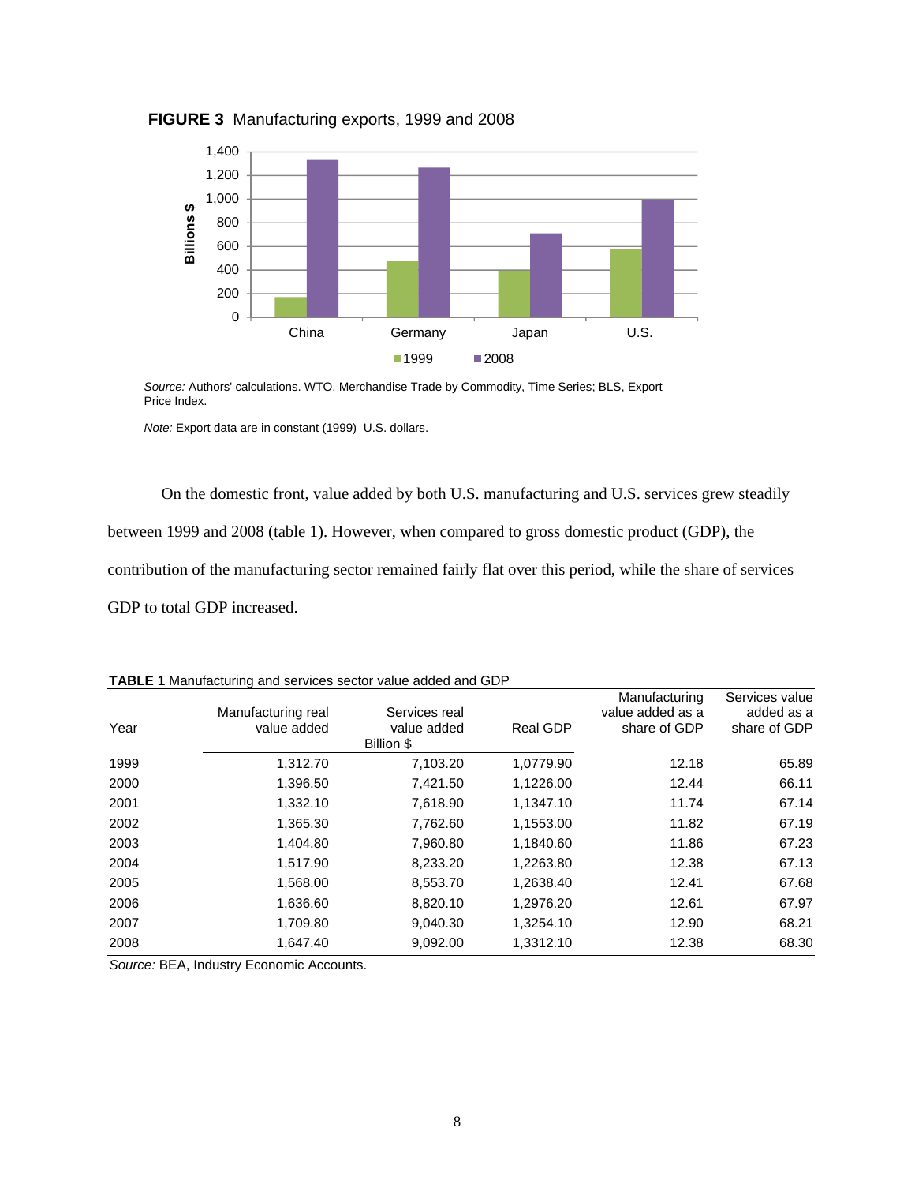**FIGURE 3** Manufacturing exports, 1999 and 2008

*Source:* Authors' calculations. WTO, Merchandise Trade by Commodity, Time Series; BLS, Export Price Index.

*Note:* Export data are in constant (1999) U.S. dollars.

On the domestic front, value added by both U.S. manufacturing and U.S. services grew steadily between 1999 and 2008 (table 1). However, when compared to gross domestic product (GDP), the contribution of the manufacturing sector remained fairly flat over this period, while the share of services GDP to total GDP increased.

**TABLE 1** Manufacturing and services sector value added and GDP

| Year | Manufacturing real value added | Services real value added | Real GDP | Manufacturing value added as a share of GDP | Services value added as a share of GDP |
|---|---|---|---|---|---|
| | Billion $ | | | | |
| 1999 | 1,312.70 | 7,103.20 | 1,0779.90 | 12.18 | 65.89 |
| 2000 | 1,396.50 | 7,421.50 | 1,1226.00 | 12.44 | 66.11 |
| 2001 | 1,332.10 | 7,618.90 | 1,1347.10 | 11.74 | 67.14 |
| 2002 | 1,365.30 | 7,762.60 | 1,1553.00 | 11.82 | 67.19 |
| 2003 | 1,404.80 | 7,960.80 | 1,1840.60 | 11.86 | 67.23 |
| 2004 | 1,517.90 | 8,233.20 | 1,2263.80 | 12.38 | 67.13 |
| 2005 | 1,568.00 | 8,553.70 | 1,2638.40 | 12.41 | 67.68 |
| 2006 | 1,636.60 | 8,820.10 | 1,2976.20 | 12.61 | 67.97 |
| 2007 | 1,709.80 | 9,040.30 | 1,3254.10 | 12.90 | 68.21 |
| 2008 | 1,647.40 | 9,092.00 | 1,3312.10 | 12.38 | 68.30 |

*Source:* BEA, Industry Economic Accounts.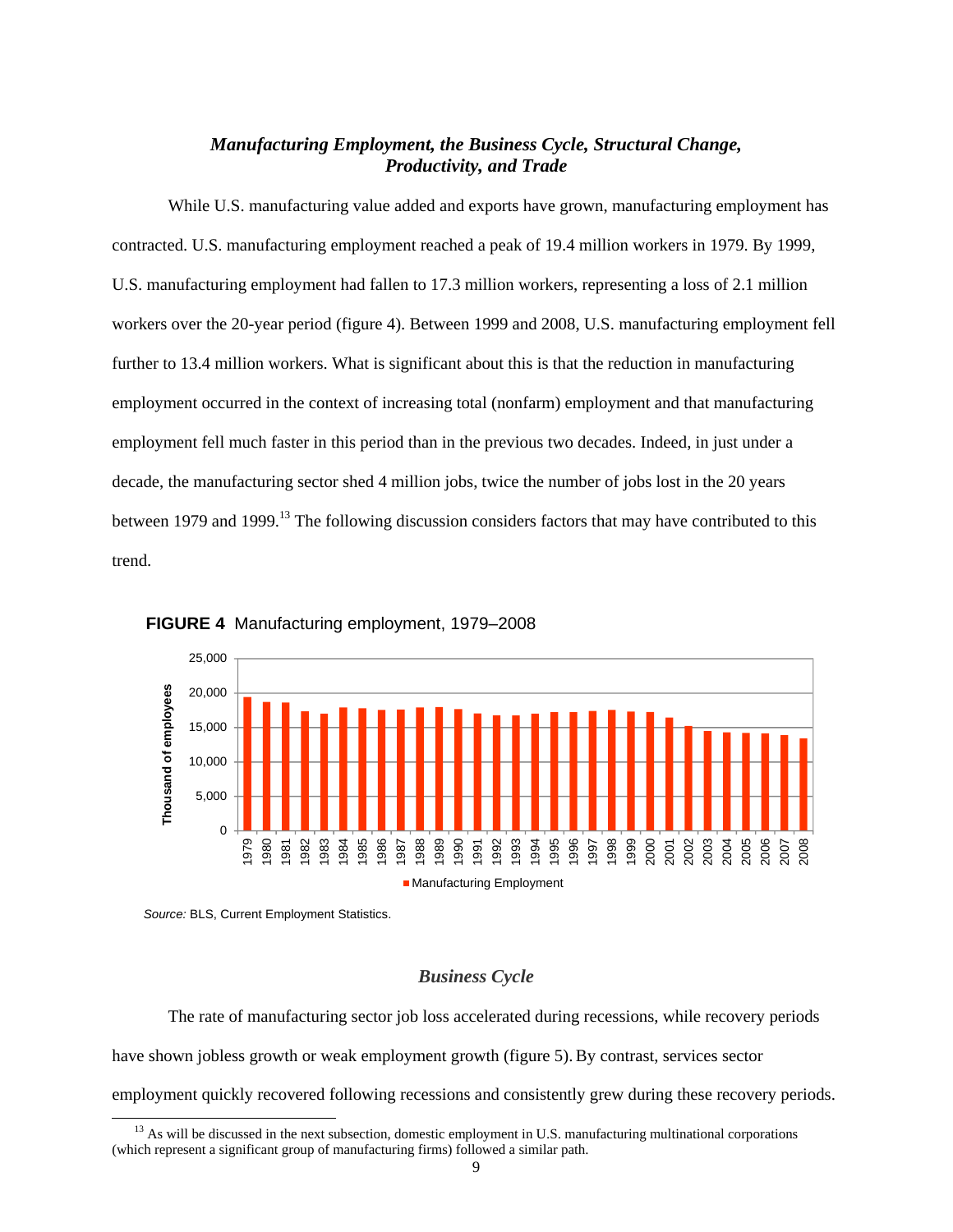### *Manufacturing Employment, the Business Cycle, Structural Change, Productivity, and Trade*

While U.S. manufacturing value added and exports have grown, manufacturing employment has contracted. U.S. manufacturing employment reached a peak of 19.4 million workers in 1979. By 1999, U.S. manufacturing employment had fallen to 17.3 million workers, representing a loss of 2.1 million workers over the 20-year period (figure 4). Between 1999 and 2008, U.S. manufacturing employment fell further to 13.4 million workers. What is significant about this is that the reduction in manufacturing employment occurred in the context of increasing total (nonfarm) employment and that manufacturing employment fell much faster in this period than in the previous two decades. Indeed, in just under a decade, the manufacturing sector shed 4 million jobs, twice the number of jobs lost in the 20 years between 1979 and 1999.[13] The following discussion considers factors that may have contributed to this trend.

**FIGURE 4** Manufacturing employment, 1979–2008

*Source:* BLS, Current Employment Statistics.

### *Business Cycle*

The rate of manufacturing sector job loss accelerated during recessions, while recovery periods have shown jobless growth or weak employment growth (figure 5). By contrast, services sector employment quickly recovered following recessions and consistently grew during these recovery periods.

[13] As will be discussed in the next subsection, domestic employment in U.S. manufacturing multinational corporations (which represent a significant group of manufacturing firms) followed a similar path.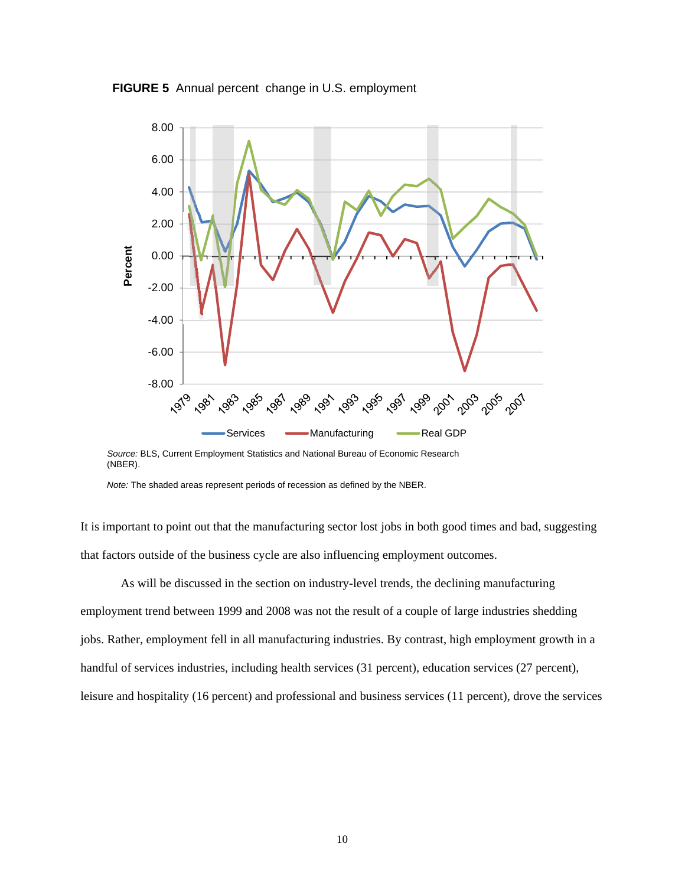**FIGURE 5** Annual percent change in U.S. employment

*Source:* BLS, Current Employment Statistics and National Bureau of Economic Research (NBER).

*Note:* The shaded areas represent periods of recession as defined by the NBER.

It is important to point out that the manufacturing sector lost jobs in both good times and bad, suggesting that factors outside of the business cycle are also influencing employment outcomes.

As will be discussed in the section on industry-level trends, the declining manufacturing employment trend between 1999 and 2008 was not the result of a couple of large industries shedding jobs. Rather, employment fell in all manufacturing industries. By contrast, high employment growth in a handful of services industries, including health services (31 percent), education services (27 percent), leisure and hospitality (16 percent) and professional and business services (11 percent), drove the services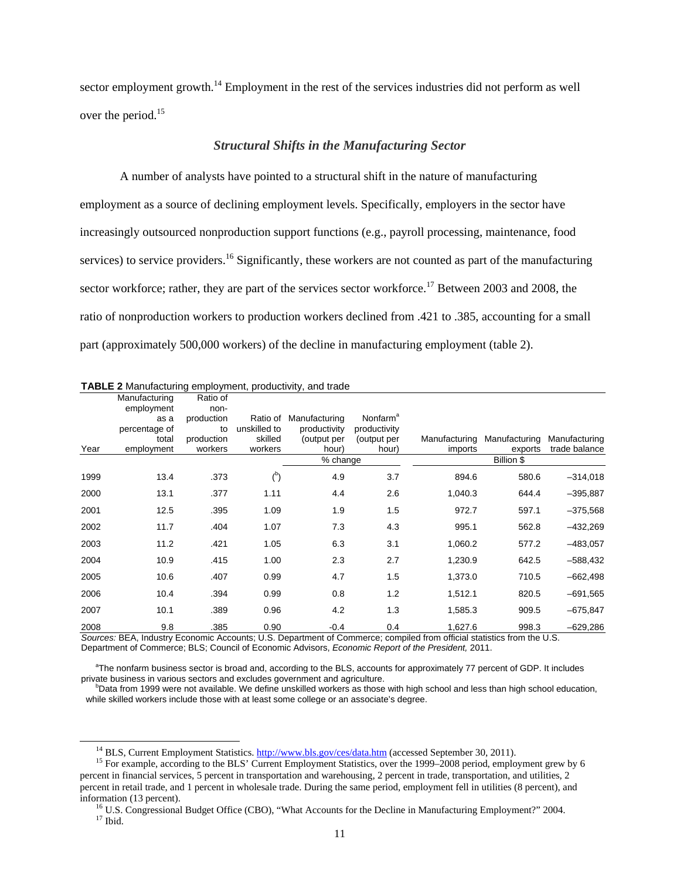sector employment growth.[14] Employment in the rest of the services industries did not perform as well over the period.[15]

### *Structural Shifts in the Manufacturing Sector*

A number of analysts have pointed to a structural shift in the nature of manufacturing employment as a source of declining employment levels. Specifically, employers in the sector have increasingly outsourced nonproduction support functions (e.g., payroll processing, maintenance, food services) to service providers.[16] Significantly, these workers are not counted as part of the manufacturing sector workforce; rather, they are part of the services sector workforce.[17] Between 2003 and 2008, the ratio of nonproduction workers to production workers declined from .421 to .385, accounting for a small part (approximately 500,000 workers) of the decline in manufacturing employment (table 2).

**TABLE 2** Manufacturing employment, productivity, and trade

| Year | Manufacturing employment as a percentage of total employment | Ratio of non-production to production workers | Ratio of unskilled to skilled workers | Manufacturing productivity (output per hour) | Nonfarm[a] productivity (output per hour) | Manufacturing imports | Manufacturing exports | Manufacturing trade balance |
|---|---|---|---|---|---|---|---|---|
| | | | | % change | | Billion $ | | |
| 1999 | 13.4 | .373 | ([b]) | 4.9 | 3.7 | 894.6 | 580.6 | –314,018 |
| 2000 | 13.1 | .377 | 1.11 | 4.4 | 2.6 | 1,040.3 | 644.4 | –395,887 |
| 2001 | 12.5 | .395 | 1.09 | 1.9 | 1.5 | 972.7 | 597.1 | –375,568 |
| 2002 | 11.7 | .404 | 1.07 | 7.3 | 4.3 | 995.1 | 562.8 | –432,269 |
| 2003 | 11.2 | .421 | 1.05 | 6.3 | 3.1 | 1,060.2 | 577.2 | –483,057 |
| 2004 | 10.9 | .415 | 1.00 | 2.3 | 2.7 | 1,230.9 | 642.5 | –588,432 |
| 2005 | 10.6 | .407 | 0.99 | 4.7 | 1.5 | 1,373.0 | 710.5 | –662,498 |
| 2006 | 10.4 | .394 | 0.99 | 0.8 | 1.2 | 1,512.1 | 820.5 | –691,565 |
| 2007 | 10.1 | .389 | 0.96 | 4.2 | 1.3 | 1,585.3 | 909.5 | –675,847 |
| 2008 | 9.8 | .385 | 0.90 | -0.4 | 0.4 | 1,627.6 | 998.3 | –629,286 |

*Sources:* BEA, Industry Economic Accounts; U.S. Department of Commerce; compiled from official statistics from the U.S. Department of Commerce; BLS; Council of Economic Advisors, *Economic Report of the President,* 2011.

[a]The nonfarm business sector is broad and, according to the BLS, accounts for approximately 77 percent of GDP. It includes private business in various sectors and excludes government and agriculture.

[b]Data from 1999 were not available. We define unskilled workers as those with high school and less than high school education, while skilled workers include those with at least some college or an associate's degree.

---

[14] BLS, Current Employment Statistics. http://www.bls.gov/ces/data.htm (accessed September 30, 2011).

[15] For example, according to the BLS' Current Employment Statistics, over the 1999–2008 period, employment grew by 6 percent in financial services, 5 percent in transportation and warehousing, 2 percent in trade, transportation, and utilities, 2 percent in retail trade, and 1 percent in wholesale trade. During the same period, employment fell in utilities (8 percent), and information (13 percent).

[16] U.S. Congressional Budget Office (CBO), "What Accounts for the Decline in Manufacturing Employment?" 2004.

[17] Ibid.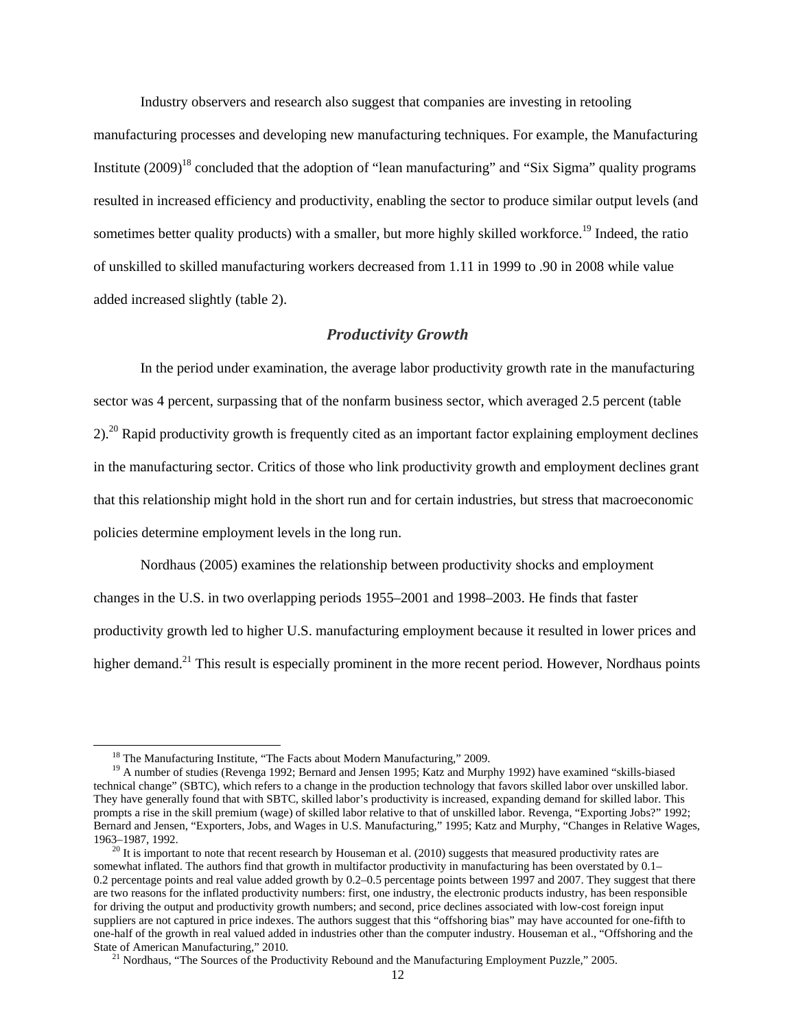Industry observers and research also suggest that companies are investing in retooling manufacturing processes and developing new manufacturing techniques. For example, the Manufacturing Institute (2009)[18] concluded that the adoption of "lean manufacturing" and "Six Sigma" quality programs resulted in increased efficiency and productivity, enabling the sector to produce similar output levels (and sometimes better quality products) with a smaller, but more highly skilled workforce.[19] Indeed, the ratio of unskilled to skilled manufacturing workers decreased from 1.11 in 1999 to .90 in 2008 while value added increased slightly (table 2).

### *Productivity Growth*

In the period under examination, the average labor productivity growth rate in the manufacturing sector was 4 percent, surpassing that of the nonfarm business sector, which averaged 2.5 percent (table 2).[20] Rapid productivity growth is frequently cited as an important factor explaining employment declines in the manufacturing sector. Critics of those who link productivity growth and employment declines grant that this relationship might hold in the short run and for certain industries, but stress that macroeconomic policies determine employment levels in the long run.

Nordhaus (2005) examines the relationship between productivity shocks and employment changes in the U.S. in two overlapping periods 1955–2001 and 1998–2003. He finds that faster productivity growth led to higher U.S. manufacturing employment because it resulted in lower prices and higher demand.[21] This result is especially prominent in the more recent period. However, Nordhaus points

---

[18] The Manufacturing Institute, "The Facts about Modern Manufacturing," 2009.

[19] A number of studies (Revenga 1992; Bernard and Jensen 1995; Katz and Murphy 1992) have examined "skills-biased technical change" (SBTC), which refers to a change in the production technology that favors skilled labor over unskilled labor. They have generally found that with SBTC, skilled labor's productivity is increased, expanding demand for skilled labor. This prompts a rise in the skill premium (wage) of skilled labor relative to that of unskilled labor. Revenga, "Exporting Jobs?" 1992; Bernard and Jensen, "Exporters, Jobs, and Wages in U.S. Manufacturing," 1995; Katz and Murphy, "Changes in Relative Wages, 1963–1987, 1992.

[20] It is important to note that recent research by Houseman et al. (2010) suggests that measured productivity rates are somewhat inflated. The authors find that growth in multifactor productivity in manufacturing has been overstated by 0.1–0.2 percentage points and real value added growth by 0.2–0.5 percentage points between 1997 and 2007. They suggest that there are two reasons for the inflated productivity numbers: first, one industry, the electronic products industry, has been responsible for driving the output and productivity growth numbers; and second, price declines associated with low-cost foreign input suppliers are not captured in price indexes. The authors suggest that this "offshoring bias" may have accounted for one-fifth to one-half of the growth in real valued added in industries other than the computer industry. Houseman et al., "Offshoring and the State of American Manufacturing," 2010.

[21] Nordhaus, "The Sources of the Productivity Rebound and the Manufacturing Employment Puzzle," 2005.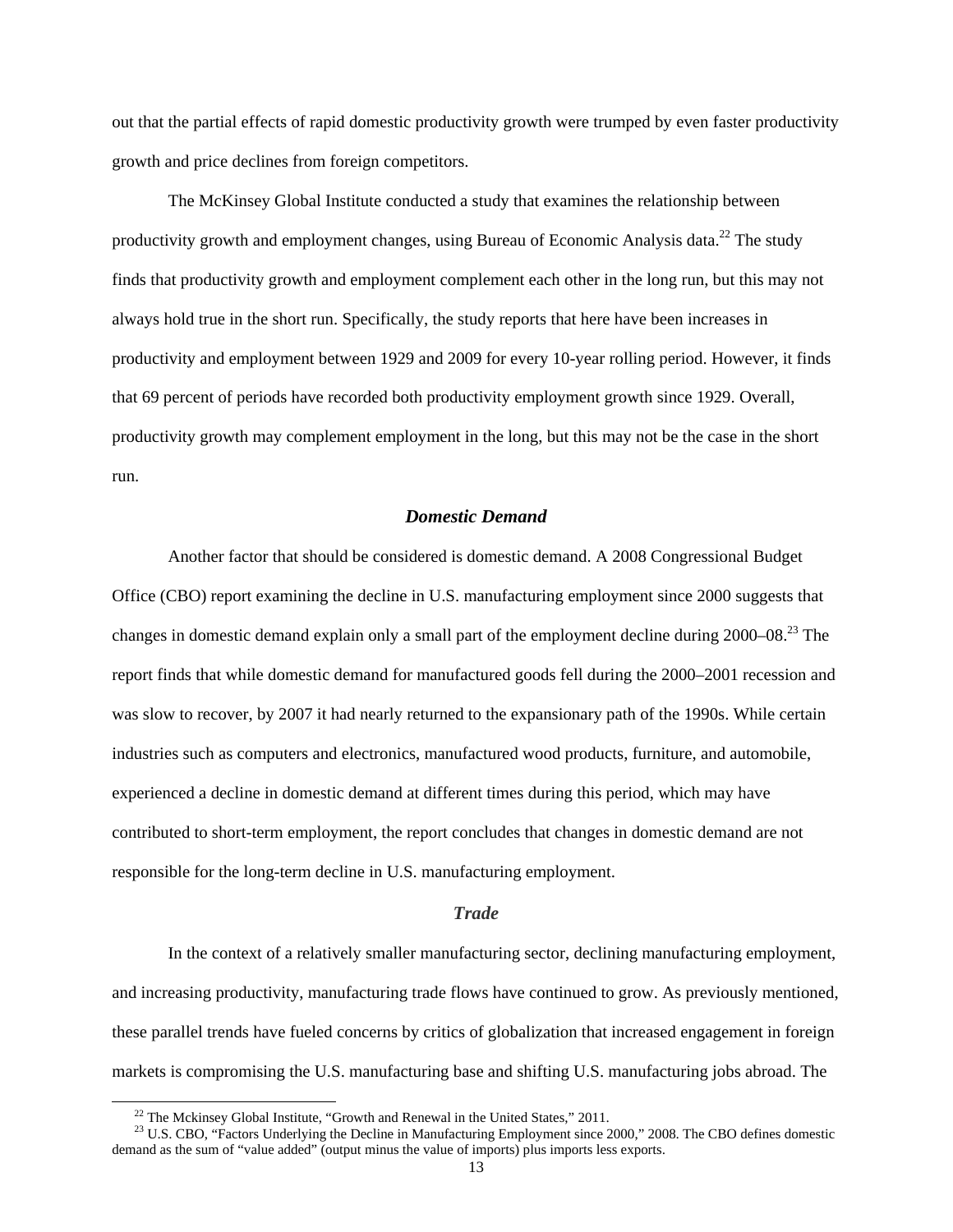out that the partial effects of rapid domestic productivity growth were trumped by even faster productivity growth and price declines from foreign competitors.

The McKinsey Global Institute conducted a study that examines the relationship between productivity growth and employment changes, using Bureau of Economic Analysis data.[22] The study finds that productivity growth and employment complement each other in the long run, but this may not always hold true in the short run. Specifically, the study reports that here have been increases in productivity and employment between 1929 and 2009 for every 10-year rolling period. However, it finds that 69 percent of periods have recorded both productivity employment growth since 1929. Overall, productivity growth may complement employment in the long, but this may not be the case in the short run.

### *Domestic Demand*

Another factor that should be considered is domestic demand. A 2008 Congressional Budget Office (CBO) report examining the decline in U.S. manufacturing employment since 2000 suggests that changes in domestic demand explain only a small part of the employment decline during 2000–08.[23] The report finds that while domestic demand for manufactured goods fell during the 2000–2001 recession and was slow to recover, by 2007 it had nearly returned to the expansionary path of the 1990s. While certain industries such as computers and electronics, manufactured wood products, furniture, and automobile, experienced a decline in domestic demand at different times during this period, which may have contributed to short-term employment, the report concludes that changes in domestic demand are not responsible for the long-term decline in U.S. manufacturing employment.

### *Trade*

In the context of a relatively smaller manufacturing sector, declining manufacturing employment, and increasing productivity, manufacturing trade flows have continued to grow. As previously mentioned, these parallel trends have fueled concerns by critics of globalization that increased engagement in foreign markets is compromising the U.S. manufacturing base and shifting U.S. manufacturing jobs abroad. The

---

[22] The Mckinsey Global Institute, "Growth and Renewal in the United States," 2011.

[23] U.S. CBO, "Factors Underlying the Decline in Manufacturing Employment since 2000," 2008. The CBO defines domestic demand as the sum of "value added" (output minus the value of imports) plus imports less exports.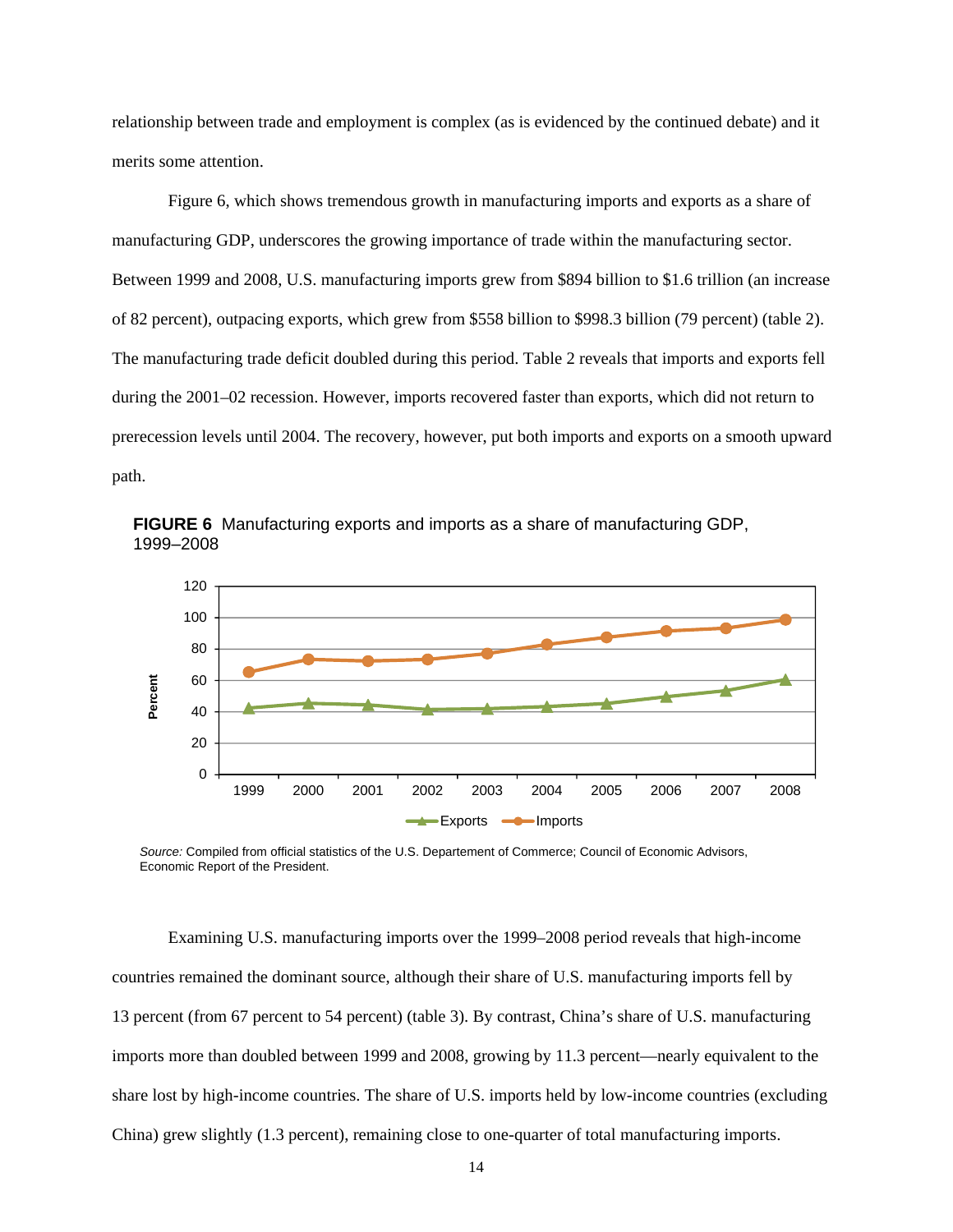relationship between trade and employment is complex (as is evidenced by the continued debate) and it merits some attention.

Figure 6, which shows tremendous growth in manufacturing imports and exports as a share of manufacturing GDP, underscores the growing importance of trade within the manufacturing sector. Between 1999 and 2008, U.S. manufacturing imports grew from $894 billion to $1.6 trillion (an increase of 82 percent), outpacing exports, which grew from $558 billion to $998.3 billion (79 percent) (table 2). The manufacturing trade deficit doubled during this period. Table 2 reveals that imports and exports fell during the 2001–02 recession. However, imports recovered faster than exports, which did not return to prerecession levels until 2004. The recovery, however, put both imports and exports on a smooth upward path.

**FIGURE 6** Manufacturing exports and imports as a share of manufacturing GDP, 1999–2008

*Source:* Compiled from official statistics of the U.S. Departement of Commerce; Council of Economic Advisors, Economic Report of the President.

Examining U.S. manufacturing imports over the 1999–2008 period reveals that high-income countries remained the dominant source, although their share of U.S. manufacturing imports fell by 13 percent (from 67 percent to 54 percent) (table 3). By contrast, China's share of U.S. manufacturing imports more than doubled between 1999 and 2008, growing by 11.3 percent—nearly equivalent to the share lost by high-income countries. The share of U.S. imports held by low-income countries (excluding China) grew slightly (1.3 percent), remaining close to one-quarter of total manufacturing imports.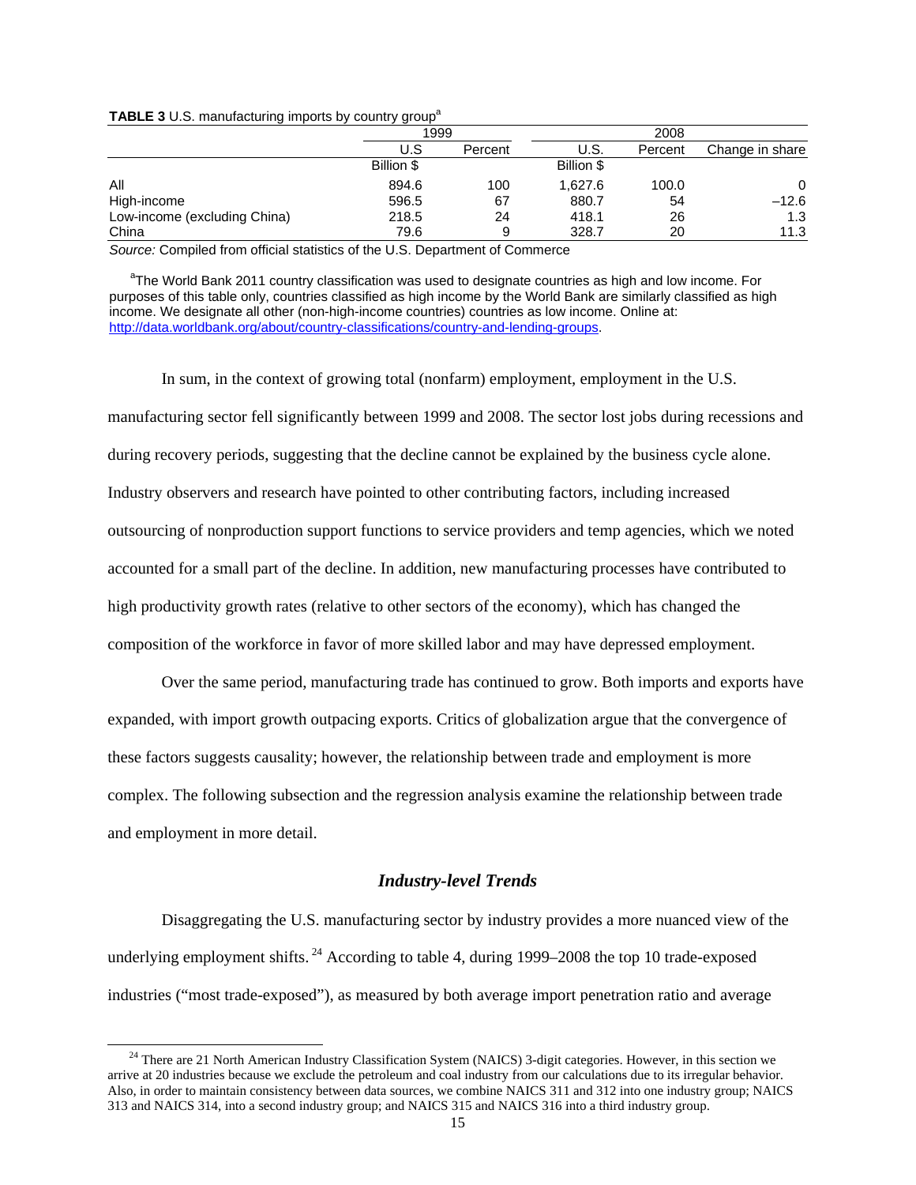**TABLE 3** U.S. manufacturing imports by country group[a]

| | 1999 | | 2008 | | |
|---|---|---|---|---|---|
| | U.S | Percent | U.S. | Percent | Change in share |
| | Billion $ | | Billion $ | | |
| All | 894.6 | 100 | 1,627.6 | 100.0 | 0 |
| High-income | 596.5 | 67 | 880.7 | 54 | –12.6 |
| Low-income (excluding China) | 218.5 | 24 | 418.1 | 26 | 1.3 |
| China | 79.6 | 9 | 328.7 | 20 | 11.3 |

*Source:* Compiled from official statistics of the U.S. Department of Commerce

[a]The World Bank 2011 country classification was used to designate countries as high and low income. For purposes of this table only, countries classified as high income by the World Bank are similarly classified as high income. We designate all other (non-high-income countries) countries as low income. Online at: http://data.worldbank.org/about/country-classifications/country-and-lending-groups.

In sum, in the context of growing total (nonfarm) employment, employment in the U.S. manufacturing sector fell significantly between 1999 and 2008. The sector lost jobs during recessions and during recovery periods, suggesting that the decline cannot be explained by the business cycle alone. Industry observers and research have pointed to other contributing factors, including increased outsourcing of nonproduction support functions to service providers and temp agencies, which we noted accounted for a small part of the decline. In addition, new manufacturing processes have contributed to high productivity growth rates (relative to other sectors of the economy), which has changed the composition of the workforce in favor of more skilled labor and may have depressed employment.

Over the same period, manufacturing trade has continued to grow. Both imports and exports have expanded, with import growth outpacing exports. Critics of globalization argue that the convergence of these factors suggests causality; however, the relationship between trade and employment is more complex. The following subsection and the regression analysis examine the relationship between trade and employment in more detail.

### *Industry-level Trends*

Disaggregating the U.S. manufacturing sector by industry provides a more nuanced view of the underlying employment shifts.[24] According to table 4, during 1999–2008 the top 10 trade-exposed industries ("most trade-exposed"), as measured by both average import penetration ratio and average

[24] There are 21 North American Industry Classification System (NAICS) 3-digit categories. However, in this section we arrive at 20 industries because we exclude the petroleum and coal industry from our calculations due to its irregular behavior. Also, in order to maintain consistency between data sources, we combine NAICS 311 and 312 into one industry group; NAICS 313 and NAICS 314, into a second industry group; and NAICS 315 and NAICS 316 into a third industry group.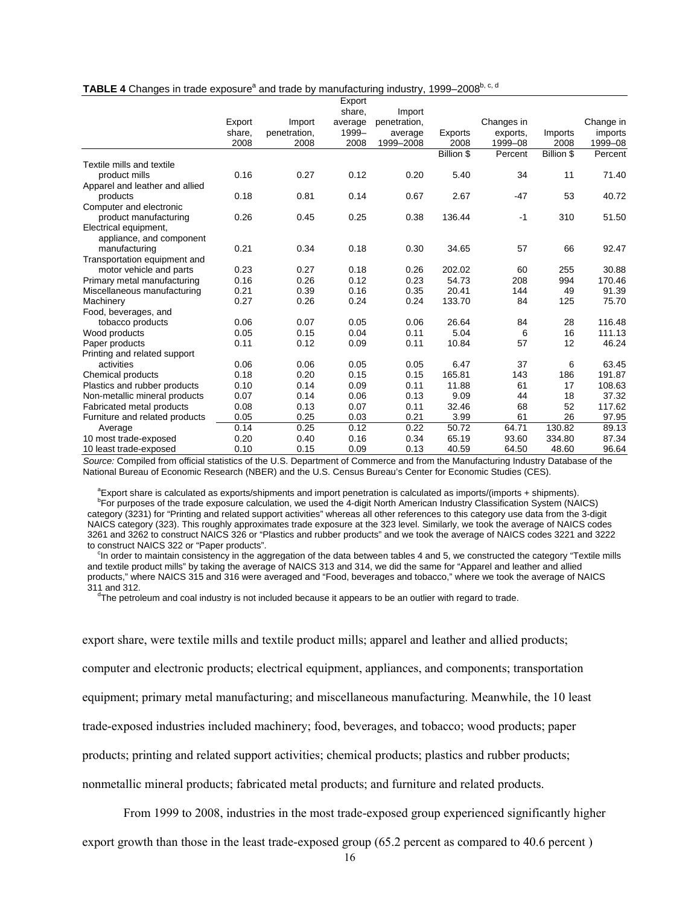**TABLE 4** Changes in trade exposure[a] and trade by manufacturing industry, 1999–2008[b, c, d]

| | Export share, 2008 | Import penetration, 2008 | Export share, average 1999–2008 | Import penetration, average 1999–2008 | Exports 2008 | Changes in exports, 1999–08 | Imports 2008 | Change in imports 1999–08 |
|---|---|---|---|---|---|---|---|---|
| | | | | | Billion $ | Percent | Billion $ | Percent |
| Textile mills and textile product mills | 0.16 | 0.27 | 0.12 | 0.20 | 5.40 | 34 | 11 | 71.40 |
| Apparel and leather and allied products | 0.18 | 0.81 | 0.14 | 0.67 | 2.67 | -47 | 53 | 40.72 |
| Computer and electronic product manufacturing | 0.26 | 0.45 | 0.25 | 0.38 | 136.44 | -1 | 310 | 51.50 |
| Electrical equipment, appliance, and component manufacturing | 0.21 | 0.34 | 0.18 | 0.30 | 34.65 | 57 | 66 | 92.47 |
| Transportation equipment and motor vehicle and parts | 0.23 | 0.27 | 0.18 | 0.26 | 202.02 | 60 | 255 | 30.88 |
| Primary metal manufacturing | 0.16 | 0.26 | 0.12 | 0.23 | 54.73 | 208 | 994 | 170.46 |
| Miscellaneous manufacturing | 0.21 | 0.39 | 0.16 | 0.35 | 20.41 | 144 | 49 | 91.39 |
| Machinery | 0.27 | 0.26 | 0.24 | 0.24 | 133.70 | 84 | 125 | 75.70 |
| Food, beverages, and tobacco products | 0.06 | 0.07 | 0.05 | 0.06 | 26.64 | 84 | 28 | 116.48 |
| Wood products | 0.05 | 0.15 | 0.04 | 0.11 | 5.04 | 6 | 16 | 111.13 |
| Paper products | 0.11 | 0.12 | 0.09 | 0.11 | 10.84 | 57 | 12 | 46.24 |
| Printing and related support activities | 0.06 | 0.06 | 0.05 | 0.05 | 6.47 | 37 | 6 | 63.45 |
| Chemical products | 0.18 | 0.20 | 0.15 | 0.15 | 165.81 | 143 | 186 | 191.87 |
| Plastics and rubber products | 0.10 | 0.14 | 0.09 | 0.11 | 11.88 | 61 | 17 | 108.63 |
| Non-metallic mineral products | 0.07 | 0.14 | 0.06 | 0.13 | 9.09 | 44 | 18 | 37.32 |
| Fabricated metal products | 0.08 | 0.13 | 0.07 | 0.11 | 32.46 | 68 | 52 | 117.62 |
| Furniture and related products | 0.05 | 0.25 | 0.03 | 0.21 | 3.99 | 61 | 26 | 97.95 |
| Average | 0.14 | 0.25 | 0.12 | 0.22 | 50.72 | 64.71 | 130.82 | 89.13 |
| 10 most trade-exposed | 0.20 | 0.40 | 0.16 | 0.34 | 65.19 | 93.60 | 334.80 | 87.34 |
| 10 least trade-exposed | 0.10 | 0.15 | 0.09 | 0.13 | 40.59 | 64.50 | 48.60 | 96.64 |

*Source:* Compiled from official statistics of the U.S. Department of Commerce and from the Manufacturing Industry Database of the National Bureau of Economic Research (NBER) and the U.S. Census Bureau's Center for Economic Studies (CES).

[a]Export share is calculated as exports/shipments and import penetration is calculated as imports/(imports + shipments).

[b]For purposes of the trade exposure calculation, we used the 4-digit North American Industry Classification System (NAICS) category (3231) for "Printing and related support activities" whereas all other references to this category use data from the 3-digit NAICS category (323). This roughly approximates trade exposure at the 323 level. Similarly, we took the average of NAICS codes 3261 and 3262 to construct NAICS 326 or "Plastics and rubber products" and we took the average of NAICS codes 3221 and 3222 to construct NAICS 322 or "Paper products".

[c]In order to maintain consistency in the aggregation of the data between tables 4 and 5, we constructed the category "Textile mills and textile product mills" by taking the average of NAICS 313 and 314, we did the same for "Apparel and leather and allied products," where NAICS 315 and 316 were averaged and "Food, beverages and tobacco," where we took the average of NAICS 311 and 312.

[d]The petroleum and coal industry is not included because it appears to be an outlier with regard to trade.

export share, were textile mills and textile product mills; apparel and leather and allied products; computer and electronic products; electrical equipment, appliances, and components; transportation equipment; primary metal manufacturing; and miscellaneous manufacturing. Meanwhile, the 10 least trade-exposed industries included machinery; food, beverages, and tobacco; wood products; paper products; printing and related support activities; chemical products; plastics and rubber products; nonmetallic mineral products; fabricated metal products; and furniture and related products.

From 1999 to 2008, industries in the most trade-exposed group experienced significantly higher export growth than those in the least trade-exposed group (65.2 percent as compared to 40.6 percent )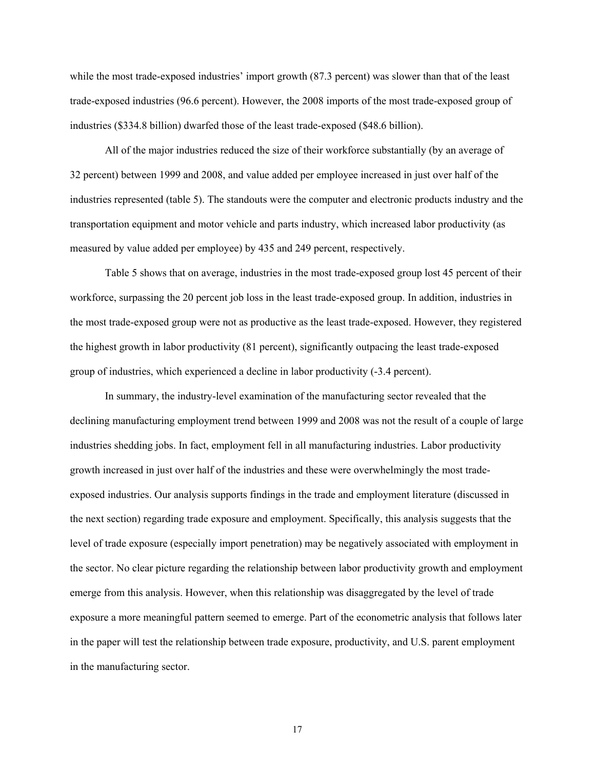while the most trade-exposed industries' import growth (87.3 percent) was slower than that of the least trade-exposed industries (96.6 percent). However, the 2008 imports of the most trade-exposed group of industries ($334.8 billion) dwarfed those of the least trade-exposed ($48.6 billion).

All of the major industries reduced the size of their workforce substantially (by an average of 32 percent) between 1999 and 2008, and value added per employee increased in just over half of the industries represented (table 5). The standouts were the computer and electronic products industry and the transportation equipment and motor vehicle and parts industry, which increased labor productivity (as measured by value added per employee) by 435 and 249 percent, respectively.

Table 5 shows that on average, industries in the most trade-exposed group lost 45 percent of their workforce, surpassing the 20 percent job loss in the least trade-exposed group. In addition, industries in the most trade-exposed group were not as productive as the least trade-exposed. However, they registered the highest growth in labor productivity (81 percent), significantly outpacing the least trade-exposed group of industries, which experienced a decline in labor productivity (-3.4 percent).

In summary, the industry-level examination of the manufacturing sector revealed that the declining manufacturing employment trend between 1999 and 2008 was not the result of a couple of large industries shedding jobs. In fact, employment fell in all manufacturing industries. Labor productivity growth increased in just over half of the industries and these were overwhelmingly the most trade-exposed industries. Our analysis supports findings in the trade and employment literature (discussed in the next section) regarding trade exposure and employment. Specifically, this analysis suggests that the level of trade exposure (especially import penetration) may be negatively associated with employment in the sector. No clear picture regarding the relationship between labor productivity growth and employment emerge from this analysis. However, when this relationship was disaggregated by the level of trade exposure a more meaningful pattern seemed to emerge. Part of the econometric analysis that follows later in the paper will test the relationship between trade exposure, productivity, and U.S. parent employment in the manufacturing sector.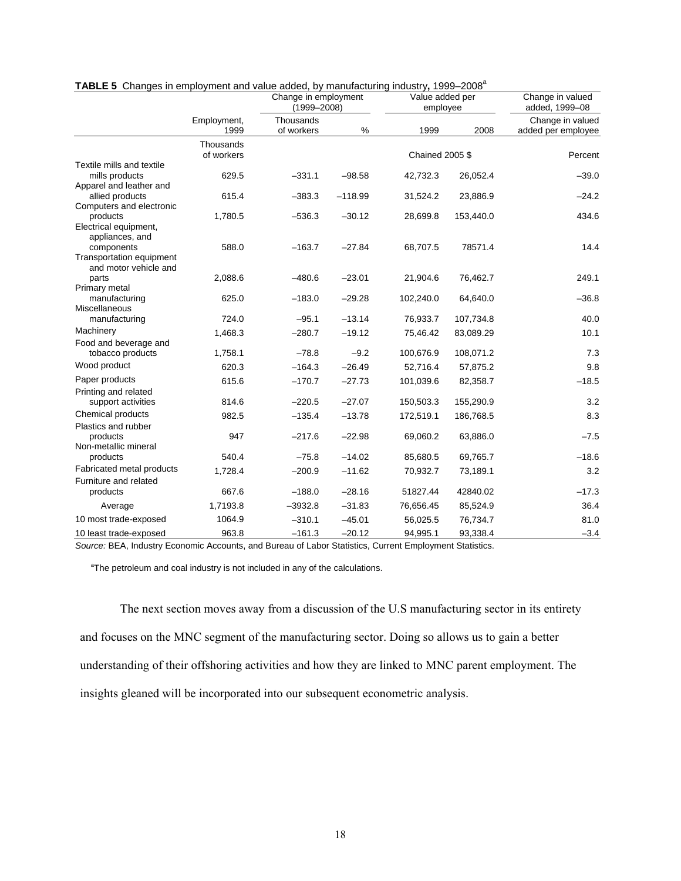**TABLE 5** Changes in employment and value added, by manufacturing industry, 1999–2008[a]

| | Employment, 1999 | Change in employment (1999–2008) | | Value added per employee | | Change in valued added, 1999–08 |
|---|---|---|---|---|---|---|
| | | Thousands of workers | % | 1999 | 2008 | Change in valued added per employee |
| | Thousands of workers | | | Chained 2005 $ | | Percent |
| Textile mills and textile mills products | 629.5 | –331.1 | –98.58 | 42,732.3 | 26,052.4 | –39.0 |
| Apparel and leather and allied products | 615.4 | –383.3 | –118.99 | 31,524.2 | 23,886.9 | –24.2 |
| Computers and electronic products | 1,780.5 | –536.3 | –30.12 | 28,699.8 | 153,440.0 | 434.6 |
| Electrical equipment, appliances, and components | 588.0 | –163.7 | –27.84 | 68,707.5 | 78571.4 | 14.4 |
| Transportation equipment and motor vehicle and parts | 2,088.6 | –480.6 | –23.01 | 21,904.6 | 76,462.7 | 249.1 |
| Primary metal manufacturing | 625.0 | –183.0 | –29.28 | 102,240.0 | 64,640.0 | –36.8 |
| Miscellaneous manufacturing | 724.0 | –95.1 | –13.14 | 76,933.7 | 107,734.8 | 40.0 |
| Machinery | 1,468.3 | –280.7 | –19.12 | 75,46.42 | 83,089.29 | 10.1 |
| Food and beverage and tobacco products | 1,758.1 | –78.8 | –9.2 | 100,676.9 | 108,071.2 | 7.3 |
| Wood product | 620.3 | –164.3 | –26.49 | 52,716.4 | 57,875.2 | 9.8 |
| Paper products | 615.6 | –170.7 | –27.73 | 101,039.6 | 82,358.7 | –18.5 |
| Printing and related support activities | 814.6 | –220.5 | –27.07 | 150,503.3 | 155,290.9 | 3.2 |
| Chemical products | 982.5 | –135.4 | –13.78 | 172,519.1 | 186,768.5 | 8.3 |
| Plastics and rubber products | 947 | –217.6 | –22.98 | 69,060.2 | 63,886.0 | –7.5 |
| Non-metallic mineral products | 540.4 | –75.8 | –14.02 | 85,680.5 | 69,765.7 | –18.6 |
| Fabricated metal products | 1,728.4 | –200.9 | –11.62 | 70,932.7 | 73,189.1 | 3.2 |
| Furniture and related products | 667.6 | –188.0 | –28.16 | 51827.44 | 42840.02 | –17.3 |
| Average | 1,7193.8 | –3932.8 | –31.83 | 76,656.45 | 85,524.9 | 36.4 |
| 10 most trade-exposed | 1064.9 | –310.1 | –45.01 | 56,025.5 | 76,734.7 | 81.0 |
| 10 least trade-exposed | 963.8 | –161.3 | –20.12 | 94,995.1 | 93,338.4 | –3.4 |

*Source:* BEA, Industry Economic Accounts, and Bureau of Labor Statistics, Current Employment Statistics.

[a]The petroleum and coal industry is not included in any of the calculations.

The next section moves away from a discussion of the U.S manufacturing sector in its entirety and focuses on the MNC segment of the manufacturing sector. Doing so allows us to gain a better understanding of their offshoring activities and how they are linked to MNC parent employment. The insights gleaned will be incorporated into our subsequent econometric analysis.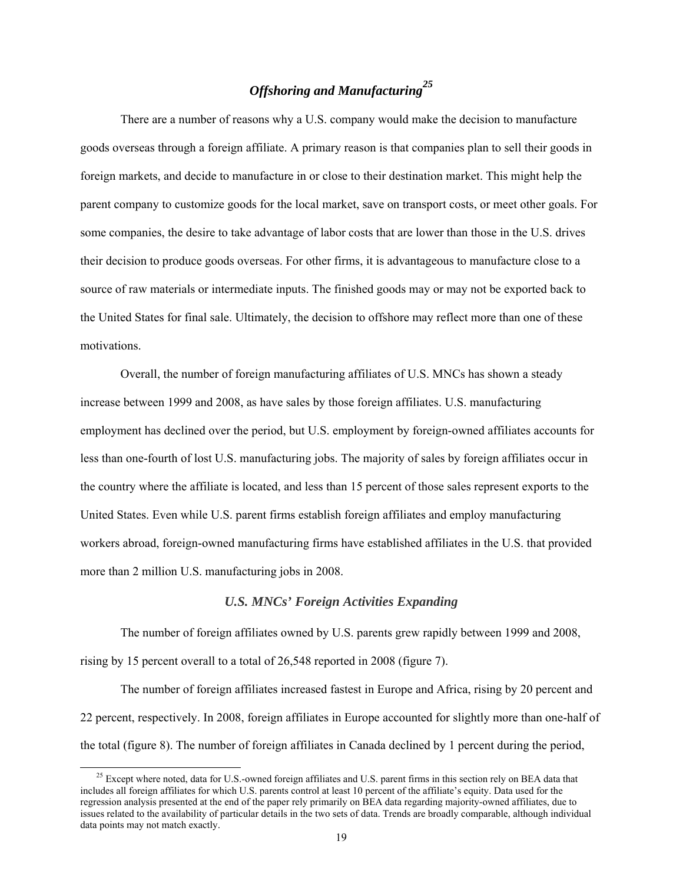## *Offshoring and Manufacturing*[25]

There are a number of reasons why a U.S. company would make the decision to manufacture goods overseas through a foreign affiliate. A primary reason is that companies plan to sell their goods in foreign markets, and decide to manufacture in or close to their destination market. This might help the parent company to customize goods for the local market, save on transport costs, or meet other goals. For some companies, the desire to take advantage of labor costs that are lower than those in the U.S. drives their decision to produce goods overseas. For other firms, it is advantageous to manufacture close to a source of raw materials or intermediate inputs. The finished goods may or may not be exported back to the United States for final sale. Ultimately, the decision to offshore may reflect more than one of these motivations.

Overall, the number of foreign manufacturing affiliates of U.S. MNCs has shown a steady increase between 1999 and 2008, as have sales by those foreign affiliates. U.S. manufacturing employment has declined over the period, but U.S. employment by foreign-owned affiliates accounts for less than one-fourth of lost U.S. manufacturing jobs. The majority of sales by foreign affiliates occur in the country where the affiliate is located, and less than 15 percent of those sales represent exports to the United States. Even while U.S. parent firms establish foreign affiliates and employ manufacturing workers abroad, foreign-owned manufacturing firms have established affiliates in the U.S. that provided more than 2 million U.S. manufacturing jobs in 2008.

### *U.S. MNCs' Foreign Activities Expanding*

The number of foreign affiliates owned by U.S. parents grew rapidly between 1999 and 2008, rising by 15 percent overall to a total of 26,548 reported in 2008 (figure 7).

The number of foreign affiliates increased fastest in Europe and Africa, rising by 20 percent and 22 percent, respectively. In 2008, foreign affiliates in Europe accounted for slightly more than one-half of the total (figure 8). The number of foreign affiliates in Canada declined by 1 percent during the period,

[25] Except where noted, data for U.S.-owned foreign affiliates and U.S. parent firms in this section rely on BEA data that includes all foreign affiliates for which U.S. parents control at least 10 percent of the affiliate's equity. Data used for the regression analysis presented at the end of the paper rely primarily on BEA data regarding majority-owned affiliates, due to issues related to the availability of particular details in the two sets of data. Trends are broadly comparable, although individual data points may not match exactly.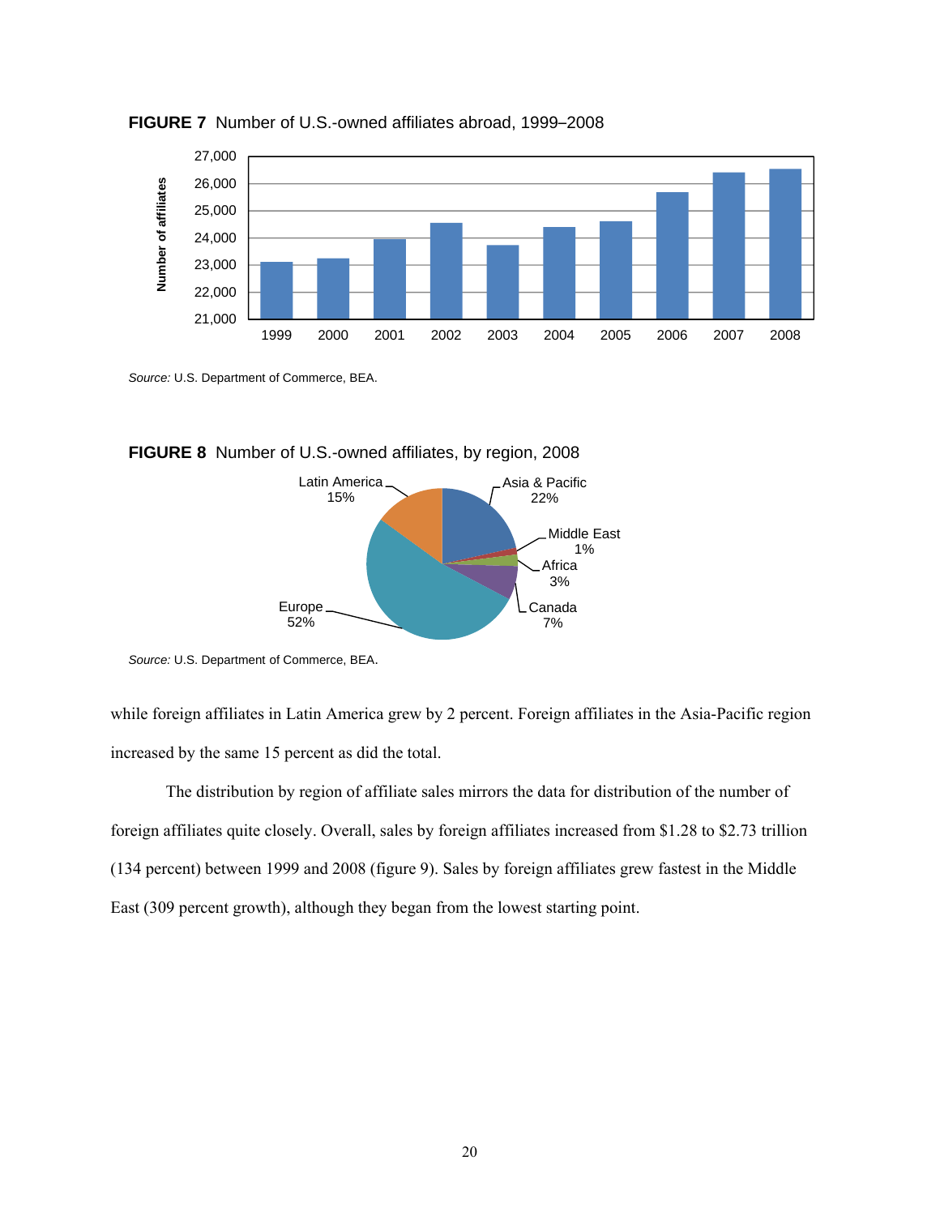**FIGURE 7** Number of U.S.-owned affiliates abroad, 1999–2008

*Source:* U.S. Department of Commerce, BEA.

**FIGURE 8** Number of U.S.-owned affiliates, by region, 2008

*Source:* U.S. Department of Commerce, BEA.

while foreign affiliates in Latin America grew by 2 percent. Foreign affiliates in the Asia-Pacific region increased by the same 15 percent as did the total.

The distribution by region of affiliate sales mirrors the data for distribution of the number of foreign affiliates quite closely. Overall, sales by foreign affiliates increased from $1.28 to $2.73 trillion (134 percent) between 1999 and 2008 (figure 9). Sales by foreign affiliates grew fastest in the Middle East (309 percent growth), although they began from the lowest starting point.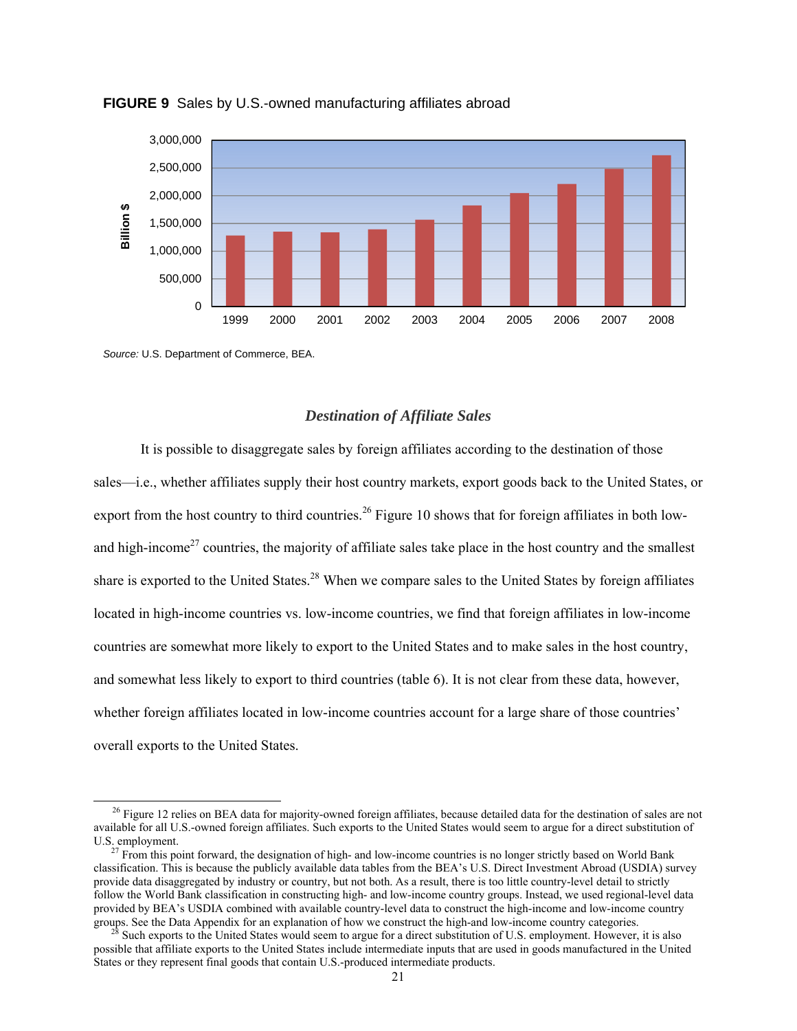**FIGURE 9** Sales by U.S.-owned manufacturing affiliates abroad

*Source:* U.S. Department of Commerce, BEA.

### *Destination of Affiliate Sales*

It is possible to disaggregate sales by foreign affiliates according to the destination of those sales—i.e., whether affiliates supply their host country markets, export goods back to the United States, or export from the host country to third countries.[26] Figure 10 shows that for foreign affiliates in both low- and high-income[27] countries, the majority of affiliate sales take place in the host country and the smallest share is exported to the United States.[28] When we compare sales to the United States by foreign affiliates located in high-income countries vs. low-income countries, we find that foreign affiliates in low-income countries are somewhat more likely to export to the United States and to make sales in the host country, and somewhat less likely to export to third countries (table 6). It is not clear from these data, however, whether foreign affiliates located in low-income countries account for a large share of those countries' overall exports to the United States.

---

[26] Figure 12 relies on BEA data for majority-owned foreign affiliates, because detailed data for the destination of sales are not available for all U.S.-owned foreign affiliates. Such exports to the United States would seem to argue for a direct substitution of U.S. employment.

[27] From this point forward, the designation of high- and low-income countries is no longer strictly based on World Bank classification. This is because the publicly available data tables from the BEA's U.S. Direct Investment Abroad (USDIA) survey provide data disaggregated by industry or country, but not both. As a result, there is too little country-level detail to strictly follow the World Bank classification in constructing high- and low-income country groups. Instead, we used regional-level data provided by BEA's USDIA combined with available country-level data to construct the high-income and low-income country groups. See the Data Appendix for an explanation of how we construct the high-and low-income country categories.

[28] Such exports to the United States would seem to argue for a direct substitution of U.S. employment. However, it is also possible that affiliate exports to the United States include intermediate inputs that are used in goods manufactured in the United States or they represent final goods that contain U.S.-produced intermediate products.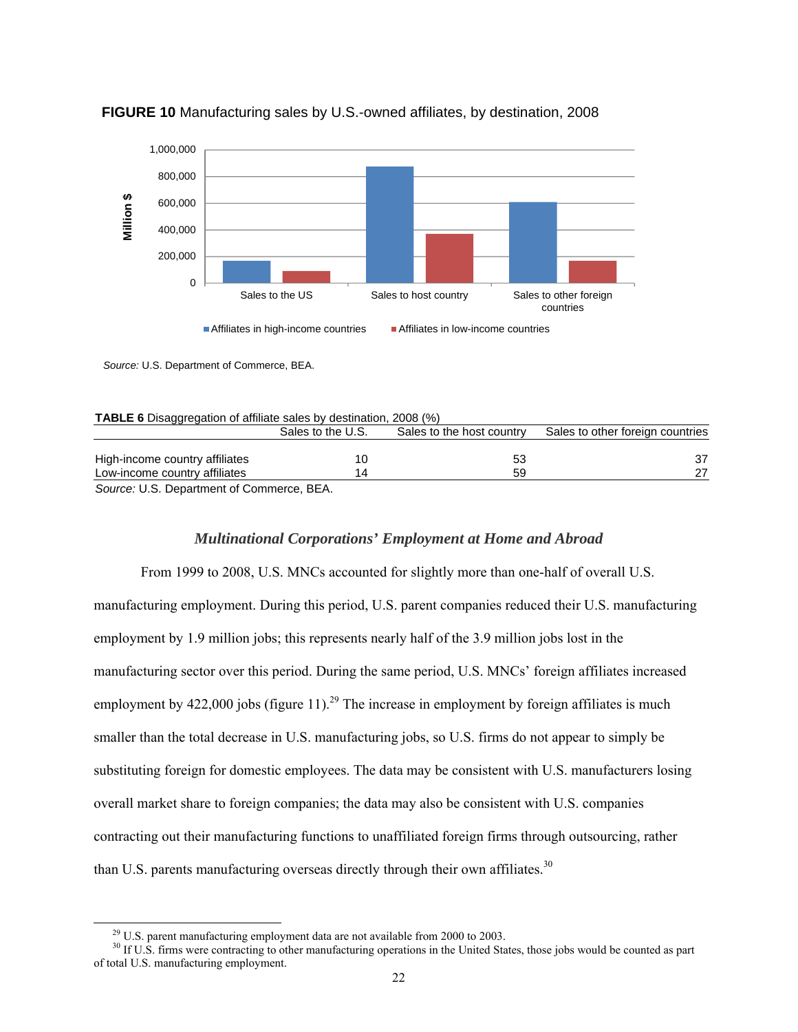**FIGURE 10** Manufacturing sales by U.S.-owned affiliates, by destination, 2008

*Source:* U.S. Department of Commerce, BEA.

**TABLE 6** Disaggregation of affiliate sales by destination, 2008 (%)

| | Sales to the U.S. | Sales to the host country | Sales to other foreign countries |
|---|---|---|---|
| High-income country affiliates | 10 | 53 | 37 |
| Low-income country affiliates | 14 | 59 | 27 |

*Source:* U.S. Department of Commerce, BEA.

### *Multinational Corporations' Employment at Home and Abroad*

From 1999 to 2008, U.S. MNCs accounted for slightly more than one-half of overall U.S. manufacturing employment. During this period, U.S. parent companies reduced their U.S. manufacturing employment by 1.9 million jobs; this represents nearly half of the 3.9 million jobs lost in the manufacturing sector over this period. During the same period, U.S. MNCs' foreign affiliates increased employment by 422,000 jobs (figure 11).[29] The increase in employment by foreign affiliates is much smaller than the total decrease in U.S. manufacturing jobs, so U.S. firms do not appear to simply be substituting foreign for domestic employees. The data may be consistent with U.S. manufacturers losing overall market share to foreign companies; the data may also be consistent with U.S. companies contracting out their manufacturing functions to unaffiliated foreign firms through outsourcing, rather than U.S. parents manufacturing overseas directly through their own affiliates.[30]

[29] U.S. parent manufacturing employment data are not available from 2000 to 2003.

[30] If U.S. firms were contracting to other manufacturing operations in the United States, those jobs would be counted as part of total U.S. manufacturing employment.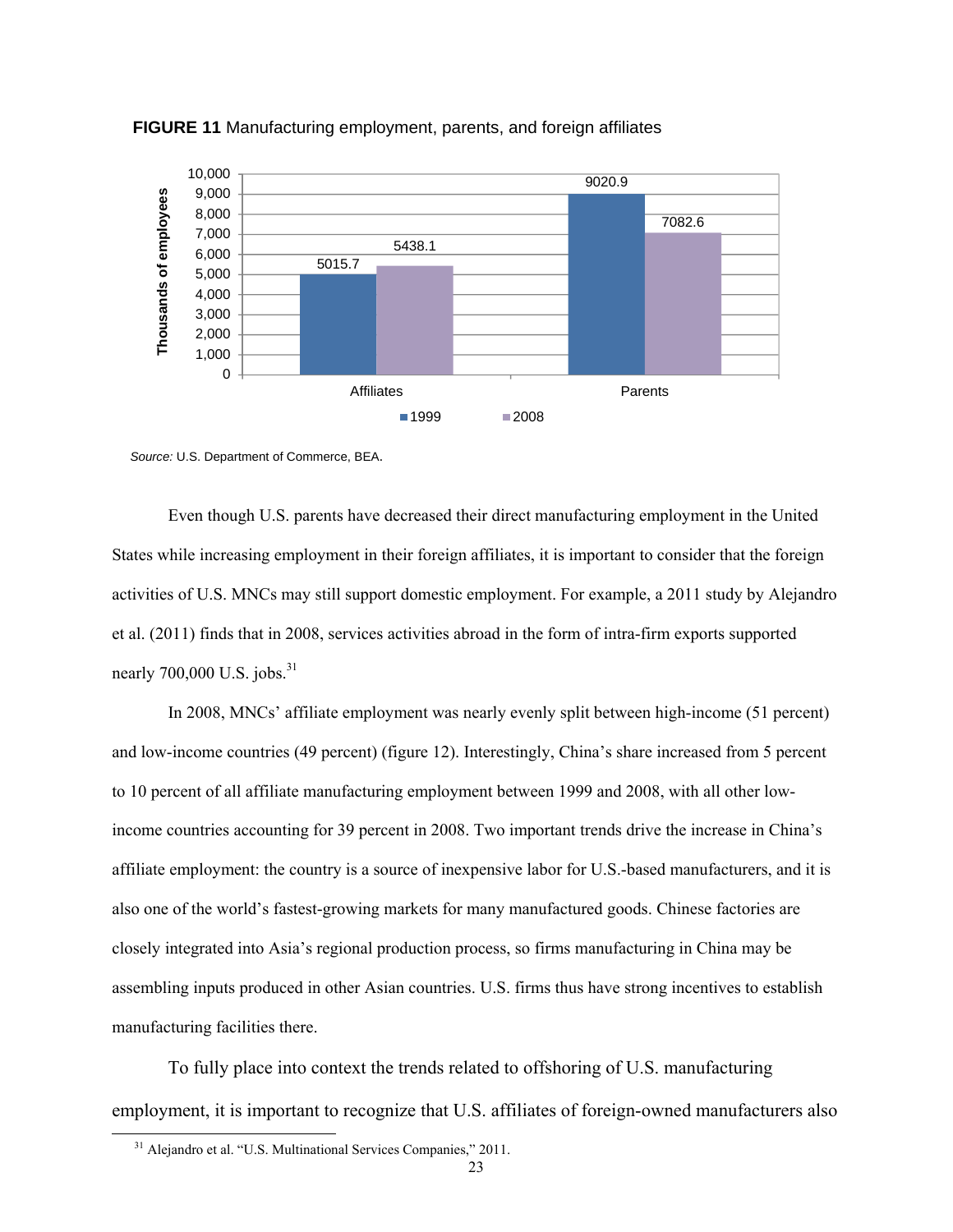**FIGURE 11** Manufacturing employment, parents, and foreign affiliates

| | 1999 | 2008 |
|---|---|---|
| Affiliates | 5015.7 | 5438.1 |
| Parents | 9020.9 | 7082.6 |

Thousands of employees

*Source:* U.S. Department of Commerce, BEA.

Even though U.S. parents have decreased their direct manufacturing employment in the United States while increasing employment in their foreign affiliates, it is important to consider that the foreign activities of U.S. MNCs may still support domestic employment. For example, a 2011 study by Alejandro et al. (2011) finds that in 2008, services activities abroad in the form of intra-firm exports supported nearly 700,000 U.S. jobs.[31]

In 2008, MNCs' affiliate employment was nearly evenly split between high-income (51 percent) and low-income countries (49 percent) (figure 12). Interestingly, China's share increased from 5 percent to 10 percent of all affiliate manufacturing employment between 1999 and 2008, with all other low-income countries accounting for 39 percent in 2008. Two important trends drive the increase in China's affiliate employment: the country is a source of inexpensive labor for U.S.-based manufacturers, and it is also one of the world's fastest-growing markets for many manufactured goods. Chinese factories are closely integrated into Asia's regional production process, so firms manufacturing in China may be assembling inputs produced in other Asian countries. U.S. firms thus have strong incentives to establish manufacturing facilities there.

To fully place into context the trends related to offshoring of U.S. manufacturing employment, it is important to recognize that U.S. affiliates of foreign-owned manufacturers also

[31] Alejandro et al. "U.S. Multinational Services Companies," 2011.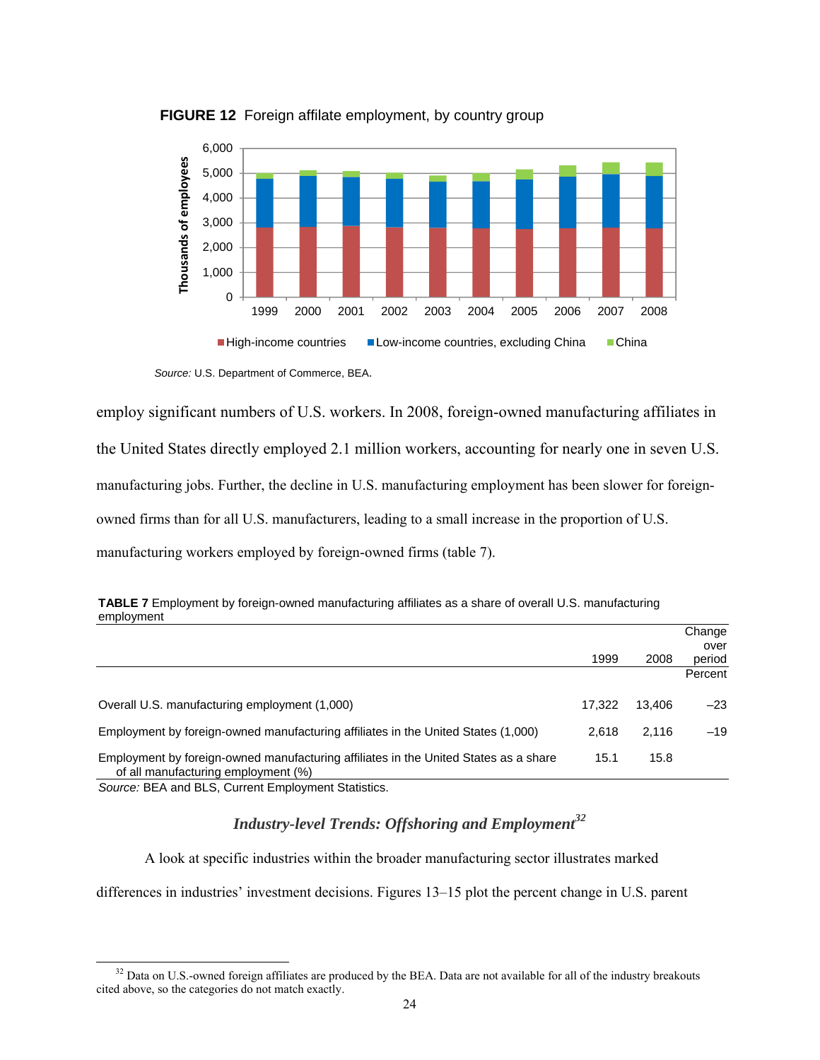**FIGURE 12** Foreign affilate employment, by country group

*Source:* U.S. Department of Commerce, BEA.

employ significant numbers of U.S. workers. In 2008, foreign-owned manufacturing affiliates in the United States directly employed 2.1 million workers, accounting for nearly one in seven U.S. manufacturing jobs. Further, the decline in U.S. manufacturing employment has been slower for foreign-owned firms than for all U.S. manufacturers, leading to a small increase in the proportion of U.S. manufacturing workers employed by foreign-owned firms (table 7).

**TABLE 7** Employment by foreign-owned manufacturing affiliates as a share of overall U.S. manufacturing employment

| | 1999 | 2008 | Change over period |
|---|---|---|---|
| | | | Percent |
| Overall U.S. manufacturing employment (1,000) | 17,322 | 13,406 | –23 |
| Employment by foreign-owned manufacturing affiliates in the United States (1,000) | 2,618 | 2,116 | –19 |
| Employment by foreign-owned manufacturing affiliates in the United States as a share of all manufacturing employment (%) | 15.1 | 15.8 | |

*Source:* BEA and BLS, Current Employment Statistics.

### *Industry-level Trends: Offshoring and Employment*[32]

A look at specific industries within the broader manufacturing sector illustrates marked differences in industries' investment decisions. Figures 13–15 plot the percent change in U.S. parent

[32] Data on U.S.-owned foreign affiliates are produced by the BEA. Data are not available for all of the industry breakouts cited above, so the categories do not match exactly.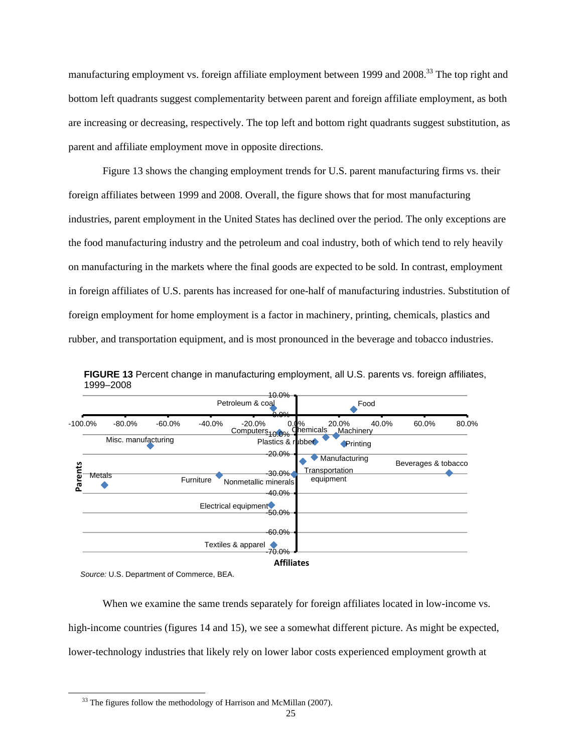manufacturing employment vs. foreign affiliate employment between 1999 and 2008.[33] The top right and bottom left quadrants suggest complementarity between parent and foreign affiliate employment, as both are increasing or decreasing, respectively. The top left and bottom right quadrants suggest substitution, as parent and affiliate employment move in opposite directions.

Figure 13 shows the changing employment trends for U.S. parent manufacturing firms vs. their foreign affiliates between 1999 and 2008. Overall, the figure shows that for most manufacturing industries, parent employment in the United States has declined over the period. The only exceptions are the food manufacturing industry and the petroleum and coal industry, both of which tend to rely heavily on manufacturing in the markets where the final goods are expected to be sold. In contrast, employment in foreign affiliates of U.S. parents has increased for one-half of manufacturing industries. Substitution of foreign employment for home employment is a factor in machinery, printing, chemicals, plastics and rubber, and transportation equipment, and is most pronounced in the beverage and tobacco industries.

**FIGURE 13** Percent change in manufacturing employment, all U.S. parents vs. foreign affiliates, 1999–2008

*Source:* U.S. Department of Commerce, BEA.

When we examine the same trends separately for foreign affiliates located in low-income vs. high-income countries (figures 14 and 15), we see a somewhat different picture. As might be expected, lower-technology industries that likely rely on lower labor costs experienced employment growth at

[33] The figures follow the methodology of Harrison and McMillan (2007).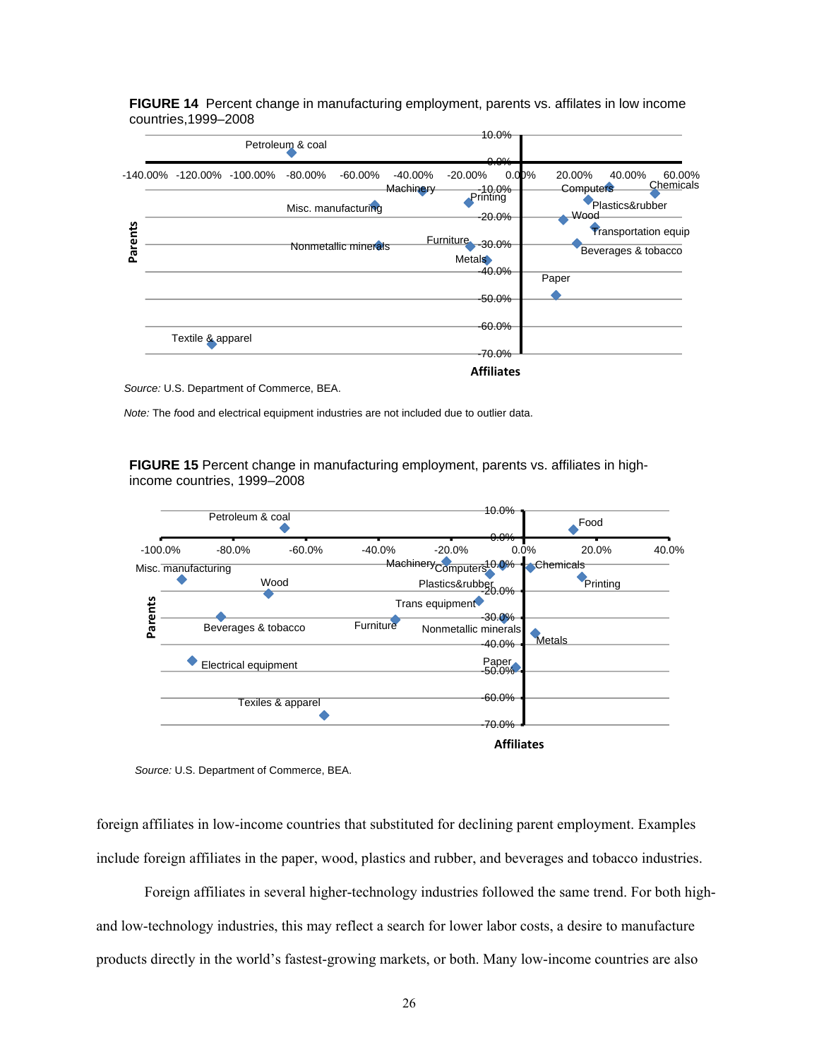**FIGURE 14** Percent change in manufacturing employment, parents vs. affiliates in low income countries,1999–2008

*Source:* U.S. Department of Commerce, BEA.

*Note:* The food and electrical equipment industries are not included due to outlier data.

**FIGURE 15** Percent change in manufacturing employment, parents vs. affiliates in high-income countries, 1999–2008

*Source:* U.S. Department of Commerce, BEA.

foreign affiliates in low-income countries that substituted for declining parent employment. Examples include foreign affiliates in the paper, wood, plastics and rubber, and beverages and tobacco industries.

Foreign affiliates in several higher-technology industries followed the same trend. For both high- and low-technology industries, this may reflect a search for lower labor costs, a desire to manufacture products directly in the world's fastest-growing markets, or both. Many low-income countries are also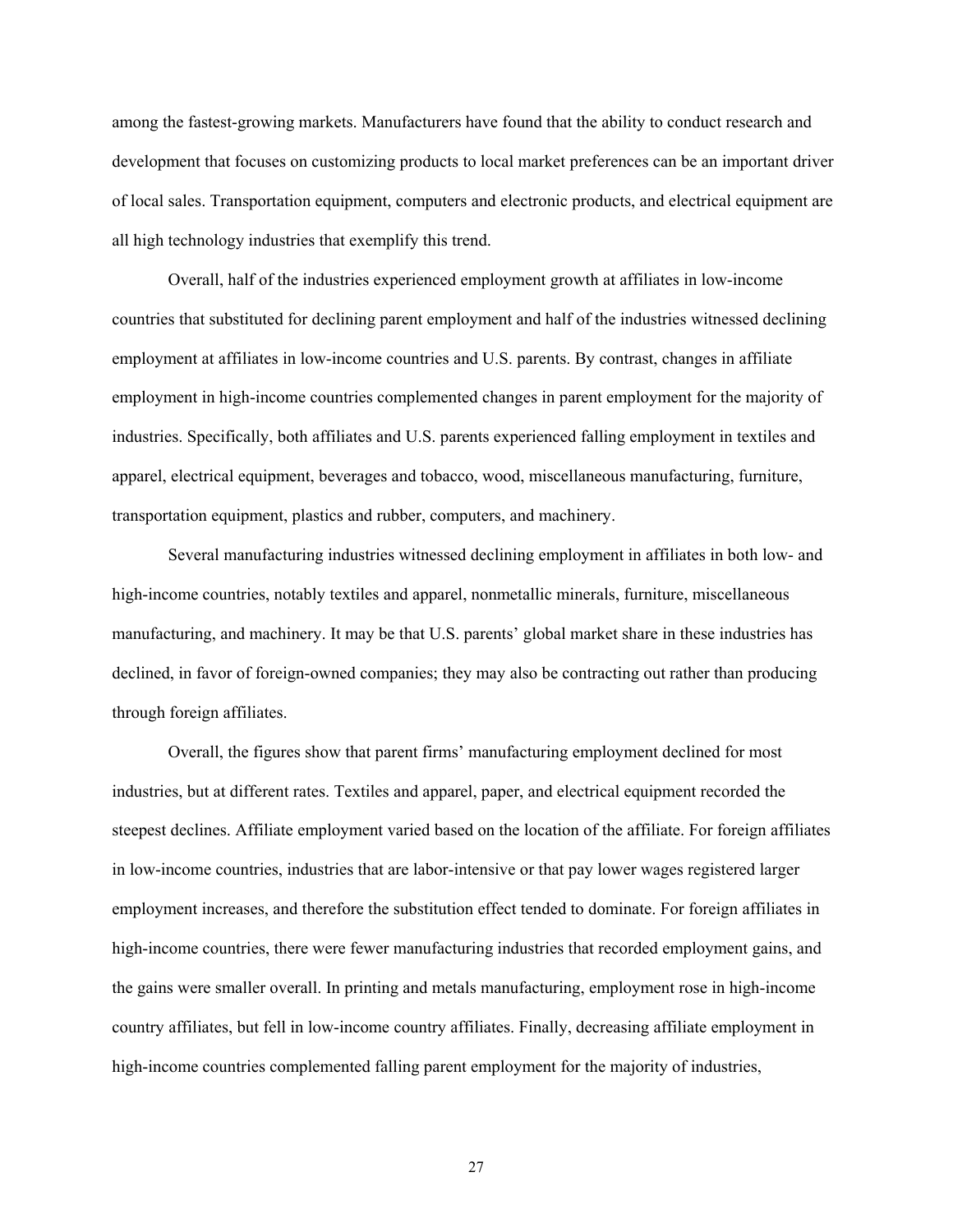among the fastest-growing markets. Manufacturers have found that the ability to conduct research and development that focuses on customizing products to local market preferences can be an important driver of local sales. Transportation equipment, computers and electronic products, and electrical equipment are all high technology industries that exemplify this trend.

Overall, half of the industries experienced employment growth at affiliates in low-income countries that substituted for declining parent employment and half of the industries witnessed declining employment at affiliates in low-income countries and U.S. parents. By contrast, changes in affiliate employment in high-income countries complemented changes in parent employment for the majority of industries. Specifically, both affiliates and U.S. parents experienced falling employment in textiles and apparel, electrical equipment, beverages and tobacco, wood, miscellaneous manufacturing, furniture, transportation equipment, plastics and rubber, computers, and machinery.

Several manufacturing industries witnessed declining employment in affiliates in both low- and high-income countries, notably textiles and apparel, nonmetallic minerals, furniture, miscellaneous manufacturing, and machinery. It may be that U.S. parents' global market share in these industries has declined, in favor of foreign-owned companies; they may also be contracting out rather than producing through foreign affiliates.

Overall, the figures show that parent firms' manufacturing employment declined for most industries, but at different rates. Textiles and apparel, paper, and electrical equipment recorded the steepest declines. Affiliate employment varied based on the location of the affiliate. For foreign affiliates in low-income countries, industries that are labor-intensive or that pay lower wages registered larger employment increases, and therefore the substitution effect tended to dominate. For foreign affiliates in high-income countries, there were fewer manufacturing industries that recorded employment gains, and the gains were smaller overall. In printing and metals manufacturing, employment rose in high-income country affiliates, but fell in low-income country affiliates. Finally, decreasing affiliate employment in high-income countries complemented falling parent employment for the majority of industries,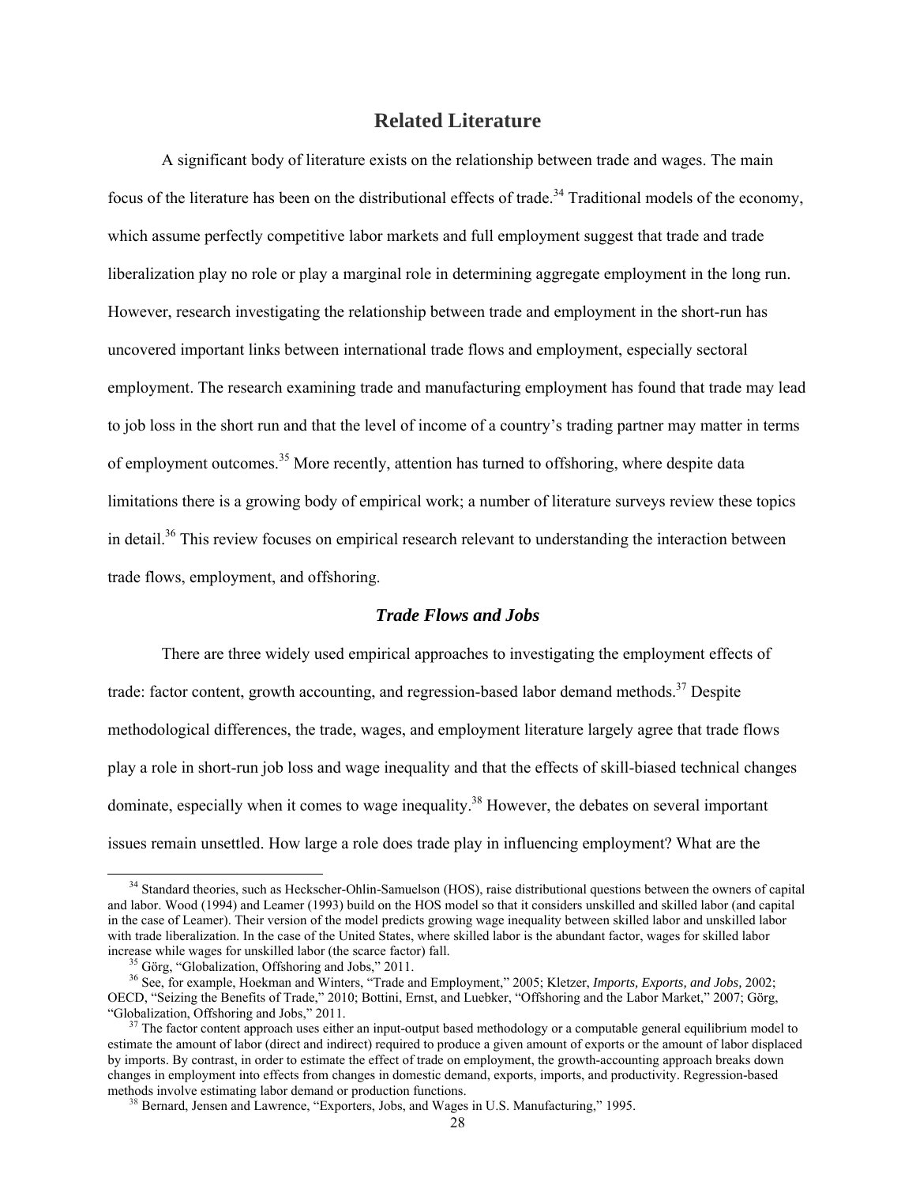## Related Literature

A significant body of literature exists on the relationship between trade and wages. The main focus of the literature has been on the distributional effects of trade.[34] Traditional models of the economy, which assume perfectly competitive labor markets and full employment suggest that trade and trade liberalization play no role or play a marginal role in determining aggregate employment in the long run. However, research investigating the relationship between trade and employment in the short-run has uncovered important links between international trade flows and employment, especially sectoral employment. The research examining trade and manufacturing employment has found that trade may lead to job loss in the short run and that the level of income of a country's trading partner may matter in terms of employment outcomes.[35] More recently, attention has turned to offshoring, where despite data limitations there is a growing body of empirical work; a number of literature surveys review these topics in detail.[36] This review focuses on empirical research relevant to understanding the interaction between trade flows, employment, and offshoring.

### *Trade Flows and Jobs*

There are three widely used empirical approaches to investigating the employment effects of trade: factor content, growth accounting, and regression-based labor demand methods.[37] Despite methodological differences, the trade, wages, and employment literature largely agree that trade flows play a role in short-run job loss and wage inequality and that the effects of skill-biased technical changes dominate, especially when it comes to wage inequality.[38] However, the debates on several important issues remain unsettled. How large a role does trade play in influencing employment? What are the

---

[34] Standard theories, such as Heckscher-Ohlin-Samuelson (HOS), raise distributional questions between the owners of capital and labor. Wood (1994) and Leamer (1993) build on the HOS model so that it considers unskilled and skilled labor (and capital in the case of Leamer). Their version of the model predicts growing wage inequality between skilled labor and unskilled labor with trade liberalization. In the case of the United States, where skilled labor is the abundant factor, wages for skilled labor increase while wages for unskilled labor (the scarce factor) fall.

[35] Görg, "Globalization, Offshoring and Jobs," 2011.

[36] See, for example, Hoekman and Winters, "Trade and Employment," 2005; Kletzer, *Imports, Exports, and Jobs,* 2002; OECD, "Seizing the Benefits of Trade," 2010; Bottini, Ernst, and Luebker, "Offshoring and the Labor Market," 2007; Görg, "Globalization, Offshoring and Jobs," 2011.

[37] The factor content approach uses either an input-output based methodology or a computable general equilibrium model to estimate the amount of labor (direct and indirect) required to produce a given amount of exports or the amount of labor displaced by imports. By contrast, in order to estimate the effect of trade on employment, the growth-accounting approach breaks down changes in employment into effects from changes in domestic demand, exports, imports, and productivity. Regression-based methods involve estimating labor demand or production functions.

[38] Bernard, Jensen and Lawrence, "Exporters, Jobs, and Wages in U.S. Manufacturing," 1995.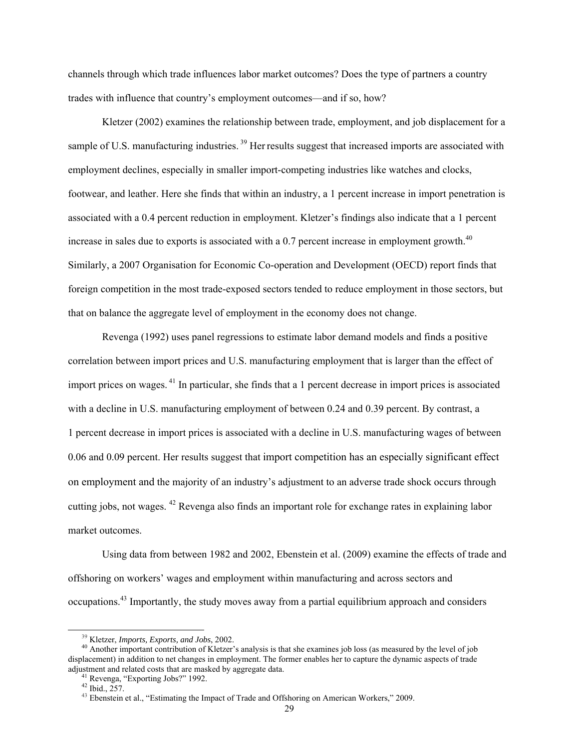channels through which trade influences labor market outcomes? Does the type of partners a country trades with influence that country's employment outcomes—and if so, how?

Kletzer (2002) examines the relationship between trade, employment, and job displacement for a sample of U.S. manufacturing industries.[39] Her results suggest that increased imports are associated with employment declines, especially in smaller import-competing industries like watches and clocks, footwear, and leather. Here she finds that within an industry, a 1 percent increase in import penetration is associated with a 0.4 percent reduction in employment. Kletzer's findings also indicate that a 1 percent increase in sales due to exports is associated with a 0.7 percent increase in employment growth.[40] Similarly, a 2007 Organisation for Economic Co-operation and Development (OECD) report finds that foreign competition in the most trade-exposed sectors tended to reduce employment in those sectors, but that on balance the aggregate level of employment in the economy does not change.

Revenga (1992) uses panel regressions to estimate labor demand models and finds a positive correlation between import prices and U.S. manufacturing employment that is larger than the effect of import prices on wages.[41] In particular, she finds that a 1 percent decrease in import prices is associated with a decline in U.S. manufacturing employment of between 0.24 and 0.39 percent. By contrast, a 1 percent decrease in import prices is associated with a decline in U.S. manufacturing wages of between 0.06 and 0.09 percent. Her results suggest that import competition has an especially significant effect on employment and the majority of an industry's adjustment to an adverse trade shock occurs through cutting jobs, not wages.[42] Revenga also finds an important role for exchange rates in explaining labor market outcomes.

Using data from between 1982 and 2002, Ebenstein et al. (2009) examine the effects of trade and offshoring on workers' wages and employment within manufacturing and across sectors and occupations.[43] Importantly, the study moves away from a partial equilibrium approach and considers

---

[39] Kletzer, *Imports, Exports, and Jobs*, 2002.

[40] Another important contribution of Kletzer's analysis is that she examines job loss (as measured by the level of job displacement) in addition to net changes in employment. The former enables her to capture the dynamic aspects of trade adjustment and related costs that are masked by aggregate data.

[41] Revenga, "Exporting Jobs?" 1992.

[42] Ibid., 257.

[43] Ebenstein et al., "Estimating the Impact of Trade and Offshoring on American Workers," 2009.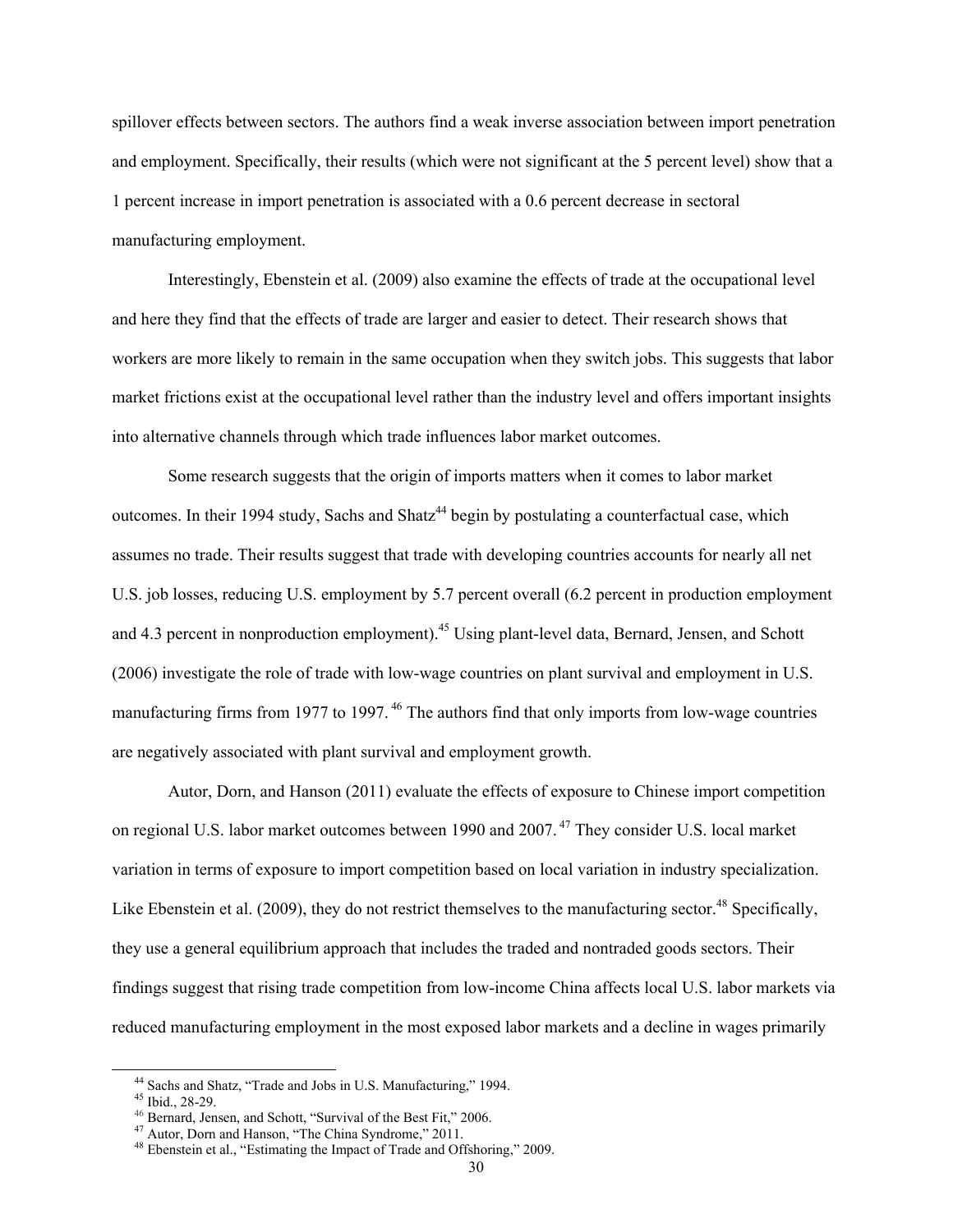spillover effects between sectors. The authors find a weak inverse association between import penetration and employment. Specifically, their results (which were not significant at the 5 percent level) show that a 1 percent increase in import penetration is associated with a 0.6 percent decrease in sectoral manufacturing employment.

Interestingly, Ebenstein et al. (2009) also examine the effects of trade at the occupational level and here they find that the effects of trade are larger and easier to detect. Their research shows that workers are more likely to remain in the same occupation when they switch jobs. This suggests that labor market frictions exist at the occupational level rather than the industry level and offers important insights into alternative channels through which trade influences labor market outcomes.

Some research suggests that the origin of imports matters when it comes to labor market outcomes. In their 1994 study, Sachs and Shatz[44] begin by postulating a counterfactual case, which assumes no trade. Their results suggest that trade with developing countries accounts for nearly all net U.S. job losses, reducing U.S. employment by 5.7 percent overall (6.2 percent in production employment and 4.3 percent in nonproduction employment).[45] Using plant-level data, Bernard, Jensen, and Schott (2006) investigate the role of trade with low-wage countries on plant survival and employment in U.S. manufacturing firms from 1977 to 1997.[46] The authors find that only imports from low-wage countries are negatively associated with plant survival and employment growth.

Autor, Dorn, and Hanson (2011) evaluate the effects of exposure to Chinese import competition on regional U.S. labor market outcomes between 1990 and 2007.[47] They consider U.S. local market variation in terms of exposure to import competition based on local variation in industry specialization. Like Ebenstein et al. (2009), they do not restrict themselves to the manufacturing sector.[48] Specifically, they use a general equilibrium approach that includes the traded and nontraded goods sectors. Their findings suggest that rising trade competition from low-income China affects local U.S. labor markets via reduced manufacturing employment in the most exposed labor markets and a decline in wages primarily

---

[44] Sachs and Shatz, "Trade and Jobs in U.S. Manufacturing," 1994.

[45] Ibid., 28-29.

[46] Bernard, Jensen, and Schott, "Survival of the Best Fit," 2006.

[47] Autor, Dorn and Hanson, "The China Syndrome," 2011.

[48] Ebenstein et al., "Estimating the Impact of Trade and Offshoring," 2009.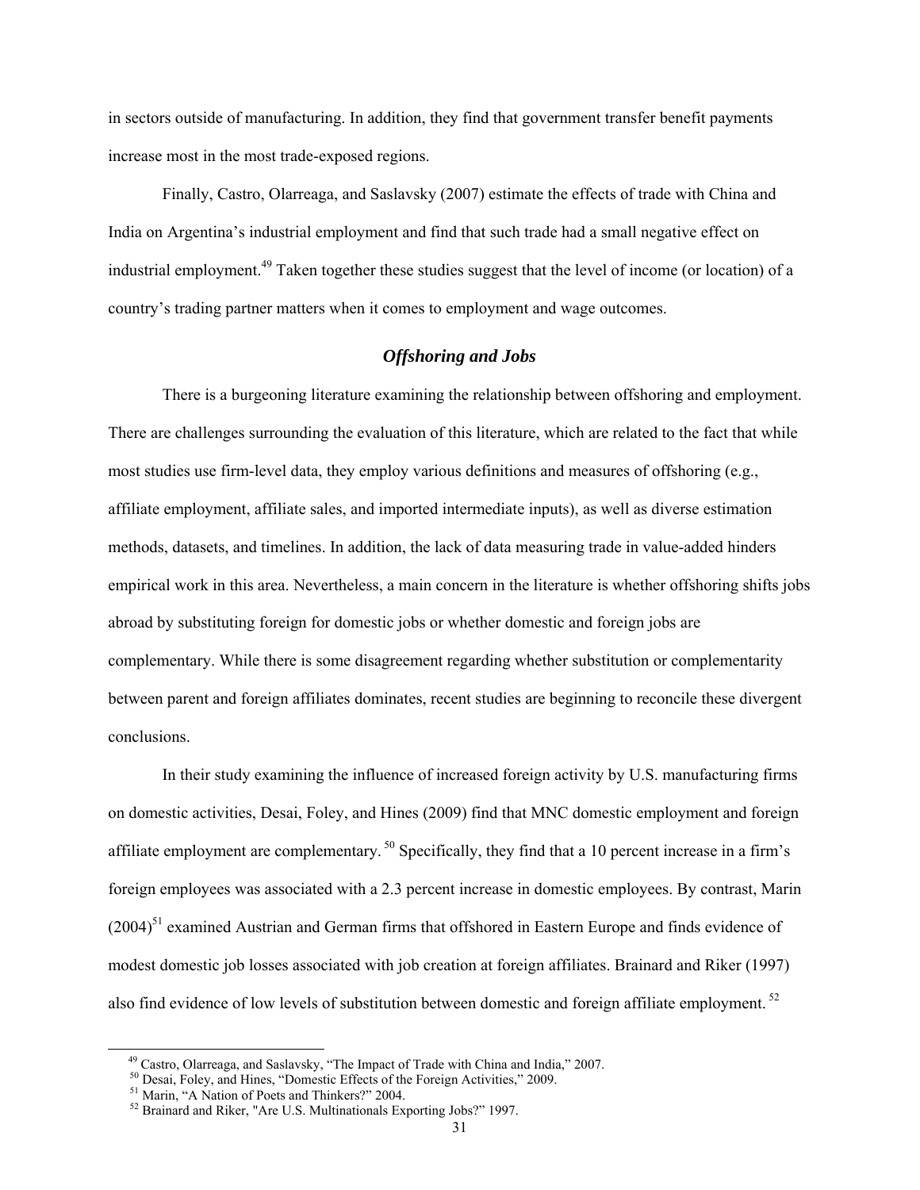in sectors outside of manufacturing. In addition, they find that government transfer benefit payments increase most in the most trade-exposed regions.

Finally, Castro, Olarreaga, and Saslavsky (2007) estimate the effects of trade with China and India on Argentina's industrial employment and find that such trade had a small negative effect on industrial employment.[49] Taken together these studies suggest that the level of income (or location) of a country's trading partner matters when it comes to employment and wage outcomes.

### *Offshoring and Jobs*

There is a burgeoning literature examining the relationship between offshoring and employment. There are challenges surrounding the evaluation of this literature, which are related to the fact that while most studies use firm-level data, they employ various definitions and measures of offshoring (e.g., affiliate employment, affiliate sales, and imported intermediate inputs), as well as diverse estimation methods, datasets, and timelines. In addition, the lack of data measuring trade in value-added hinders empirical work in this area. Nevertheless, a main concern in the literature is whether offshoring shifts jobs abroad by substituting foreign for domestic jobs or whether domestic and foreign jobs are complementary. While there is some disagreement regarding whether substitution or complementarity between parent and foreign affiliates dominates, recent studies are beginning to reconcile these divergent conclusions.

In their study examining the influence of increased foreign activity by U.S. manufacturing firms on domestic activities, Desai, Foley, and Hines (2009) find that MNC domestic employment and foreign affiliate employment are complementary.[50] Specifically, they find that a 10 percent increase in a firm's foreign employees was associated with a 2.3 percent increase in domestic employees. By contrast, Marin (2004)[51] examined Austrian and German firms that offshored in Eastern Europe and finds evidence of modest domestic job losses associated with job creation at foreign affiliates. Brainard and Riker (1997) also find evidence of low levels of substitution between domestic and foreign affiliate employment.[52]

---

[49] Castro, Olarreaga, and Saslavsky, "The Impact of Trade with China and India," 2007.

[50] Desai, Foley, and Hines, "Domestic Effects of the Foreign Activities," 2009.

[51] Marin, "A Nation of Poets and Thinkers?" 2004.

[52] Brainard and Riker, "Are U.S. Multinationals Exporting Jobs?" 1997.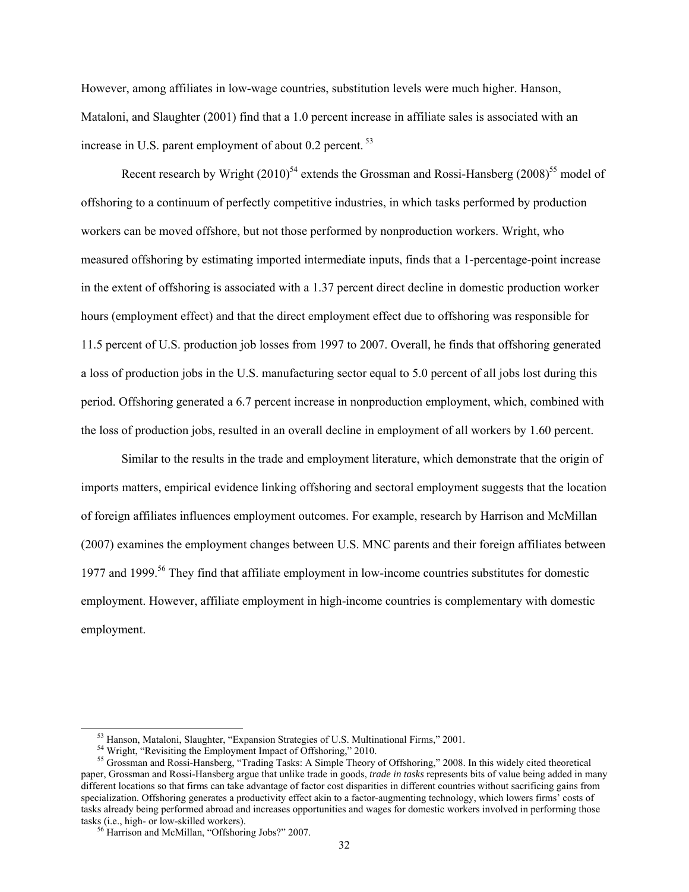However, among affiliates in low-wage countries, substitution levels were much higher. Hanson, Mataloni, and Slaughter (2001) find that a 1.0 percent increase in affiliate sales is associated with an increase in U.S. parent employment of about 0.2 percent.[53]

Recent research by Wright (2010)[54] extends the Grossman and Rossi-Hansberg (2008)[55] model of offshoring to a continuum of perfectly competitive industries, in which tasks performed by production workers can be moved offshore, but not those performed by nonproduction workers. Wright, who measured offshoring by estimating imported intermediate inputs, finds that a 1-percentage-point increase in the extent of offshoring is associated with a 1.37 percent direct decline in domestic production worker hours (employment effect) and that the direct employment effect due to offshoring was responsible for 11.5 percent of U.S. production job losses from 1997 to 2007. Overall, he finds that offshoring generated a loss of production jobs in the U.S. manufacturing sector equal to 5.0 percent of all jobs lost during this period. Offshoring generated a 6.7 percent increase in nonproduction employment, which, combined with the loss of production jobs, resulted in an overall decline in employment of all workers by 1.60 percent.

Similar to the results in the trade and employment literature, which demonstrate that the origin of imports matters, empirical evidence linking offshoring and sectoral employment suggests that the location of foreign affiliates influences employment outcomes. For example, research by Harrison and McMillan (2007) examines the employment changes between U.S. MNC parents and their foreign affiliates between 1977 and 1999.[56] They find that affiliate employment in low-income countries substitutes for domestic employment. However, affiliate employment in high-income countries is complementary with domestic employment.

---

[53] Hanson, Mataloni, Slaughter, "Expansion Strategies of U.S. Multinational Firms," 2001.

[54] Wright, "Revisiting the Employment Impact of Offshoring," 2010.

[55] Grossman and Rossi-Hansberg, "Trading Tasks: A Simple Theory of Offshoring," 2008. In this widely cited theoretical paper, Grossman and Rossi-Hansberg argue that unlike trade in goods, *trade in tasks* represents bits of value being added in many different locations so that firms can take advantage of factor cost disparities in different countries without sacrificing gains from specialization. Offshoring generates a productivity effect akin to a factor-augmenting technology, which lowers firms' costs of tasks already being performed abroad and increases opportunities and wages for domestic workers involved in performing those tasks (i.e., high- or low-skilled workers).

[56] Harrison and McMillan, "Offshoring Jobs?" 2007.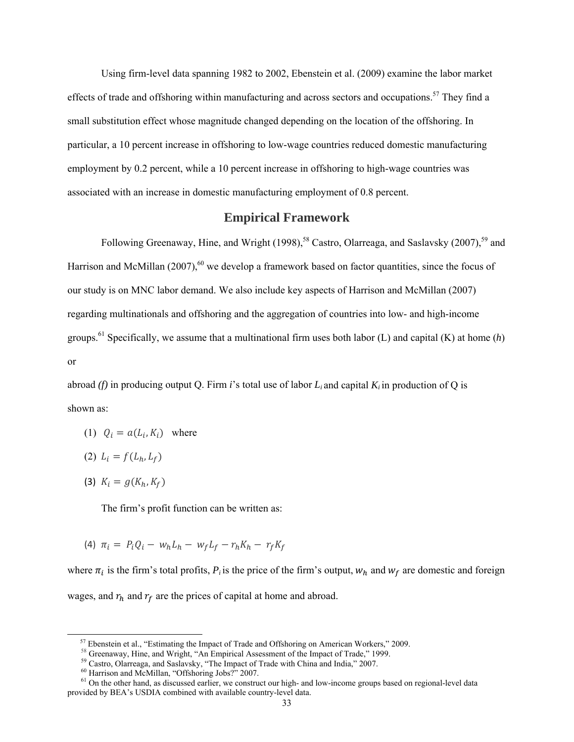Using firm-level data spanning 1982 to 2002, Ebenstein et al. (2009) examine the labor market effects of trade and offshoring within manufacturing and across sectors and occupations.[57] They find a small substitution effect whose magnitude changed depending on the location of the offshoring. In particular, a 10 percent increase in offshoring to low-wage countries reduced domestic manufacturing employment by 0.2 percent, while a 10 percent increase in offshoring to high-wage countries was associated with an increase in domestic manufacturing employment of 0.8 percent.

## Empirical Framework

Following Greenaway, Hine, and Wright (1998),[58] Castro, Olarreaga, and Saslavsky (2007),[59] and Harrison and McMillan (2007),[60] we develop a framework based on factor quantities, since the focus of our study is on MNC labor demand. We also include key aspects of Harrison and McMillan (2007) regarding multinationals and offshoring and the aggregation of countries into low- and high-income groups.[61] Specifically, we assume that a multinational firm uses both labor (L) and capital (K) at home (*h*) or

abroad *(f)* in producing output Q. Firm *i*'s total use of labor $L_i$ and capital $K_i$ in production of Q is shown as:

(1) $Q_i = a(L_i, K_i)$ where

(2) $L_i = f(L_h, L_f)$

(3) $K_i = g(K_h, K_f)$

The firm's profit function can be written as:

(4) $\pi_i = P_i Q_i - w_h L_h - w_f L_f - r_h K_h - r_f K_f$

where $\pi_i$ is the firm's total profits, $P_i$ is the price of the firm's output, $w_h$ and $w_f$ are domestic and foreign wages, and $r_h$ and $r_f$ are the prices of capital at home and abroad.

[57] Ebenstein et al., "Estimating the Impact of Trade and Offshoring on American Workers," 2009.

[58] Greenaway, Hine, and Wright, "An Empirical Assessment of the Impact of Trade," 1999.

[59] Castro, Olarreaga, and Saslavsky, "The Impact of Trade with China and India," 2007.

[60] Harrison and McMillan, "Offshoring Jobs?" 2007.

[61] On the other hand, as discussed earlier, we construct our high- and low-income groups based on regional-level data provided by BEA's USDIA combined with available country-level data.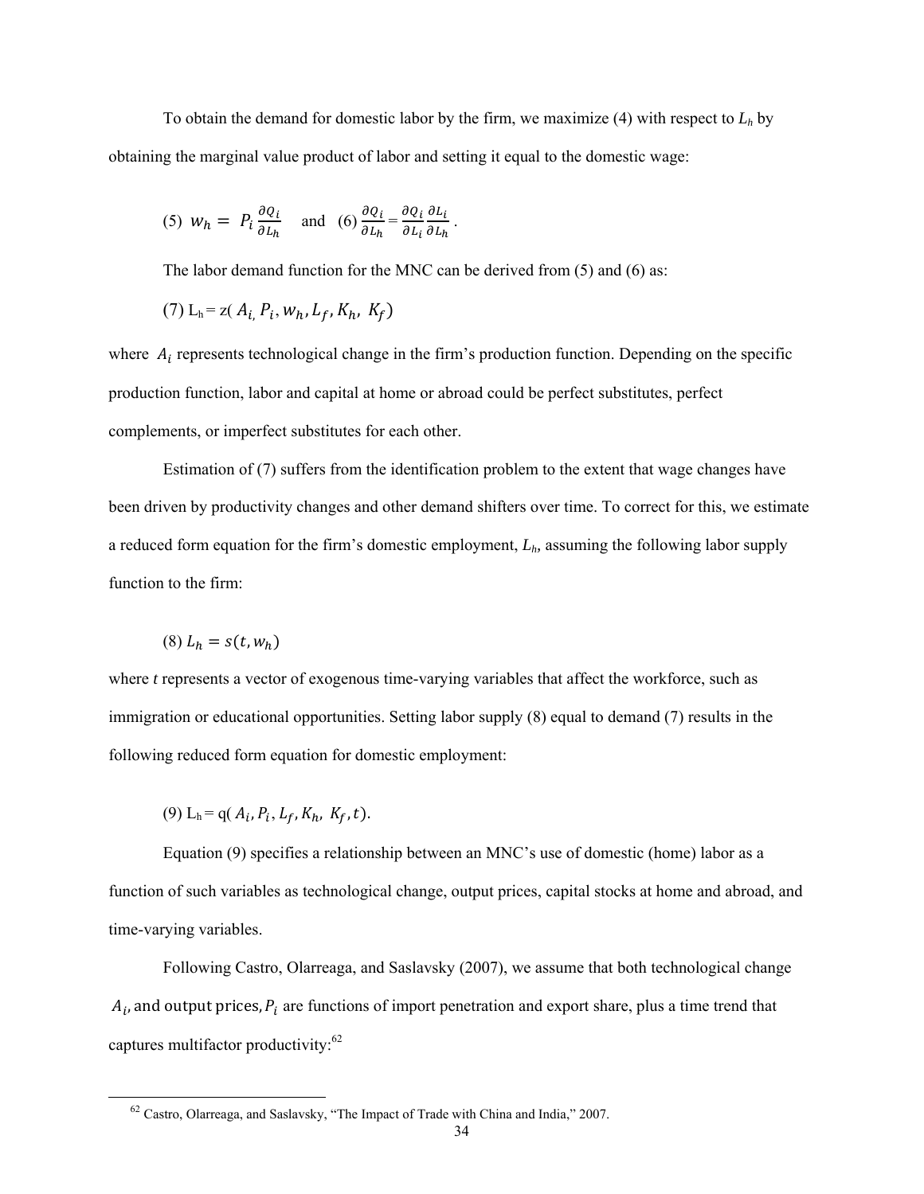To obtain the demand for domestic labor by the firm, we maximize (4) with respect to $L_h$ by obtaining the marginal value product of labor and setting it equal to the domestic wage:

$$(5)\ w_h = P_i \frac{\partial Q_i}{\partial L_h} \quad \text{and} \quad (6)\ \frac{\partial Q_i}{\partial L_h} = \frac{\partial Q_i}{\partial L_i}\frac{\partial L_i}{\partial L_h}.$$

The labor demand function for the MNC can be derived from (5) and (6) as:

$$(7)\ L_h = z(A_i, P_i, w_h, L_f, K_h, K_f)$$

where $A_i$ represents technological change in the firm's production function. Depending on the specific production function, labor and capital at home or abroad could be perfect substitutes, perfect complements, or imperfect substitutes for each other.

Estimation of (7) suffers from the identification problem to the extent that wage changes have been driven by productivity changes and other demand shifters over time. To correct for this, we estimate a reduced form equation for the firm's domestic employment, $L_h$, assuming the following labor supply function to the firm:

$$(8)\ L_h = s(t, w_h)$$

where *t* represents a vector of exogenous time-varying variables that affect the workforce, such as immigration or educational opportunities. Setting labor supply (8) equal to demand (7) results in the following reduced form equation for domestic employment:

$$(9)\ L_h = q(A_i, P_i, L_f, K_h, K_f, t).$$

Equation (9) specifies a relationship between an MNC's use of domestic (home) labor as a function of such variables as technological change, output prices, capital stocks at home and abroad, and time-varying variables.

Following Castro, Olarreaga, and Saslavsky (2007), we assume that both technological change $A_i$, and output prices, $P_i$ are functions of import penetration and export share, plus a time trend that captures multifactor productivity:[62]

[62] Castro, Olarreaga, and Saslavsky, "The Impact of Trade with China and India," 2007.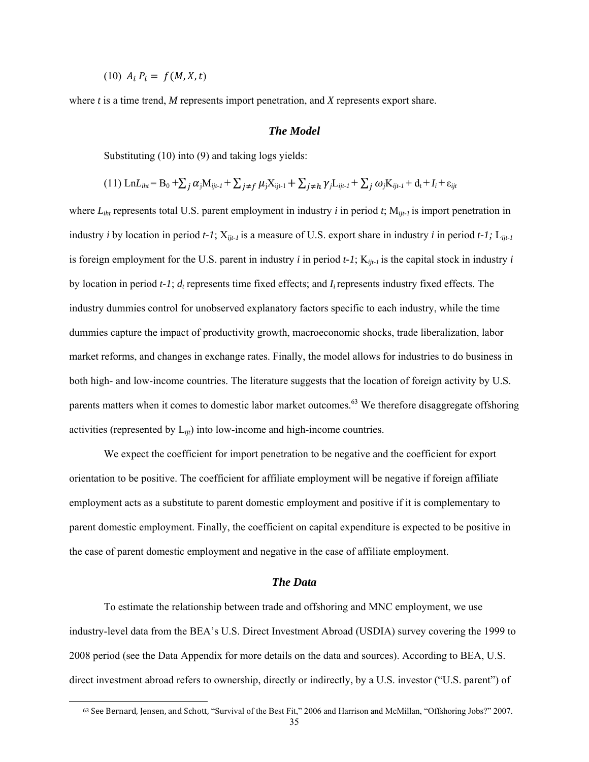$$(10)\ A_i\, P_i = f(M, X, t)$$

where $t$ is a time trend, $M$ represents import penetration, and $X$ represents export share.

### *The Model*

Substituting (10) into (9) and taking logs yields:

$$(11)\ \text{Ln}L_{iht} = B_0 + \sum_j \alpha_j M_{ijt-1} + \sum_{j \neq f} \mu_j X_{ijt-1} + \sum_{j \neq h} \gamma_j L_{ijt-1} + \sum_j \omega_j K_{ijt-1} + d_t + I_i + \varepsilon_{ijt}$$

where $L_{iht}$ represents total U.S. parent employment in industry $i$ in period $t$; $M_{ijt-1}$ is import penetration in industry $i$ by location in period $t-1$; $X_{ijt-1}$ is a measure of U.S. export share in industry $i$ in period $t-1$; $L_{ijt-1}$ is foreign employment for the U.S. parent in industry $i$ in period $t-1$; $K_{ijt-1}$ is the capital stock in industry $i$ by location in period $t-1$; $d_t$ represents time fixed effects; and $I_i$ represents industry fixed effects. The industry dummies control for unobserved explanatory factors specific to each industry, while the time dummies capture the impact of productivity growth, macroeconomic shocks, trade liberalization, labor market reforms, and changes in exchange rates. Finally, the model allows for industries to do business in both high- and low-income countries. The literature suggests that the location of foreign activity by U.S. parents matters when it comes to domestic labor market outcomes.[63] We therefore disaggregate offshoring activities (represented by $L_{ijt}$) into low-income and high-income countries.

We expect the coefficient for import penetration to be negative and the coefficient for export orientation to be positive. The coefficient for affiliate employment will be negative if foreign affiliate employment acts as a substitute to parent domestic employment and positive if it is complementary to parent domestic employment. Finally, the coefficient on capital expenditure is expected to be positive in the case of parent domestic employment and negative in the case of affiliate employment.

### *The Data*

To estimate the relationship between trade and offshoring and MNC employment, we use industry-level data from the BEA's U.S. Direct Investment Abroad (USDIA) survey covering the 1999 to 2008 period (see the Data Appendix for more details on the data and sources). According to BEA, U.S. direct investment abroad refers to ownership, directly or indirectly, by a U.S. investor ("U.S. parent") of

[63] See Bernard, Jensen, and Schott, "Survival of the Best Fit," 2006 and Harrison and McMillan, "Offshoring Jobs?" 2007.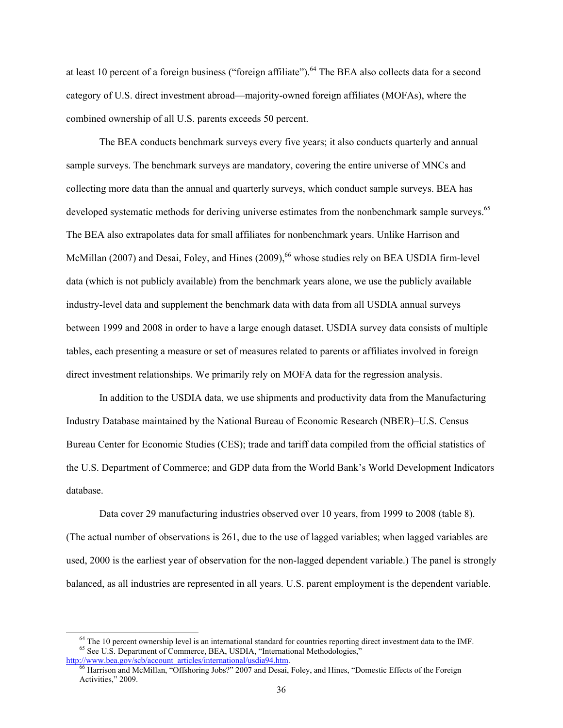at least 10 percent of a foreign business ("foreign affiliate").[64] The BEA also collects data for a second category of U.S. direct investment abroad—majority-owned foreign affiliates (MOFAs), where the combined ownership of all U.S. parents exceeds 50 percent.

The BEA conducts benchmark surveys every five years; it also conducts quarterly and annual sample surveys. The benchmark surveys are mandatory, covering the entire universe of MNCs and collecting more data than the annual and quarterly surveys, which conduct sample surveys. BEA has developed systematic methods for deriving universe estimates from the nonbenchmark sample surveys.[65] The BEA also extrapolates data for small affiliates for nonbenchmark years. Unlike Harrison and McMillan (2007) and Desai, Foley, and Hines (2009),[66] whose studies rely on BEA USDIA firm-level data (which is not publicly available) from the benchmark years alone, we use the publicly available industry-level data and supplement the benchmark data with data from all USDIA annual surveys between 1999 and 2008 in order to have a large enough dataset. USDIA survey data consists of multiple tables, each presenting a measure or set of measures related to parents or affiliates involved in foreign direct investment relationships. We primarily rely on MOFA data for the regression analysis.

In addition to the USDIA data, we use shipments and productivity data from the Manufacturing Industry Database maintained by the National Bureau of Economic Research (NBER)–U.S. Census Bureau Center for Economic Studies (CES); trade and tariff data compiled from the official statistics of the U.S. Department of Commerce; and GDP data from the World Bank's World Development Indicators database.

Data cover 29 manufacturing industries observed over 10 years, from 1999 to 2008 (table 8). (The actual number of observations is 261, due to the use of lagged variables; when lagged variables are used, 2000 is the earliest year of observation for the non-lagged dependent variable.) The panel is strongly balanced, as all industries are represented in all years. U.S. parent employment is the dependent variable.

---

[64] The 10 percent ownership level is an international standard for countries reporting direct investment data to the IMF.

[65] See U.S. Department of Commerce, BEA, USDIA, "International Methodologies," http://www.bea.gov/scb/account_articles/international/usdia94.htm.

[66] Harrison and McMillan, "Offshoring Jobs?" 2007 and Desai, Foley, and Hines, "Domestic Effects of the Foreign Activities," 2009.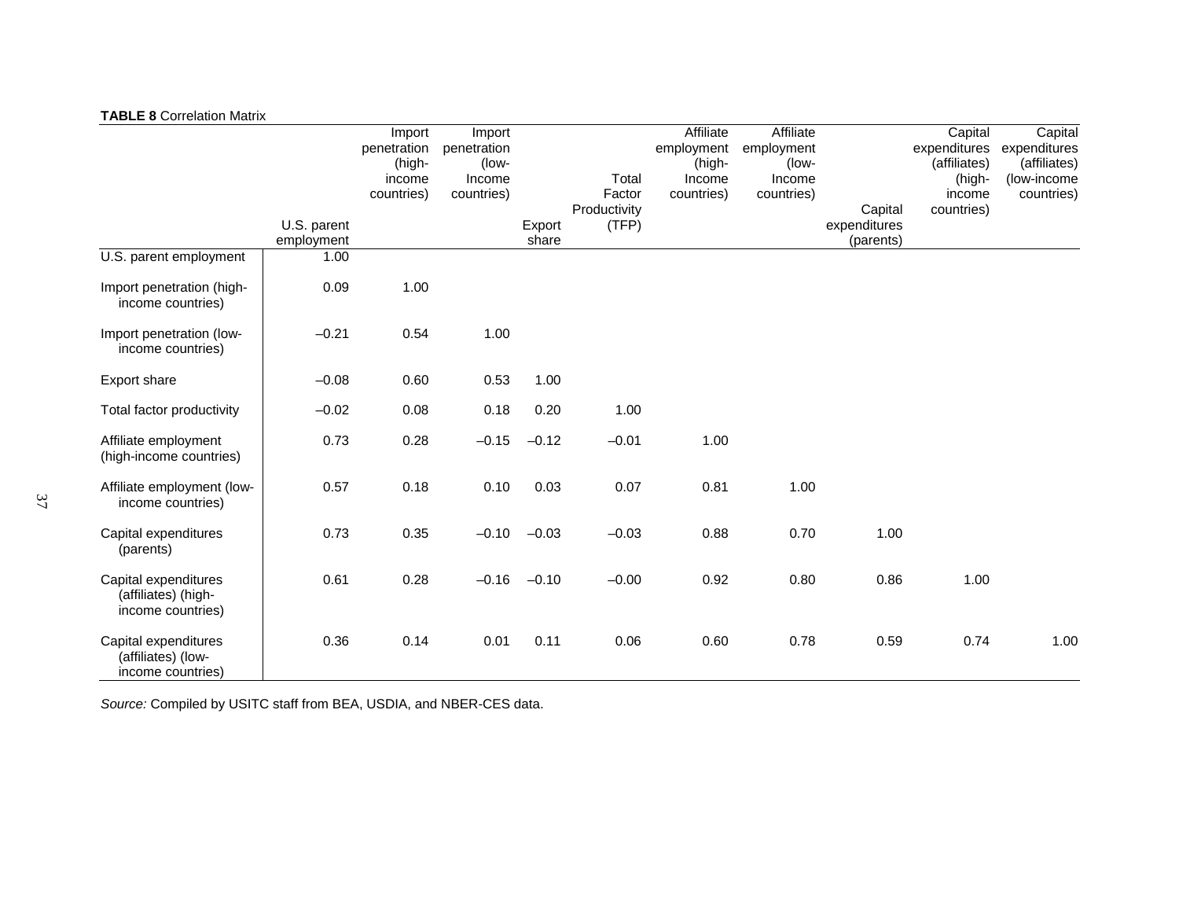**TABLE 8** Correlation Matrix

| | U.S. parent employment | Import penetration (high-income countries) | Import penetration (low-Income countries) | Export share | Total Factor Productivity (TFP) | Affiliate employment (high-Income countries) | Affiliate employment (low-Income countries) | Capital expenditures (parents) | Capital expenditures (affiliates) (high-income countries) | Capital expenditures (affiliates) (low-income countries) |
|---|---|---|---|---|---|---|---|---|---|---|
| U.S. parent employment | 1.00 | | | | | | | | | |
| Import penetration (high-income countries) | 0.09 | 1.00 | | | | | | | | |
| Import penetration (low-income countries) | –0.21 | 0.54 | 1.00 | | | | | | | |
| Export share | –0.08 | 0.60 | 0.53 | 1.00 | | | | | | |
| Total factor productivity | –0.02 | 0.08 | 0.18 | 0.20 | 1.00 | | | | | |
| Affiliate employment (high-income countries) | 0.73 | 0.28 | –0.15 | –0.12 | –0.01 | 1.00 | | | | |
| Affiliate employment (low-income countries) | 0.57 | 0.18 | 0.10 | 0.03 | 0.07 | 0.81 | 1.00 | | | |
| Capital expenditures (parents) | 0.73 | 0.35 | –0.10 | –0.03 | –0.03 | 0.88 | 0.70 | 1.00 | | |
| Capital expenditures (affiliates) (high-income countries) | 0.61 | 0.28 | –0.16 | –0.10 | –0.00 | 0.92 | 0.80 | 0.86 | 1.00 | |
| Capital expenditures (affiliates) (low-income countries) | 0.36 | 0.14 | 0.01 | 0.11 | 0.06 | 0.60 | 0.78 | 0.59 | 0.74 | 1.00 |

*Source:* Compiled by USITC staff from BEA, USDIA, and NBER-CES data.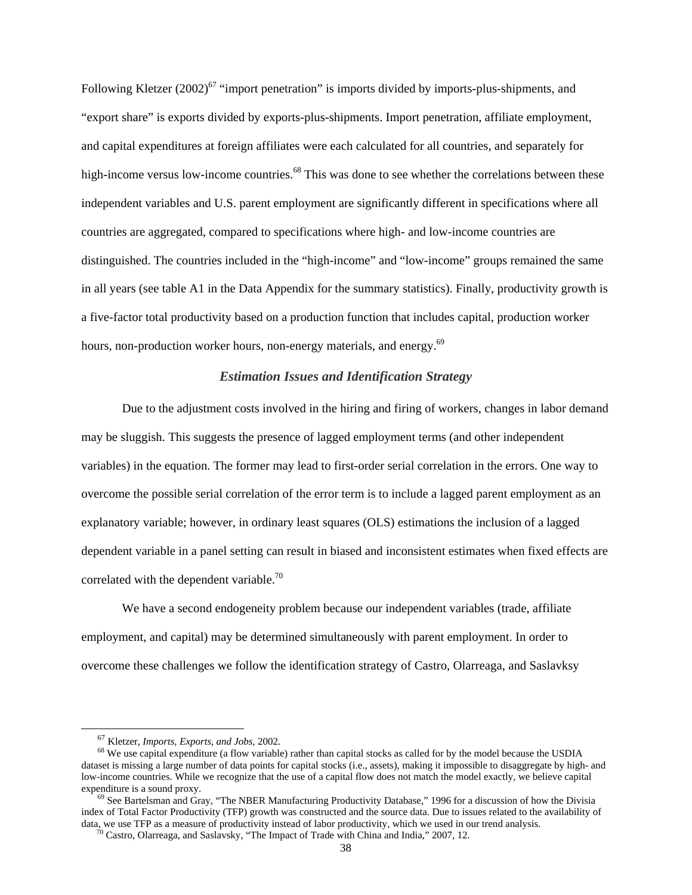Following Kletzer (2002)[67] "import penetration" is imports divided by imports-plus-shipments, and "export share" is exports divided by exports-plus-shipments. Import penetration, affiliate employment, and capital expenditures at foreign affiliates were each calculated for all countries, and separately for high-income versus low-income countries.[68] This was done to see whether the correlations between these independent variables and U.S. parent employment are significantly different in specifications where all countries are aggregated, compared to specifications where high- and low-income countries are distinguished. The countries included in the "high-income" and "low-income" groups remained the same in all years (see table A1 in the Data Appendix for the summary statistics). Finally, productivity growth is a five-factor total productivity based on a production function that includes capital, production worker hours, non-production worker hours, non-energy materials, and energy.[69]

### *Estimation Issues and Identification Strategy*

Due to the adjustment costs involved in the hiring and firing of workers, changes in labor demand may be sluggish. This suggests the presence of lagged employment terms (and other independent variables) in the equation. The former may lead to first-order serial correlation in the errors. One way to overcome the possible serial correlation of the error term is to include a lagged parent employment as an explanatory variable; however, in ordinary least squares (OLS) estimations the inclusion of a lagged dependent variable in a panel setting can result in biased and inconsistent estimates when fixed effects are correlated with the dependent variable.[70]

We have a second endogeneity problem because our independent variables (trade, affiliate employment, and capital) may be determined simultaneously with parent employment. In order to overcome these challenges we follow the identification strategy of Castro, Olarreaga, and Saslavksy

---

[67] Kletzer, *Imports, Exports, and Jobs*, 2002.

[68] We use capital expenditure (a flow variable) rather than capital stocks as called for by the model because the USDIA dataset is missing a large number of data points for capital stocks (i.e., assets), making it impossible to disaggregate by high- and low-income countries. While we recognize that the use of a capital flow does not match the model exactly, we believe capital expenditure is a sound proxy.

[69] See Bartelsman and Gray, "The NBER Manufacturing Productivity Database," 1996 for a discussion of how the Divisia index of Total Factor Productivity (TFP) growth was constructed and the source data. Due to issues related to the availability of data, we use TFP as a measure of productivity instead of labor productivity, which we used in our trend analysis.

[70] Castro, Olarreaga, and Saslavsky, "The Impact of Trade with China and India," 2007, 12.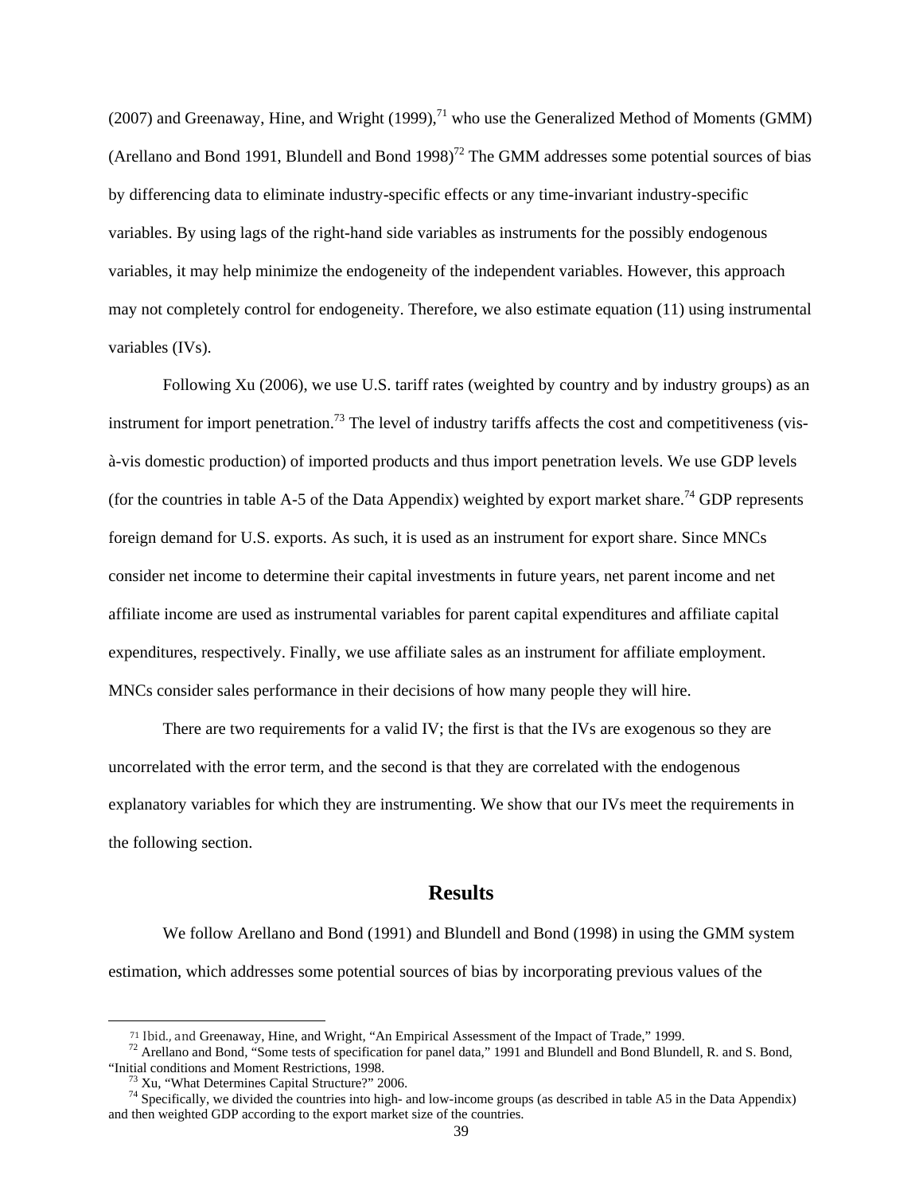(2007) and Greenaway, Hine, and Wright (1999),[71] who use the Generalized Method of Moments (GMM) (Arellano and Bond 1991, Blundell and Bond 1998)[72] The GMM addresses some potential sources of bias by differencing data to eliminate industry-specific effects or any time-invariant industry-specific variables. By using lags of the right-hand side variables as instruments for the possibly endogenous variables, it may help minimize the endogeneity of the independent variables. However, this approach may not completely control for endogeneity. Therefore, we also estimate equation (11) using instrumental variables (IVs).

Following Xu (2006), we use U.S. tariff rates (weighted by country and by industry groups) as an instrument for import penetration.[73] The level of industry tariffs affects the cost and competitiveness (vis-à-vis domestic production) of imported products and thus import penetration levels. We use GDP levels (for the countries in table A-5 of the Data Appendix) weighted by export market share.[74] GDP represents foreign demand for U.S. exports. As such, it is used as an instrument for export share. Since MNCs consider net income to determine their capital investments in future years, net parent income and net affiliate income are used as instrumental variables for parent capital expenditures and affiliate capital expenditures, respectively. Finally, we use affiliate sales as an instrument for affiliate employment. MNCs consider sales performance in their decisions of how many people they will hire.

There are two requirements for a valid IV; the first is that the IVs are exogenous so they are uncorrelated with the error term, and the second is that they are correlated with the endogenous explanatory variables for which they are instrumenting. We show that our IVs meet the requirements in the following section.

## Results

We follow Arellano and Bond (1991) and Blundell and Bond (1998) in using the GMM system estimation, which addresses some potential sources of bias by incorporating previous values of the

---

[71] Ibid., and Greenaway, Hine, and Wright, "An Empirical Assessment of the Impact of Trade," 1999.

[72] Arellano and Bond, "Some tests of specification for panel data," 1991 and Blundell and Bond Blundell, R. and S. Bond, "Initial conditions and Moment Restrictions, 1998.

[73] Xu, "What Determines Capital Structure?" 2006.

[74] Specifically, we divided the countries into high- and low-income groups (as described in table A5 in the Data Appendix) and then weighted GDP according to the export market size of the countries.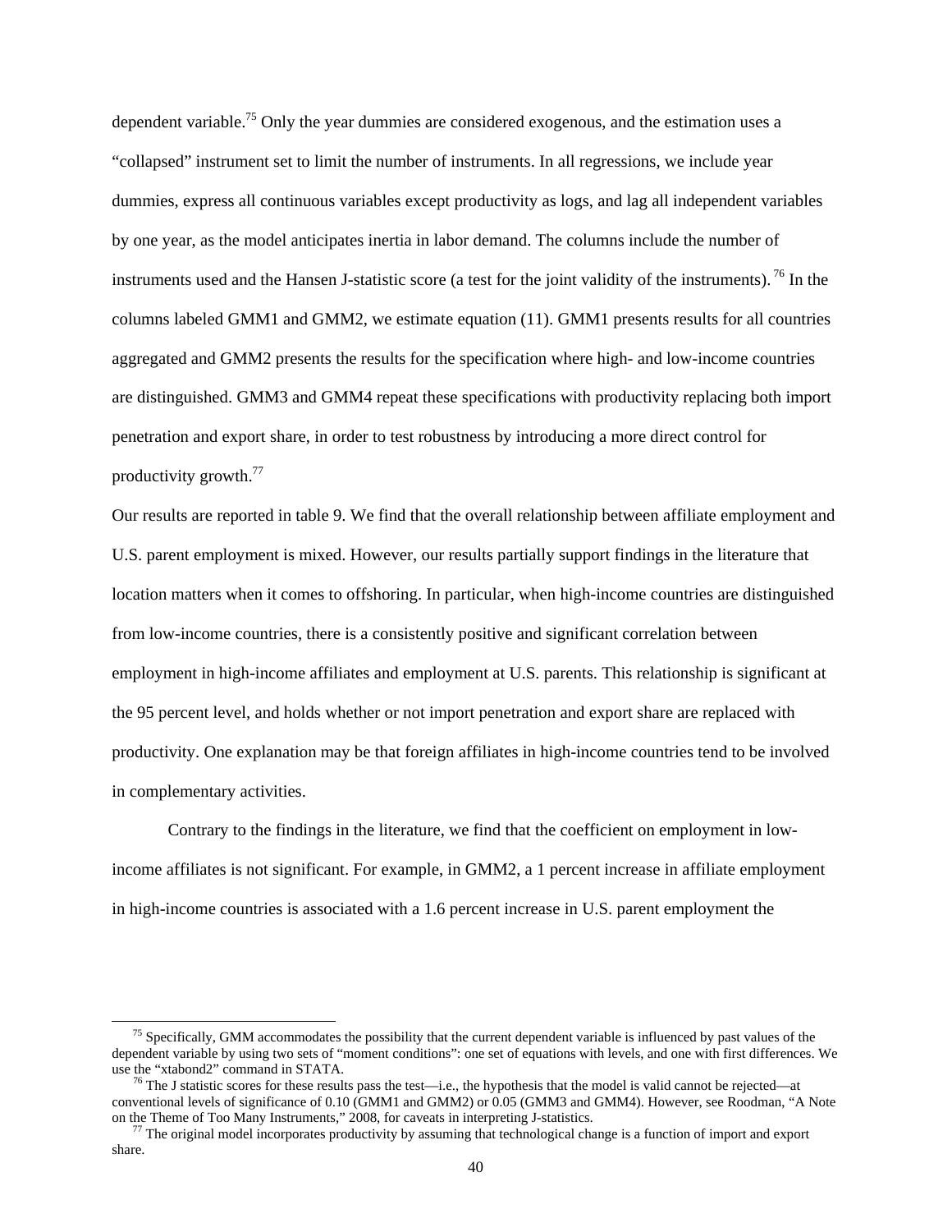dependent variable.[75] Only the year dummies are considered exogenous, and the estimation uses a "collapsed" instrument set to limit the number of instruments. In all regressions, we include year dummies, express all continuous variables except productivity as logs, and lag all independent variables by one year, as the model anticipates inertia in labor demand. The columns include the number of instruments used and the Hansen J-statistic score (a test for the joint validity of the instruments).[76] In the columns labeled GMM1 and GMM2, we estimate equation (11). GMM1 presents results for all countries aggregated and GMM2 presents the results for the specification where high- and low-income countries are distinguished. GMM3 and GMM4 repeat these specifications with productivity replacing both import penetration and export share, in order to test robustness by introducing a more direct control for productivity growth.[77]

Our results are reported in table 9. We find that the overall relationship between affiliate employment and U.S. parent employment is mixed. However, our results partially support findings in the literature that location matters when it comes to offshoring. In particular, when high-income countries are distinguished from low-income countries, there is a consistently positive and significant correlation between employment in high-income affiliates and employment at U.S. parents. This relationship is significant at the 95 percent level, and holds whether or not import penetration and export share are replaced with productivity. One explanation may be that foreign affiliates in high-income countries tend to be involved in complementary activities.

Contrary to the findings in the literature, we find that the coefficient on employment in low-income affiliates is not significant. For example, in GMM2, a 1 percent increase in affiliate employment in high-income countries is associated with a 1.6 percent increase in U.S. parent employment the

---

[75] Specifically, GMM accommodates the possibility that the current dependent variable is influenced by past values of the dependent variable by using two sets of "moment conditions": one set of equations with levels, and one with first differences. We use the "xtabond2" command in STATA.

[76] The J statistic scores for these results pass the test—i.e., the hypothesis that the model is valid cannot be rejected—at conventional levels of significance of 0.10 (GMM1 and GMM2) or 0.05 (GMM3 and GMM4). However, see Roodman, "A Note on the Theme of Too Many Instruments," 2008, for caveats in interpreting J-statistics.

[77] The original model incorporates productivity by assuming that technological change is a function of import and export share.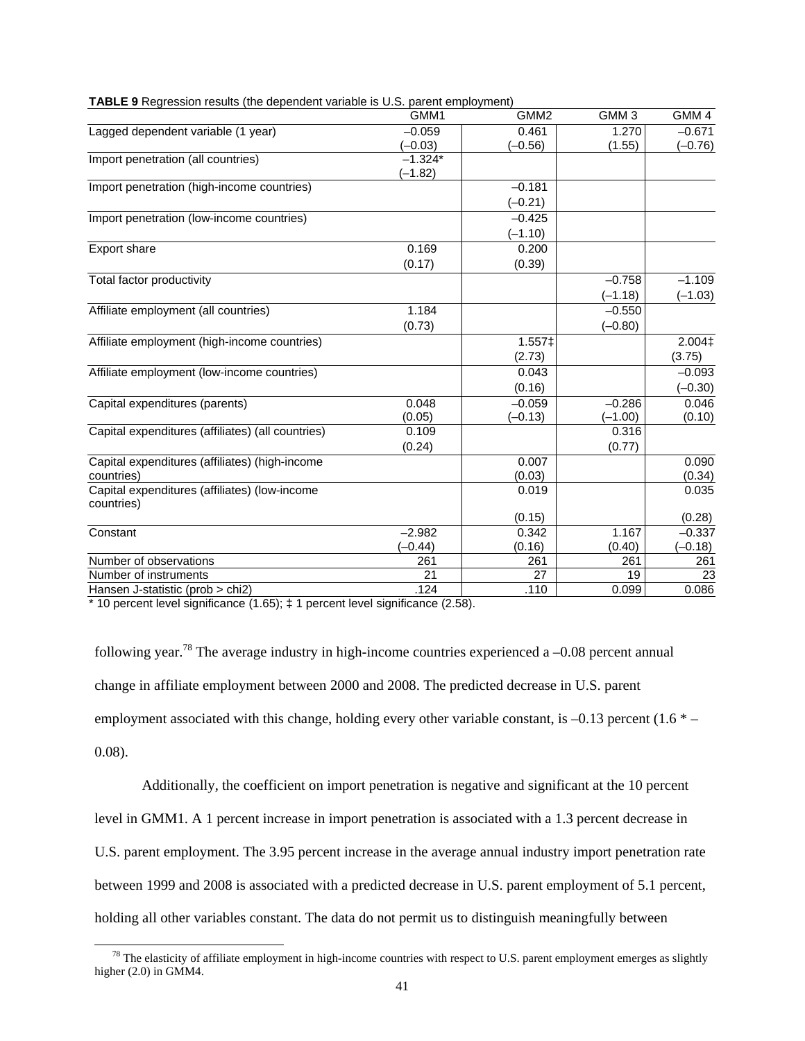**TABLE 9** Regression results (the dependent variable is U.S. parent employment)

| | GMM1 | GMM2 | GMM 3 | GMM 4 |
|---|---|---|---|---|
| Lagged dependent variable (1 year) | –0.059 | 0.461 | 1.270 | –0.671 |
| | (–0.03) | (–0.56) | (1.55) | (–0.76) |
| Import penetration (all countries) | –1.324* | | | |
| | (–1.82) | | | |
| Import penetration (high-income countries) | | –0.181 | | |
| | | (–0.21) | | |
| Import penetration (low-income countries) | | –0.425 | | |
| | | (–1.10) | | |
| Export share | 0.169 | 0.200 | | |
| | (0.17) | (0.39) | | |
| Total factor productivity | | | –0.758 | –1.109 |
| | | | (–1.18) | (–1.03) |
| Affiliate employment (all countries) | 1.184 | | –0.550 | |
| | (0.73) | | (–0.80) | |
| Affiliate employment (high-income countries) | | 1.557‡ | | 2.004‡ |
| | | (2.73) | | (3.75) |
| Affiliate employment (low-income countries) | | 0.043 | | –0.093 |
| | | (0.16) | | (–0.30) |
| Capital expenditures (parents) | 0.048 | –0.059 | –0.286 | 0.046 |
| | (0.05) | (–0.13) | (–1.00) | (0.10) |
| Capital expenditures (affiliates) (all countries) | 0.109 | | 0.316 | |
| | (0.24) | | (0.77) | |
| Capital expenditures (affiliates) (high-income countries) | | 0.007 | | 0.090 |
| | | (0.03) | | (0.34) |
| Capital expenditures (affiliates) (low-income countries) | | 0.019 | | 0.035 |
| | | (0.15) | | (0.28) |
| Constant | –2.982 | 0.342 | 1.167 | –0.337 |
| | (–0.44) | (0.16) | (0.40) | (–0.18) |
| Number of observations | 261 | 261 | 261 | 261 |
| Number of instruments | 21 | 27 | 19 | 23 |
| Hansen J-statistic (prob > chi2) | .124 | .110 | 0.099 | 0.086 |

* 10 percent level significance (1.65); ‡ 1 percent level significance (2.58).

following year.[78] The average industry in high-income countries experienced a –0.08 percent annual change in affiliate employment between 2000 and 2008. The predicted decrease in U.S. parent employment associated with this change, holding every other variable constant, is –0.13 percent (1.6 * –0.08).

Additionally, the coefficient on import penetration is negative and significant at the 10 percent level in GMM1. A 1 percent increase in import penetration is associated with a 1.3 percent decrease in U.S. parent employment. The 3.95 percent increase in the average annual industry import penetration rate between 1999 and 2008 is associated with a predicted decrease in U.S. parent employment of 5.1 percent, holding all other variables constant. The data do not permit us to distinguish meaningfully between

[78] The elasticity of affiliate employment in high-income countries with respect to U.S. parent employment emerges as slightly higher (2.0) in GMM4.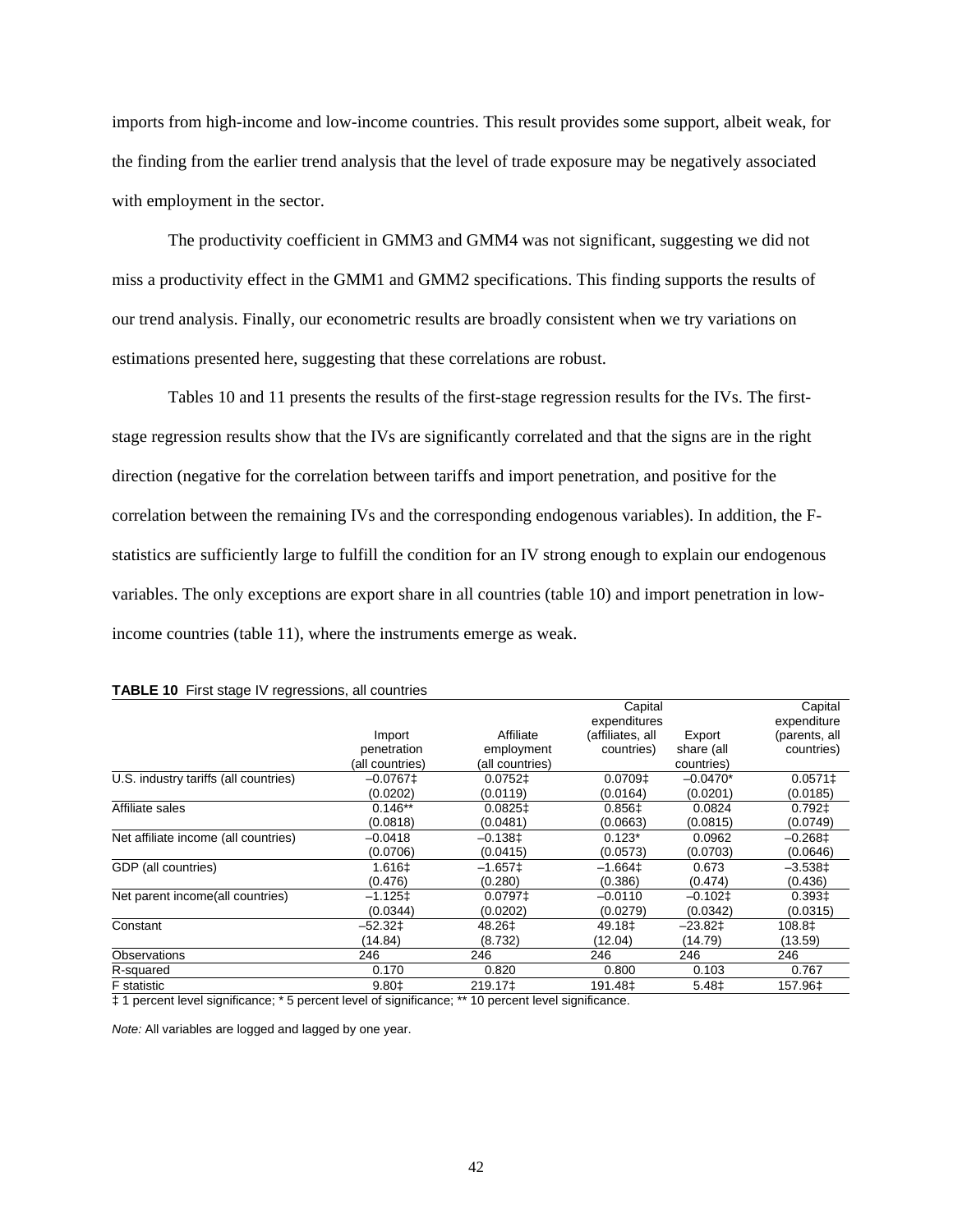imports from high-income and low-income countries. This result provides some support, albeit weak, for the finding from the earlier trend analysis that the level of trade exposure may be negatively associated with employment in the sector.

The productivity coefficient in GMM3 and GMM4 was not significant, suggesting we did not miss a productivity effect in the GMM1 and GMM2 specifications. This finding supports the results of our trend analysis. Finally, our econometric results are broadly consistent when we try variations on estimations presented here, suggesting that these correlations are robust.

Tables 10 and 11 presents the results of the first-stage regression results for the IVs. The first-stage regression results show that the IVs are significantly correlated and that the signs are in the right direction (negative for the correlation between tariffs and import penetration, and positive for the correlation between the remaining IVs and the corresponding endogenous variables). In addition, the F-statistics are sufficiently large to fulfill the condition for an IV strong enough to explain our endogenous variables. The only exceptions are export share in all countries (table 10) and import penetration in low-income countries (table 11), where the instruments emerge as weak.

**TABLE 10** First stage IV regressions, all countries

| | Import penetration (all countries) | Affiliate employment (all countries) | Capital expenditures (affiliates, all countries) | Export share (all countries) | Capital expenditure (parents, all countries) |
|---|---|---|---|---|---|
| U.S. industry tariffs (all countries) | –0.0767‡ | 0.0752‡ | 0.0709‡ | –0.0470* | 0.0571‡ |
| | (0.0202) | (0.0119) | (0.0164) | (0.0201) | (0.0185) |
| Affiliate sales | 0.146** | 0.0825‡ | 0.856‡ | 0.0824 | 0.792‡ |
| | (0.0818) | (0.0481) | (0.0663) | (0.0815) | (0.0749) |
| Net affiliate income (all countries) | –0.0418 | –0.138‡ | 0.123* | 0.0962 | –0.268‡ |
| | (0.0706) | (0.0415) | (0.0573) | (0.0703) | (0.0646) |
| GDP (all countries) | 1.616‡ | –1.657‡ | –1.664‡ | 0.673 | –3.538‡ |
| | (0.476) | (0.280) | (0.386) | (0.474) | (0.436) |
| Net parent income(all countries) | –1.125‡ | 0.0797‡ | –0.0110 | –0.102‡ | 0.393‡ |
| | (0.0344) | (0.0202) | (0.0279) | (0.0342) | (0.0315) |
| Constant | –52.32‡ | 48.26‡ | 49.18‡ | –23.82‡ | 108.8‡ |
| | (14.84) | (8.732) | (12.04) | (14.79) | (13.59) |
| Observations | 246 | 246 | 246 | 246 | 246 |
| R-squared | 0.170 | 0.820 | 0.800 | 0.103 | 0.767 |
| F statistic | 9.80‡ | 219.17‡ | 191.48‡ | 5.48‡ | 157.96‡ |

‡ 1 percent level significance; * 5 percent level of significance; ** 10 percent level significance.

*Note:* All variables are logged and lagged by one year.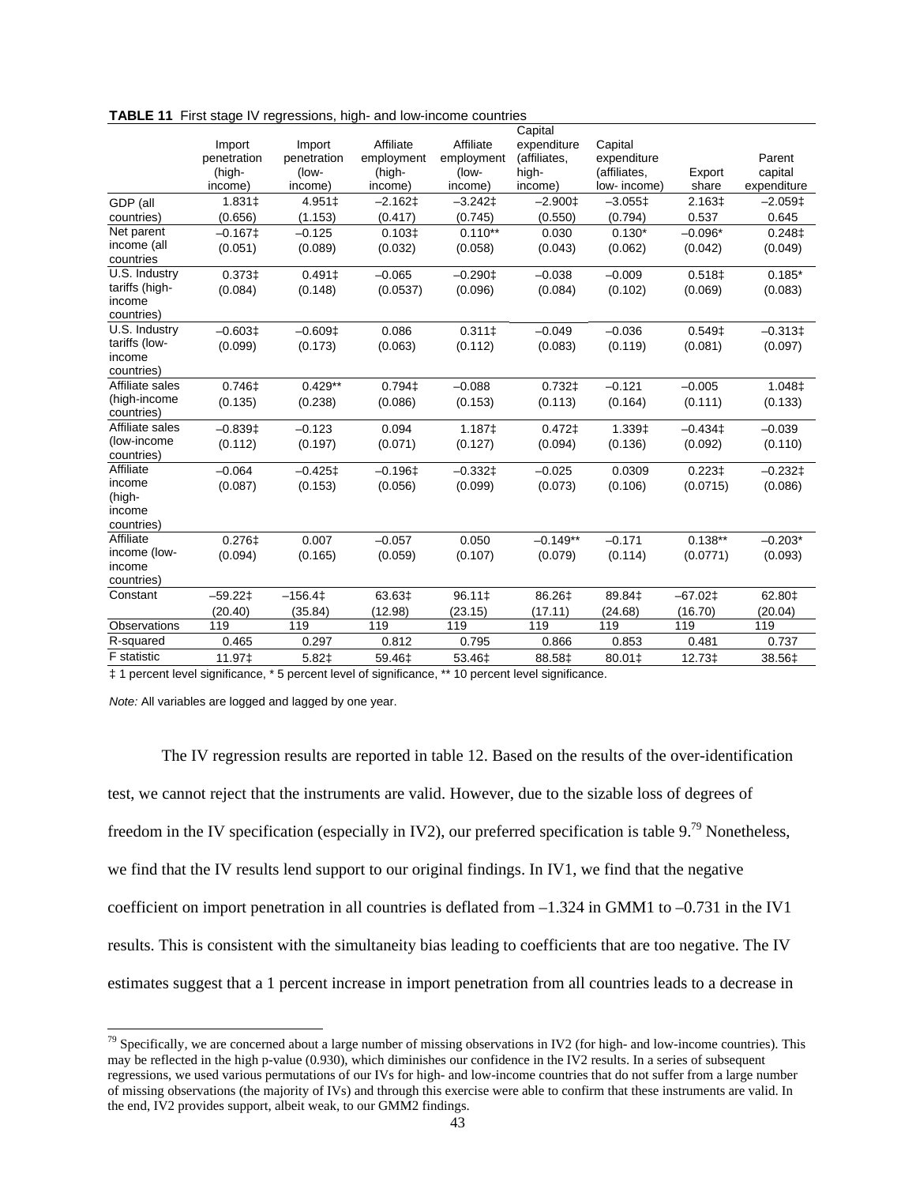**TABLE 11** First stage IV regressions, high- and low-income countries

| | Import penetration (high-income) | Import penetration (low-income) | Affiliate employment (high-income) | Affiliate employment (low-income) | Capital expenditure (affiliates, high-income) | Capital expenditure (affiliates, low- income) | Export share | Parent capital expenditure |
|---|---|---|---|---|---|---|---|---|
| GDP (all countries) | 1.831‡ | 4.951‡ | –2.162‡ | –3.242‡ | –2.900‡ | –3.055‡ | 2.163‡ | –2.059‡ |
| | (0.656) | (1.153) | (0.417) | (0.745) | (0.550) | (0.794) | 0.537 | 0.645 |
| Net parent income (all countries | –0.167‡ | –0.125 | 0.103‡ | 0.110** | 0.030 | 0.130* | –0.096* | 0.248‡ |
| | (0.051) | (0.089) | (0.032) | (0.058) | (0.043) | (0.062) | (0.042) | (0.049) |
| U.S. Industry tariffs (high-income countries) | 0.373‡ | 0.491‡ | –0.065 | –0.290‡ | –0.038 | –0.009 | 0.518‡ | 0.185* |
| | (0.084) | (0.148) | (0.0537) | (0.096) | (0.084) | (0.102) | (0.069) | (0.083) |
| U.S. Industry tariffs (low-income countries) | –0.603‡ | –0.609‡ | 0.086 | 0.311‡ | –0.049 | –0.036 | 0.549‡ | –0.313‡ |
| | (0.099) | (0.173) | (0.063) | (0.112) | (0.083) | (0.119) | (0.081) | (0.097) |
| Affiliate sales (high-income countries) | 0.746‡ | 0.429** | 0.794‡ | –0.088 | 0.732‡ | –0.121 | –0.005 | 1.048‡ |
| | (0.135) | (0.238) | (0.086) | (0.153) | (0.113) | (0.164) | (0.111) | (0.133) |
| Affiliate sales (low-income countries) | –0.839‡ | –0.123 | 0.094 | 1.187‡ | 0.472‡ | 1.339‡ | –0.434‡ | –0.039 |
| | (0.112) | (0.197) | (0.071) | (0.127) | (0.094) | (0.136) | (0.092) | (0.110) |
| Affiliate income (high-income countries) | –0.064 | –0.425‡ | –0.196‡ | –0.332‡ | –0.025 | 0.0309 | 0.223‡ | –0.232‡ |
| | (0.087) | (0.153) | (0.056) | (0.099) | (0.073) | (0.106) | (0.0715) | (0.086) |
| Affiliate income (low-income countries) | 0.276‡ | 0.007 | –0.057 | 0.050 | –0.149** | –0.171 | 0.138** | –0.203* |
| | (0.094) | (0.165) | (0.059) | (0.107) | (0.079) | (0.114) | (0.0771) | (0.093) |
| Constant | –59.22‡ | –156.4‡ | 63.63‡ | 96.11‡ | 86.26‡ | 89.84‡ | –67.02‡ | 62.80‡ |
| | (20.40) | (35.84) | (12.98) | (23.15) | (17.11) | (24.68) | (16.70) | (20.04) |
| Observations | 119 | 119 | 119 | 119 | 119 | 119 | 119 | 119 |
| R-squared | 0.465 | 0.297 | 0.812 | 0.795 | 0.866 | 0.853 | 0.481 | 0.737 |
| F statistic | 11.97‡ | 5.82‡ | 59.46‡ | 53.46‡ | 88.58‡ | 80.01‡ | 12.73‡ | 38.56‡ |

‡ 1 percent level significance, * 5 percent level of significance, ** 10 percent level significance.

*Note:* All variables are logged and lagged by one year.

The IV regression results are reported in table 12. Based on the results of the over-identification test, we cannot reject that the instruments are valid. However, due to the sizable loss of degrees of freedom in the IV specification (especially in IV2), our preferred specification is table 9.[79] Nonetheless, we find that the IV results lend support to our original findings. In IV1, we find that the negative coefficient on import penetration in all countries is deflated from –1.324 in GMM1 to –0.731 in the IV1 results. This is consistent with the simultaneity bias leading to coefficients that are too negative. The IV estimates suggest that a 1 percent increase in import penetration from all countries leads to a decrease in

[79] Specifically, we are concerned about a large number of missing observations in IV2 (for high- and low-income countries). This may be reflected in the high p-value (0.930), which diminishes our confidence in the IV2 results. In a series of subsequent regressions, we used various permutations of our IVs for high- and low-income countries that do not suffer from a large number of missing observations (the majority of IVs) and through this exercise were able to confirm that these instruments are valid. In the end, IV2 provides support, albeit weak, to our GMM2 findings.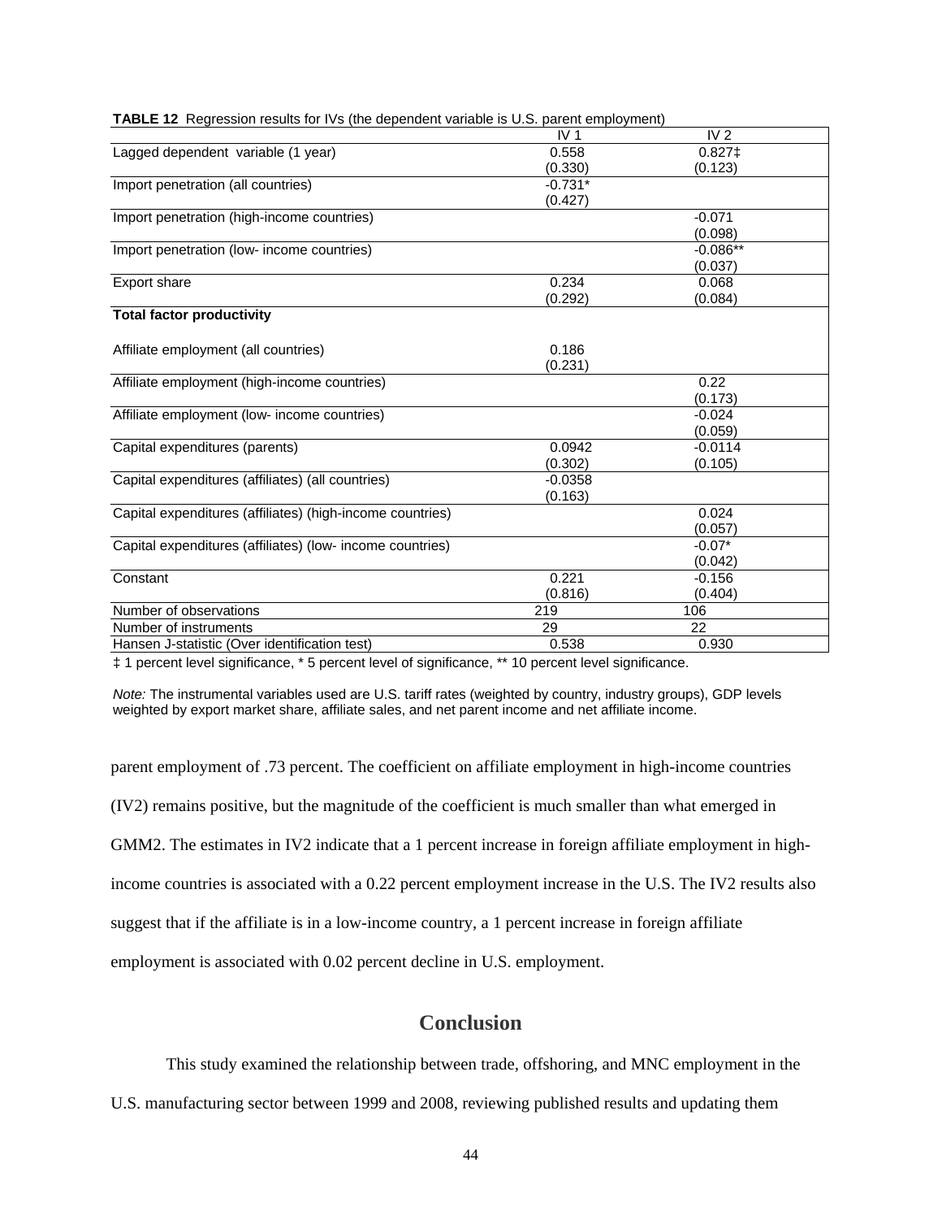**TABLE 12** Regression results for IVs (the dependent variable is U.S. parent employment)

| | IV 1 | IV 2 |
|---|---|---|
| Lagged dependent variable (1 year) | 0.558 | 0.827‡ |
| | (0.330) | (0.123) |
| Import penetration (all countries) | -0.731* | |
| | (0.427) | |
| Import penetration (high-income countries) | | -0.071 |
| | | (0.098) |
| Import penetration (low- income countries) | | -0.086** |
| | | (0.037) |
| Export share | 0.234 | 0.068 |
| | (0.292) | (0.084) |
| **Total factor productivity** | | |
| Affiliate employment (all countries) | 0.186 | |
| | (0.231) | |
| Affiliate employment (high-income countries) | | 0.22 |
| | | (0.173) |
| Affiliate employment (low- income countries) | | -0.024 |
| | | (0.059) |
| Capital expenditures (parents) | 0.0942 | -0.0114 |
| | (0.302) | (0.105) |
| Capital expenditures (affiliates) (all countries) | -0.0358 | |
| | (0.163) | |
| Capital expenditures (affiliates) (high-income countries) | | 0.024 |
| | | (0.057) |
| Capital expenditures (affiliates) (low- income countries) | | -0.07* |
| | | (0.042) |
| Constant | 0.221 | -0.156 |
| | (0.816) | (0.404) |
| Number of observations | 219 | 106 |
| Number of instruments | 29 | 22 |
| Hansen J-statistic (Over identification test) | 0.538 | 0.930 |

‡ 1 percent level significance, * 5 percent level of significance, ** 10 percent level significance.

*Note:* The instrumental variables used are U.S. tariff rates (weighted by country, industry groups), GDP levels weighted by export market share, affiliate sales, and net parent income and net affiliate income.

parent employment of .73 percent. The coefficient on affiliate employment in high-income countries (IV2) remains positive, but the magnitude of the coefficient is much smaller than what emerged in GMM2. The estimates in IV2 indicate that a 1 percent increase in foreign affiliate employment in high-income countries is associated with a 0.22 percent employment increase in the U.S. The IV2 results also suggest that if the affiliate is in a low-income country, a 1 percent increase in foreign affiliate employment is associated with 0.02 percent decline in U.S. employment.

## Conclusion

This study examined the relationship between trade, offshoring, and MNC employment in the U.S. manufacturing sector between 1999 and 2008, reviewing published results and updating them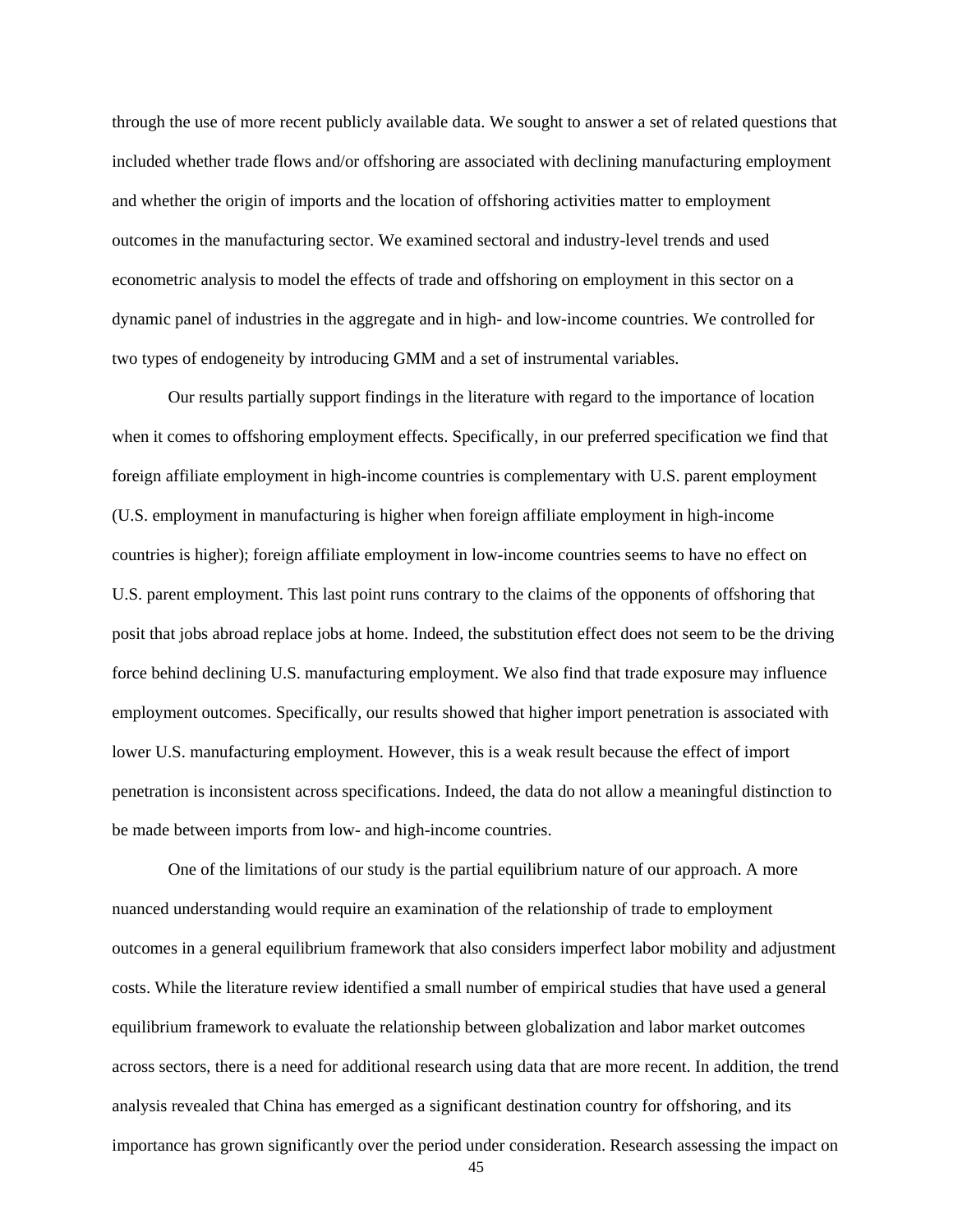through the use of more recent publicly available data. We sought to answer a set of related questions that included whether trade flows and/or offshoring are associated with declining manufacturing employment and whether the origin of imports and the location of offshoring activities matter to employment outcomes in the manufacturing sector. We examined sectoral and industry-level trends and used econometric analysis to model the effects of trade and offshoring on employment in this sector on a dynamic panel of industries in the aggregate and in high- and low-income countries. We controlled for two types of endogeneity by introducing GMM and a set of instrumental variables.

Our results partially support findings in the literature with regard to the importance of location when it comes to offshoring employment effects. Specifically, in our preferred specification we find that foreign affiliate employment in high-income countries is complementary with U.S. parent employment (U.S. employment in manufacturing is higher when foreign affiliate employment in high-income countries is higher); foreign affiliate employment in low-income countries seems to have no effect on U.S. parent employment. This last point runs contrary to the claims of the opponents of offshoring that posit that jobs abroad replace jobs at home. Indeed, the substitution effect does not seem to be the driving force behind declining U.S. manufacturing employment. We also find that trade exposure may influence employment outcomes. Specifically, our results showed that higher import penetration is associated with lower U.S. manufacturing employment. However, this is a weak result because the effect of import penetration is inconsistent across specifications. Indeed, the data do not allow a meaningful distinction to be made between imports from low- and high-income countries.

One of the limitations of our study is the partial equilibrium nature of our approach. A more nuanced understanding would require an examination of the relationship of trade to employment outcomes in a general equilibrium framework that also considers imperfect labor mobility and adjustment costs. While the literature review identified a small number of empirical studies that have used a general equilibrium framework to evaluate the relationship between globalization and labor market outcomes across sectors, there is a need for additional research using data that are more recent. In addition, the trend analysis revealed that China has emerged as a significant destination country for offshoring, and its importance has grown significantly over the period under consideration. Research assessing the impact on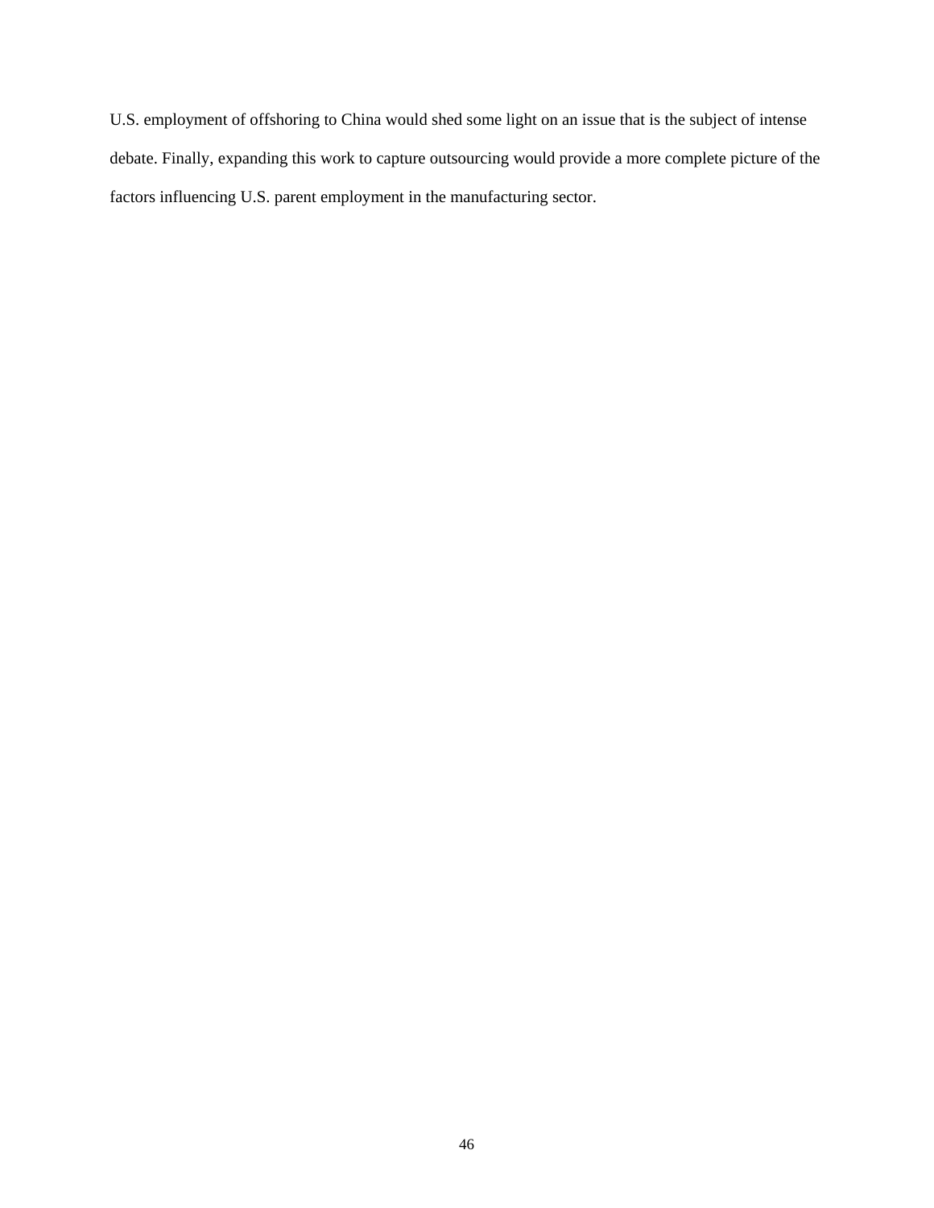U.S. employment of offshoring to China would shed some light on an issue that is the subject of intense debate. Finally, expanding this work to capture outsourcing would provide a more complete picture of the factors influencing U.S. parent employment in the manufacturing sector.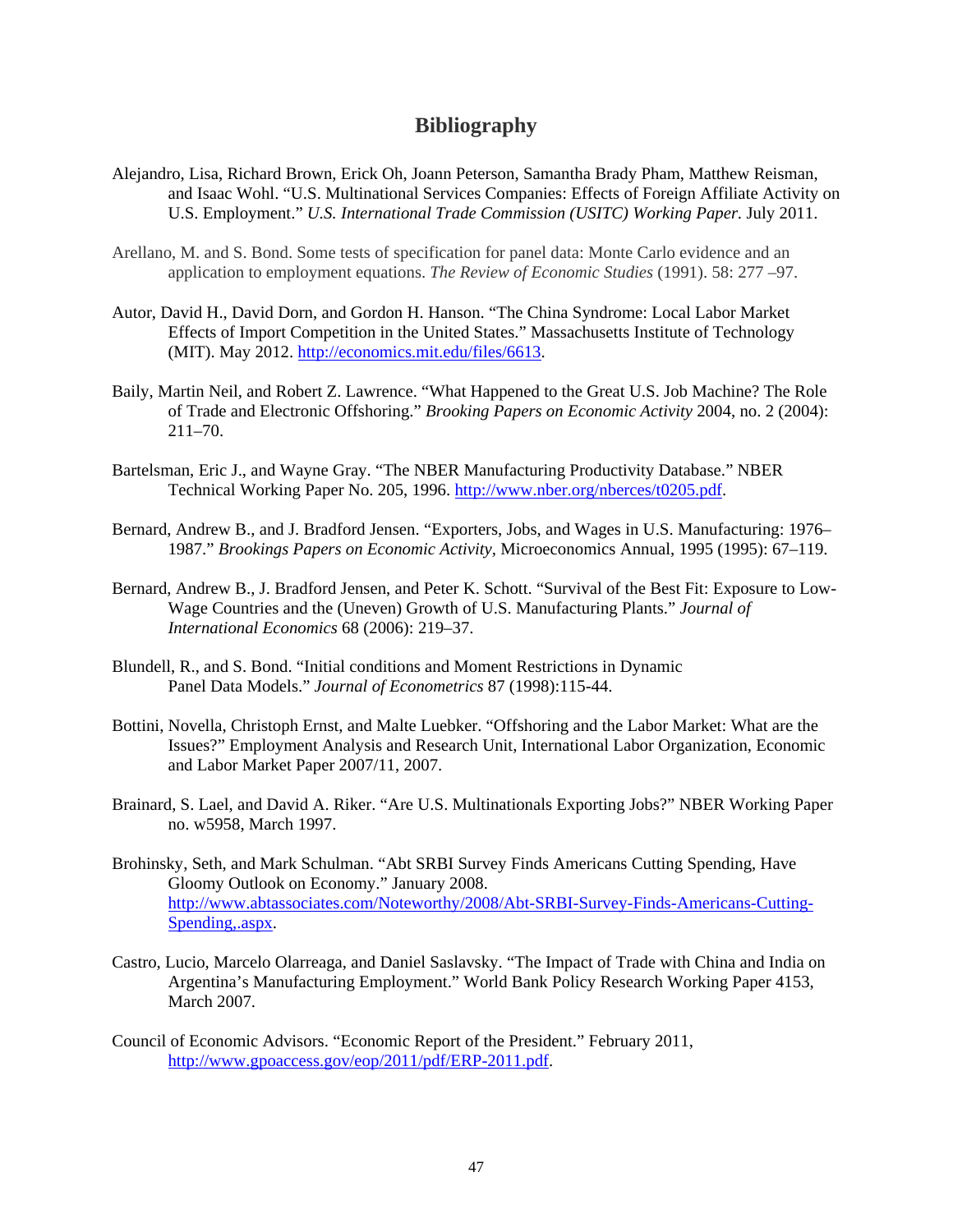# Bibliography

Alejandro, Lisa, Richard Brown, Erick Oh, Joann Peterson, Samantha Brady Pham, Matthew Reisman, and Isaac Wohl. "U.S. Multinational Services Companies: Effects of Foreign Affiliate Activity on U.S. Employment." *U.S. International Trade Commission (USITC) Working Paper.* July 2011.

Arellano, M. and S. Bond. Some tests of specification for panel data: Monte Carlo evidence and an application to employment equations. *The Review of Economic Studies* (1991). 58: 277 –97.

Autor, David H., David Dorn, and Gordon H. Hanson. "The China Syndrome: Local Labor Market Effects of Import Competition in the United States." Massachusetts Institute of Technology (MIT). May 2012. http://economics.mit.edu/files/6613.

Baily, Martin Neil, and Robert Z. Lawrence. "What Happened to the Great U.S. Job Machine? The Role of Trade and Electronic Offshoring." *Brooking Papers on Economic Activity* 2004, no. 2 (2004): 211–70.

Bartelsman, Eric J., and Wayne Gray. "The NBER Manufacturing Productivity Database." NBER Technical Working Paper No. 205, 1996. http://www.nber.org/nberces/t0205.pdf.

Bernard, Andrew B., and J. Bradford Jensen. "Exporters, Jobs, and Wages in U.S. Manufacturing: 1976–1987." *Brookings Papers on Economic Activity*, Microeconomics Annual, 1995 (1995): 67–119.

Bernard, Andrew B., J. Bradford Jensen, and Peter K. Schott. "Survival of the Best Fit: Exposure to Low-Wage Countries and the (Uneven) Growth of U.S. Manufacturing Plants." *Journal of International Economics* 68 (2006): 219–37.

Blundell, R., and S. Bond. "Initial conditions and Moment Restrictions in Dynamic Panel Data Models." *Journal of Econometrics* 87 (1998):115-44.

Bottini, Novella, Christoph Ernst, and Malte Luebker. "Offshoring and the Labor Market: What are the Issues?" Employment Analysis and Research Unit, International Labor Organization, Economic and Labor Market Paper 2007/11, 2007.

Brainard, S. Lael, and David A. Riker. "Are U.S. Multinationals Exporting Jobs?" NBER Working Paper no. w5958, March 1997.

Brohinsky, Seth, and Mark Schulman. "Abt SRBI Survey Finds Americans Cutting Spending, Have Gloomy Outlook on Economy." January 2008. http://www.abtassociates.com/Noteworthy/2008/Abt-SRBI-Survey-Finds-Americans-Cutting-Spending,.aspx.

Castro, Lucio, Marcelo Olarreaga, and Daniel Saslavsky. "The Impact of Trade with China and India on Argentina's Manufacturing Employment." World Bank Policy Research Working Paper 4153, March 2007.

Council of Economic Advisors. "Economic Report of the President." February 2011, http://www.gpoaccess.gov/eop/2011/pdf/ERP-2011.pdf.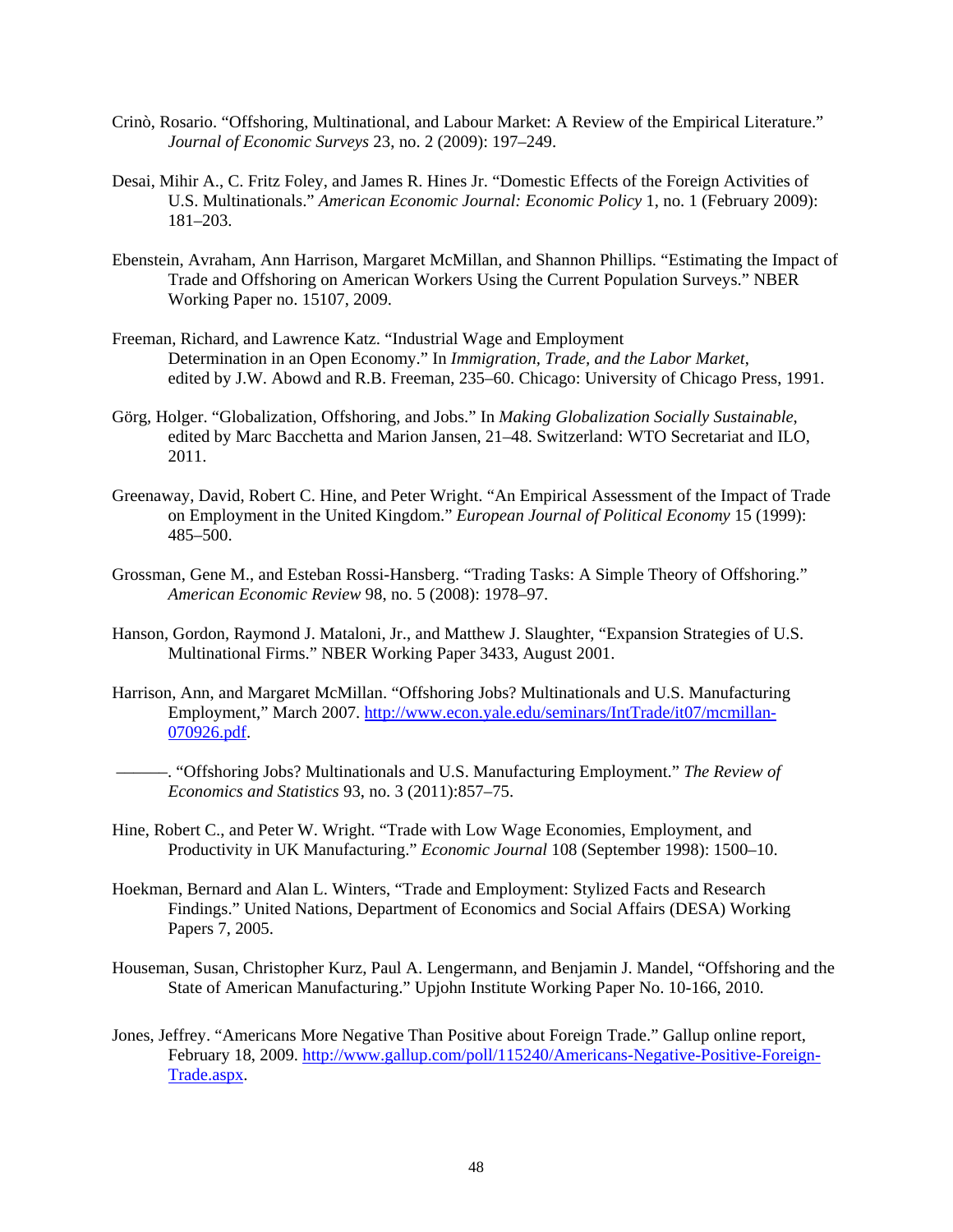Crinò, Rosario. "Offshoring, Multinational, and Labour Market: A Review of the Empirical Literature." *Journal of Economic Surveys* 23, no. 2 (2009): 197–249.

Desai, Mihir A., C. Fritz Foley, and James R. Hines Jr. "Domestic Effects of the Foreign Activities of U.S. Multinationals." *American Economic Journal: Economic Policy* 1, no. 1 (February 2009): 181–203.

Ebenstein, Avraham, Ann Harrison, Margaret McMillan, and Shannon Phillips. "Estimating the Impact of Trade and Offshoring on American Workers Using the Current Population Surveys." NBER Working Paper no. 15107, 2009.

Freeman, Richard, and Lawrence Katz. "Industrial Wage and Employment Determination in an Open Economy." In *Immigration, Trade, and the Labor Market*, edited by J.W. Abowd and R.B. Freeman, 235–60. Chicago: University of Chicago Press, 1991.

Görg, Holger. "Globalization, Offshoring, and Jobs." In *Making Globalization Socially Sustainable*, edited by Marc Bacchetta and Marion Jansen, 21–48. Switzerland: WTO Secretariat and ILO, 2011.

Greenaway, David, Robert C. Hine, and Peter Wright. "An Empirical Assessment of the Impact of Trade on Employment in the United Kingdom." *European Journal of Political Economy* 15 (1999): 485–500.

Grossman, Gene M., and Esteban Rossi-Hansberg. "Trading Tasks: A Simple Theory of Offshoring." *American Economic Review* 98, no. 5 (2008): 1978–97.

Hanson, Gordon, Raymond J. Mataloni, Jr., and Matthew J. Slaughter, "Expansion Strategies of U.S. Multinational Firms." NBER Working Paper 3433, August 2001.

Harrison, Ann, and Margaret McMillan. "Offshoring Jobs? Multinationals and U.S. Manufacturing Employment," March 2007. http://www.econ.yale.edu/seminars/IntTrade/it07/mcmillan-070926.pdf.

———. "Offshoring Jobs? Multinationals and U.S. Manufacturing Employment." *The Review of Economics and Statistics* 93, no. 3 (2011):857–75.

Hine, Robert C., and Peter W. Wright. "Trade with Low Wage Economies, Employment, and Productivity in UK Manufacturing." *Economic Journal* 108 (September 1998): 1500–10.

Hoekman, Bernard and Alan L. Winters, "Trade and Employment: Stylized Facts and Research Findings." United Nations, Department of Economics and Social Affairs (DESA) Working Papers 7, 2005.

Houseman, Susan, Christopher Kurz, Paul A. Lengermann, and Benjamin J. Mandel, "Offshoring and the State of American Manufacturing." Upjohn Institute Working Paper No. 10-166, 2010.

Jones, Jeffrey. "Americans More Negative Than Positive about Foreign Trade." Gallup online report, February 18, 2009. http://www.gallup.com/poll/115240/Americans-Negative-Positive-Foreign-Trade.aspx.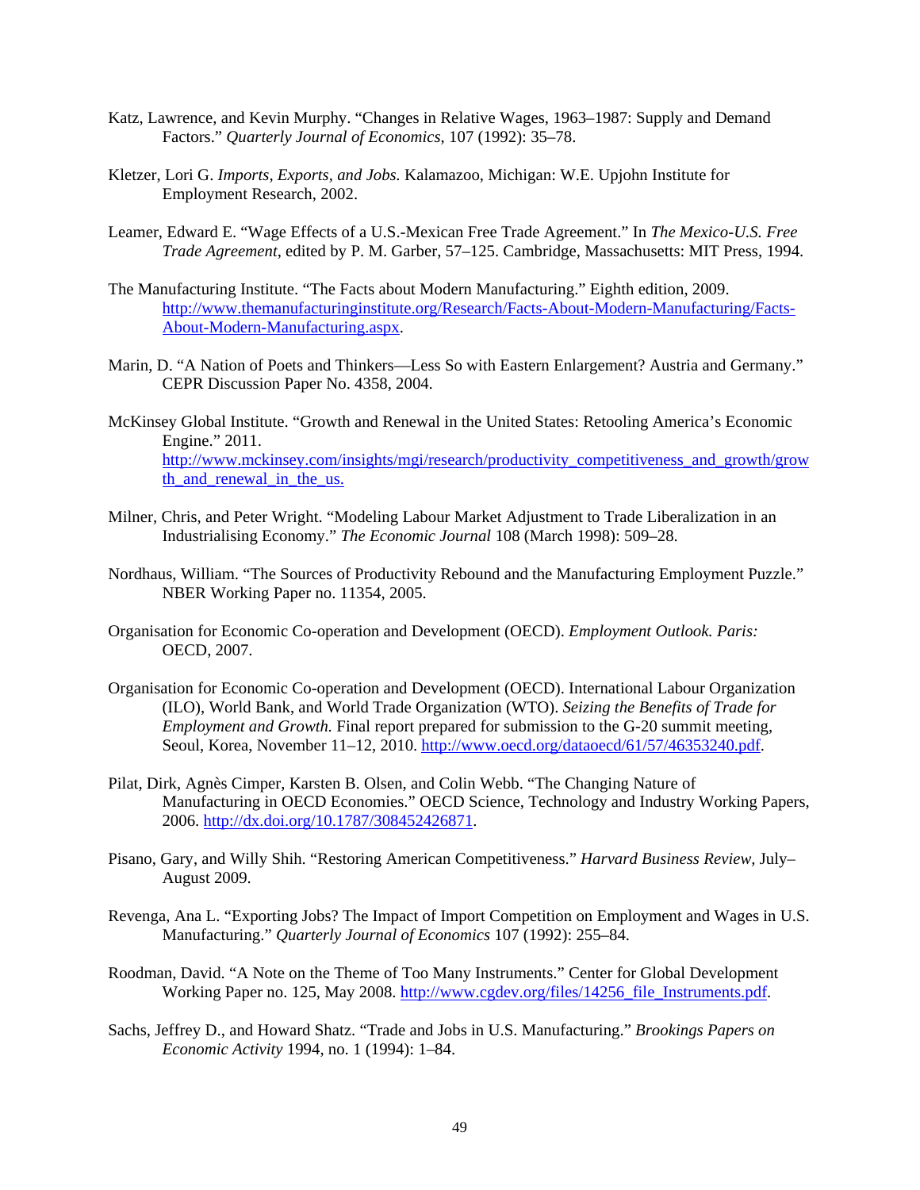Katz, Lawrence, and Kevin Murphy. "Changes in Relative Wages, 1963–1987: Supply and Demand Factors." *Quarterly Journal of Economics*, 107 (1992): 35–78.

Kletzer, Lori G. *Imports, Exports, and Jobs.* Kalamazoo, Michigan: W.E. Upjohn Institute for Employment Research, 2002.

Leamer, Edward E. "Wage Effects of a U.S.-Mexican Free Trade Agreement." In *The Mexico-U.S. Free Trade Agreement*, edited by P. M. Garber, 57–125. Cambridge, Massachusetts: MIT Press, 1994.

The Manufacturing Institute. "The Facts about Modern Manufacturing." Eighth edition, 2009. http://www.themanufacturinginstitute.org/Research/Facts-About-Modern-Manufacturing/Facts-About-Modern-Manufacturing.aspx.

Marin, D. "A Nation of Poets and Thinkers—Less So with Eastern Enlargement? Austria and Germany." CEPR Discussion Paper No. 4358, 2004.

McKinsey Global Institute. "Growth and Renewal in the United States: Retooling America's Economic Engine." 2011. http://www.mckinsey.com/insights/mgi/research/productivity_competitiveness_and_growth/growth_and_renewal_in_the_us.

Milner, Chris, and Peter Wright. "Modeling Labour Market Adjustment to Trade Liberalization in an Industrialising Economy." *The Economic Journal* 108 (March 1998): 509–28.

Nordhaus, William. "The Sources of Productivity Rebound and the Manufacturing Employment Puzzle." NBER Working Paper no. 11354, 2005.

Organisation for Economic Co-operation and Development (OECD). *Employment Outlook. Paris:* OECD, 2007.

Organisation for Economic Co-operation and Development (OECD). International Labour Organization (ILO), World Bank, and World Trade Organization (WTO). *Seizing the Benefits of Trade for Employment and Growth.* Final report prepared for submission to the G-20 summit meeting, Seoul, Korea, November 11–12, 2010. http://www.oecd.org/dataoecd/61/57/46353240.pdf.

Pilat, Dirk, Agnès Cimper, Karsten B. Olsen, and Colin Webb. "The Changing Nature of Manufacturing in OECD Economies." OECD Science, Technology and Industry Working Papers, 2006. http://dx.doi.org/10.1787/308452426871.

Pisano, Gary, and Willy Shih. "Restoring American Competitiveness." *Harvard Business Review*, July–August 2009.

Revenga, Ana L. "Exporting Jobs? The Impact of Import Competition on Employment and Wages in U.S. Manufacturing." *Quarterly Journal of Economics* 107 (1992): 255–84.

Roodman, David. "A Note on the Theme of Too Many Instruments." Center for Global Development Working Paper no. 125, May 2008. http://www.cgdev.org/files/14256_file_Instruments.pdf.

Sachs, Jeffrey D., and Howard Shatz. "Trade and Jobs in U.S. Manufacturing." *Brookings Papers on Economic Activity* 1994, no. 1 (1994): 1–84.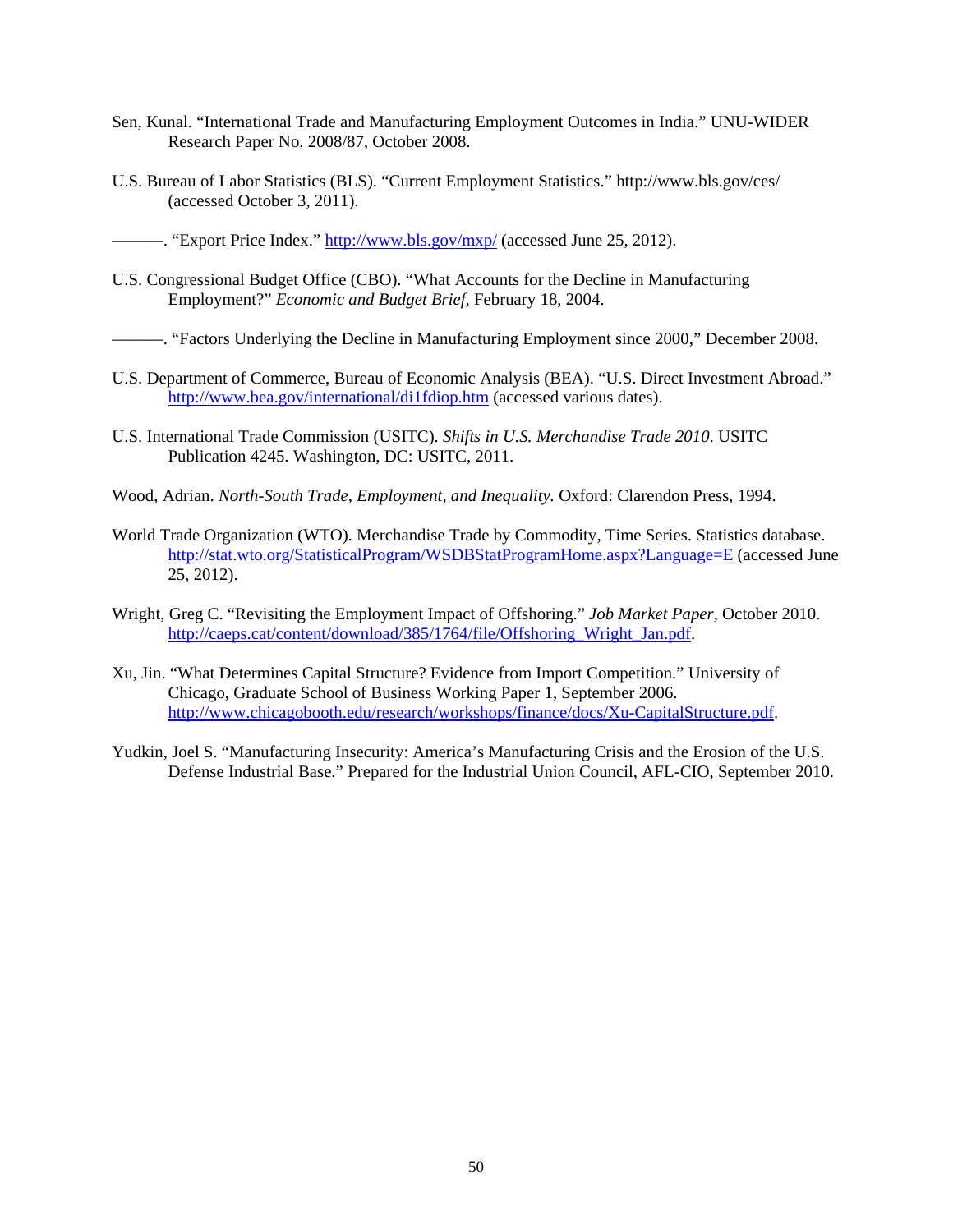Sen, Kunal. "International Trade and Manufacturing Employment Outcomes in India." UNU-WIDER Research Paper No. 2008/87, October 2008.

U.S. Bureau of Labor Statistics (BLS). "Current Employment Statistics." http://www.bls.gov/ces/ (accessed October 3, 2011).

———. "Export Price Index." http://www.bls.gov/mxp/ (accessed June 25, 2012).

U.S. Congressional Budget Office (CBO). "What Accounts for the Decline in Manufacturing Employment?" *Economic and Budget Brief*, February 18, 2004.

———. "Factors Underlying the Decline in Manufacturing Employment since 2000," December 2008.

U.S. Department of Commerce, Bureau of Economic Analysis (BEA). "U.S. Direct Investment Abroad." http://www.bea.gov/international/di1fdiop.htm (accessed various dates).

U.S. International Trade Commission (USITC). *Shifts in U.S. Merchandise Trade 2010*. USITC Publication 4245. Washington, DC: USITC, 2011.

Wood, Adrian. *North-South Trade, Employment, and Inequality.* Oxford: Clarendon Press, 1994.

World Trade Organization (WTO). Merchandise Trade by Commodity, Time Series. Statistics database. http://stat.wto.org/StatisticalProgram/WSDBStatProgramHome.aspx?Language=E (accessed June 25, 2012).

Wright, Greg C. "Revisiting the Employment Impact of Offshoring." *Job Market Paper*, October 2010. http://caeps.cat/content/download/385/1764/file/Offshoring_Wright_Jan.pdf.

Xu, Jin. "What Determines Capital Structure? Evidence from Import Competition." University of Chicago, Graduate School of Business Working Paper 1, September 2006. http://www.chicagobooth.edu/research/workshops/finance/docs/Xu-CapitalStructure.pdf.

Yudkin, Joel S. "Manufacturing Insecurity: America's Manufacturing Crisis and the Erosion of the U.S. Defense Industrial Base." Prepared for the Industrial Union Council, AFL-CIO, September 2010.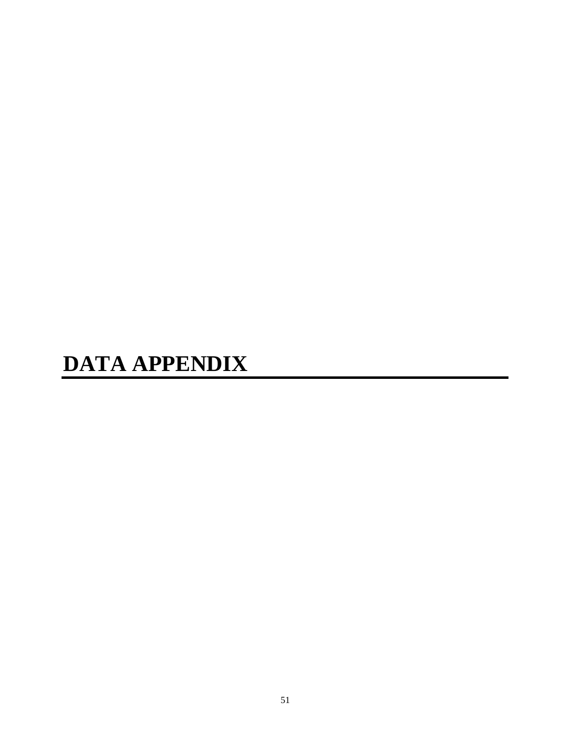# DATA APPENDIX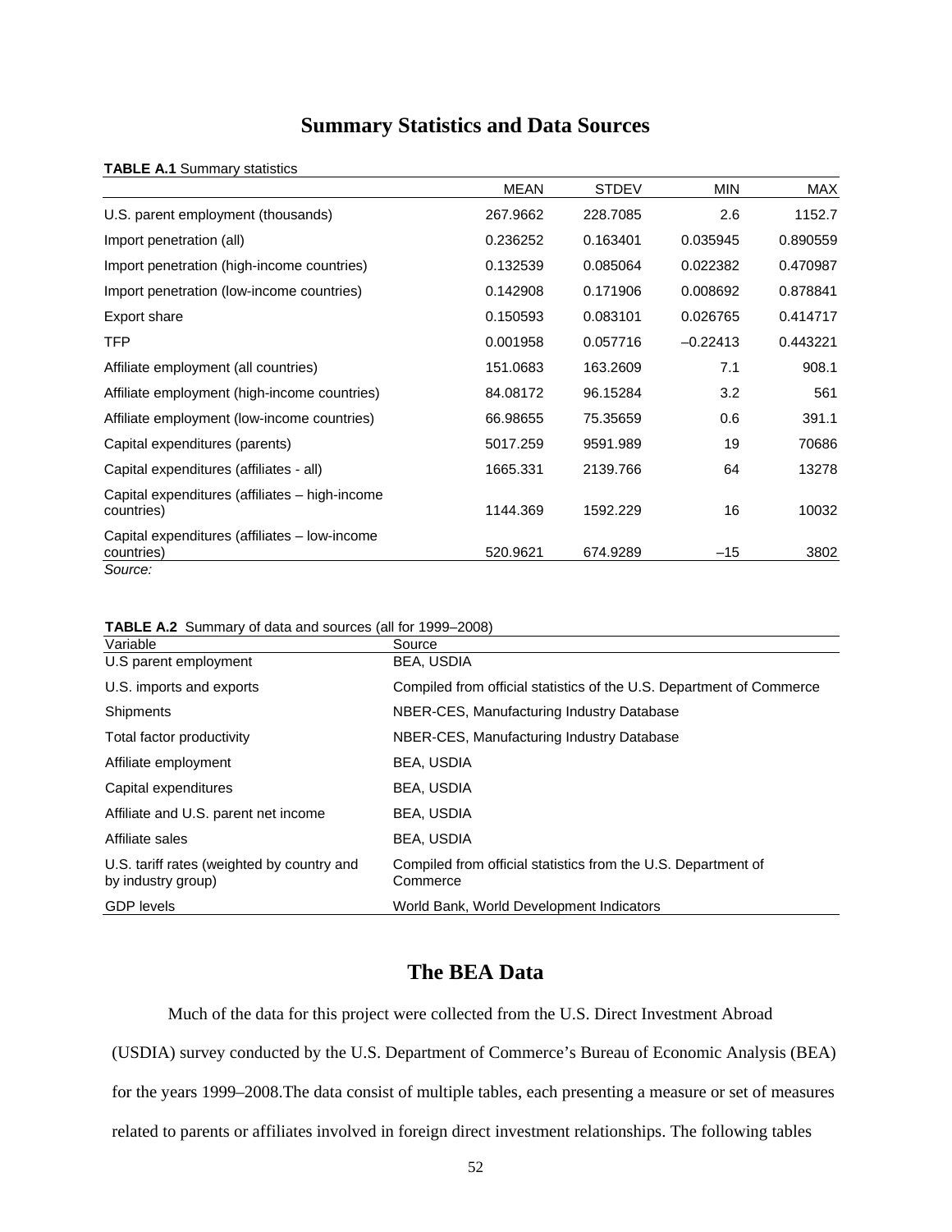# Summary Statistics and Data Sources

**TABLE A.1** Summary statistics

| | MEAN | STDEV | MIN | MAX |
|---|---|---|---|---|
| U.S. parent employment (thousands) | 267.9662 | 228.7085 | 2.6 | 1152.7 |
| Import penetration (all) | 0.236252 | 0.163401 | 0.035945 | 0.890559 |
| Import penetration (high-income countries) | 0.132539 | 0.085064 | 0.022382 | 0.470987 |
| Import penetration (low-income countries) | 0.142908 | 0.171906 | 0.008692 | 0.878841 |
| Export share | 0.150593 | 0.083101 | 0.026765 | 0.414717 |
| TFP | 0.001958 | 0.057716 | –0.22413 | 0.443221 |
| Affiliate employment (all countries) | 151.0683 | 163.2609 | 7.1 | 908.1 |
| Affiliate employment (high-income countries) | 84.08172 | 96.15284 | 3.2 | 561 |
| Affiliate employment (low-income countries) | 66.98655 | 75.35659 | 0.6 | 391.1 |
| Capital expenditures (parents) | 5017.259 | 9591.989 | 19 | 70686 |
| Capital expenditures (affiliates - all) | 1665.331 | 2139.766 | 64 | 13278 |
| Capital expenditures (affiliates – high-income countries) | 1144.369 | 1592.229 | 16 | 10032 |
| Capital expenditures (affiliates – low-income countries) | 520.9621 | 674.9289 | –15 | 3802 |

*Source:*

**TABLE A.2** Summary of data and sources (all for 1999–2008)

| Variable | Source |
|---|---|
| U.S parent employment | BEA, USDIA |
| U.S. imports and exports | Compiled from official statistics of the U.S. Department of Commerce |
| Shipments | NBER-CES, Manufacturing Industry Database |
| Total factor productivity | NBER-CES, Manufacturing Industry Database |
| Affiliate employment | BEA, USDIA |
| Capital expenditures | BEA, USDIA |
| Affiliate and U.S. parent net income | BEA, USDIA |
| Affiliate sales | BEA, USDIA |
| U.S. tariff rates (weighted by country and by industry group) | Compiled from official statistics from the U.S. Department of Commerce |
| GDP levels | World Bank, World Development Indicators |

# The BEA Data

Much of the data for this project were collected from the U.S. Direct Investment Abroad (USDIA) survey conducted by the U.S. Department of Commerce's Bureau of Economic Analysis (BEA) for the years 1999–2008.The data consist of multiple tables, each presenting a measure or set of measures related to parents or affiliates involved in foreign direct investment relationships. The following tables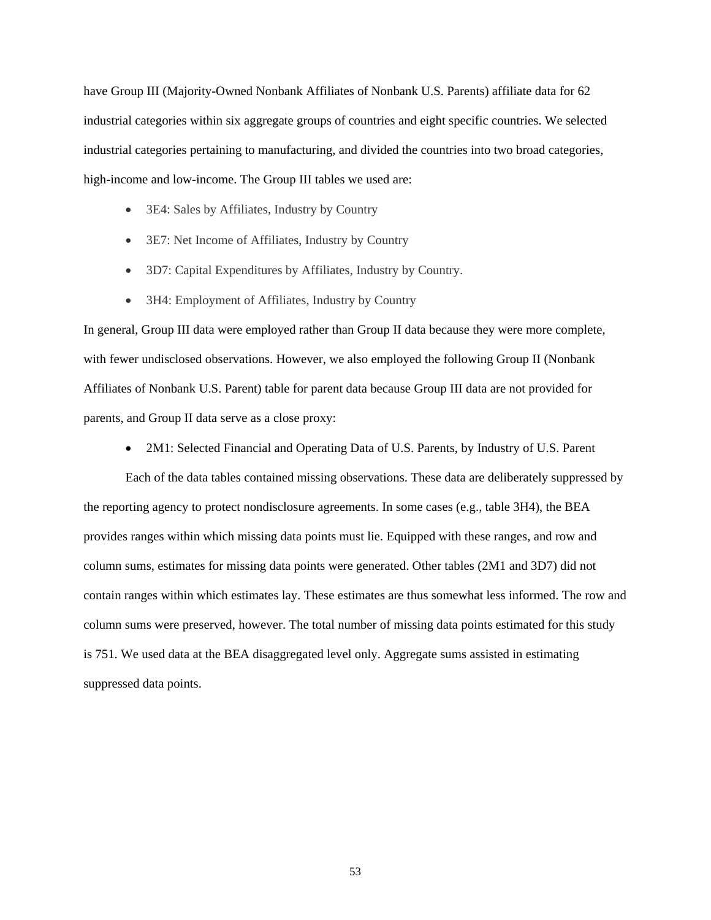have Group III (Majority-Owned Nonbank Affiliates of Nonbank U.S. Parents) affiliate data for 62 industrial categories within six aggregate groups of countries and eight specific countries. We selected industrial categories pertaining to manufacturing, and divided the countries into two broad categories, high-income and low-income. The Group III tables we used are:

- 3E4: Sales by Affiliates, Industry by Country
- 3E7: Net Income of Affiliates, Industry by Country
- 3D7: Capital Expenditures by Affiliates, Industry by Country.
- 3H4: Employment of Affiliates, Industry by Country

In general, Group III data were employed rather than Group II data because they were more complete, with fewer undisclosed observations. However, we also employed the following Group II (Nonbank Affiliates of Nonbank U.S. Parent) table for parent data because Group III data are not provided for parents, and Group II data serve as a close proxy:

- 2M1: Selected Financial and Operating Data of U.S. Parents, by Industry of U.S. Parent

Each of the data tables contained missing observations. These data are deliberately suppressed by the reporting agency to protect nondisclosure agreements. In some cases (e.g., table 3H4), the BEA provides ranges within which missing data points must lie. Equipped with these ranges, and row and column sums, estimates for missing data points were generated. Other tables (2M1 and 3D7) did not contain ranges within which estimates lay. These estimates are thus somewhat less informed. The row and column sums were preserved, however. The total number of missing data points estimated for this study is 751. We used data at the BEA disaggregated level only. Aggregate sums assisted in estimating suppressed data points.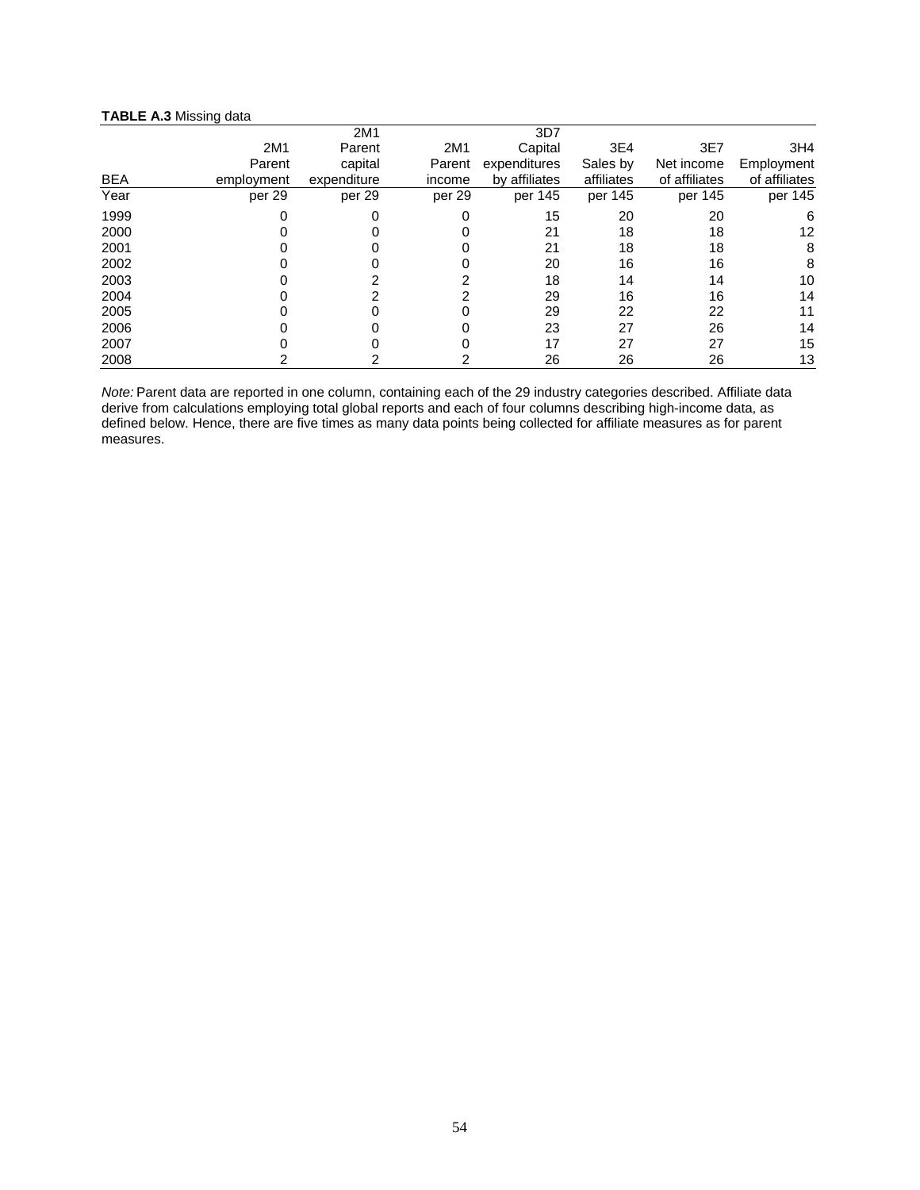**TABLE A.3** Missing data

| BEA Year | 2M1 Parent employment per 29 | 2M1 Parent capital expenditure per 29 | 2M1 Parent income per 29 | 3D7 Capital expenditures by affiliates per 145 | 3E4 Sales by affiliates per 145 | 3E7 Net income of affiliates per 145 | 3H4 Employment of affiliates per 145 |
|---|---|---|---|---|---|---|---|
| 1999 | 0 | 0 | 0 | 15 | 20 | 20 | 6 |
| 2000 | 0 | 0 | 0 | 21 | 18 | 18 | 12 |
| 2001 | 0 | 0 | 0 | 21 | 18 | 18 | 8 |
| 2002 | 0 | 0 | 0 | 20 | 16 | 16 | 8 |
| 2003 | 0 | 2 | 2 | 18 | 14 | 14 | 10 |
| 2004 | 0 | 2 | 2 | 29 | 16 | 16 | 14 |
| 2005 | 0 | 0 | 0 | 29 | 22 | 22 | 11 |
| 2006 | 0 | 0 | 0 | 23 | 27 | 26 | 14 |
| 2007 | 0 | 0 | 0 | 17 | 27 | 27 | 15 |
| 2008 | 2 | 2 | 2 | 26 | 26 | 26 | 13 |

*Note:* Parent data are reported in one column, containing each of the 29 industry categories described. Affiliate data derive from calculations employing total global reports and each of four columns describing high-income data, as defined below. Hence, there are five times as many data points being collected for affiliate measures as for parent measures.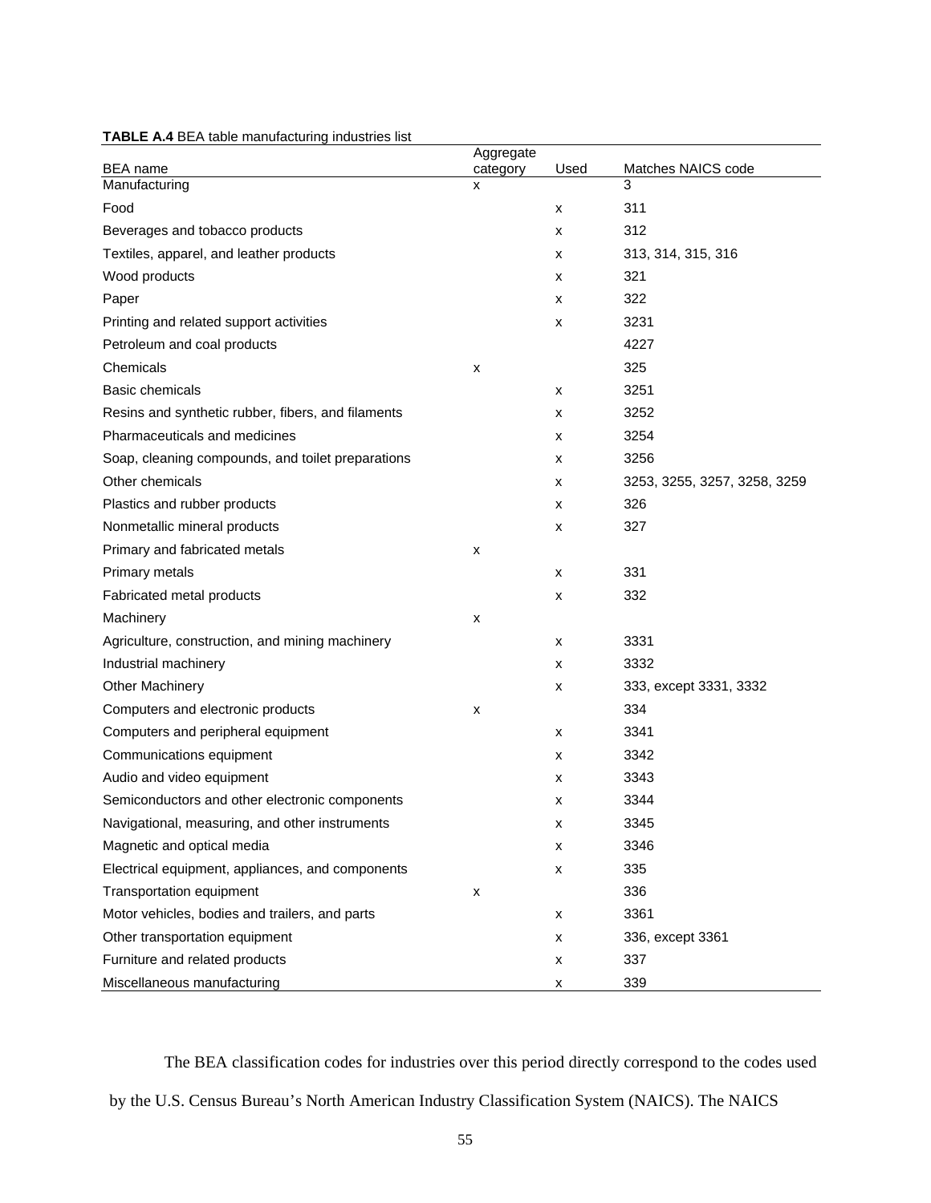**TABLE A.4** BEA table manufacturing industries list

| BEA name | Aggregate category | Used | Matches NAICS code |
|---|---|---|---|
| Manufacturing | x | | 3 |
| Food | | x | 311 |
| Beverages and tobacco products | | x | 312 |
| Textiles, apparel, and leather products | | x | 313, 314, 315, 316 |
| Wood products | | x | 321 |
| Paper | | x | 322 |
| Printing and related support activities | | x | 3231 |
| Petroleum and coal products | | | 4227 |
| Chemicals | x | | 325 |
| Basic chemicals | | x | 3251 |
| Resins and synthetic rubber, fibers, and filaments | | x | 3252 |
| Pharmaceuticals and medicines | | x | 3254 |
| Soap, cleaning compounds, and toilet preparations | | x | 3256 |
| Other chemicals | | x | 3253, 3255, 3257, 3258, 3259 |
| Plastics and rubber products | | x | 326 |
| Nonmetallic mineral products | | x | 327 |
| Primary and fabricated metals | x | | |
| Primary metals | | x | 331 |
| Fabricated metal products | | x | 332 |
| Machinery | x | | |
| Agriculture, construction, and mining machinery | | x | 3331 |
| Industrial machinery | | x | 3332 |
| Other Machinery | | x | 333, except 3331, 3332 |
| Computers and electronic products | x | | 334 |
| Computers and peripheral equipment | | x | 3341 |
| Communications equipment | | x | 3342 |
| Audio and video equipment | | x | 3343 |
| Semiconductors and other electronic components | | x | 3344 |
| Navigational, measuring, and other instruments | | x | 3345 |
| Magnetic and optical media | | x | 3346 |
| Electrical equipment, appliances, and components | | x | 335 |
| Transportation equipment | x | | 336 |
| Motor vehicles, bodies and trailers, and parts | | x | 3361 |
| Other transportation equipment | | x | 336, except 3361 |
| Furniture and related products | | x | 337 |
| Miscellaneous manufacturing | | x | 339 |

The BEA classification codes for industries over this period directly correspond to the codes used by the U.S. Census Bureau's North American Industry Classification System (NAICS). The NAICS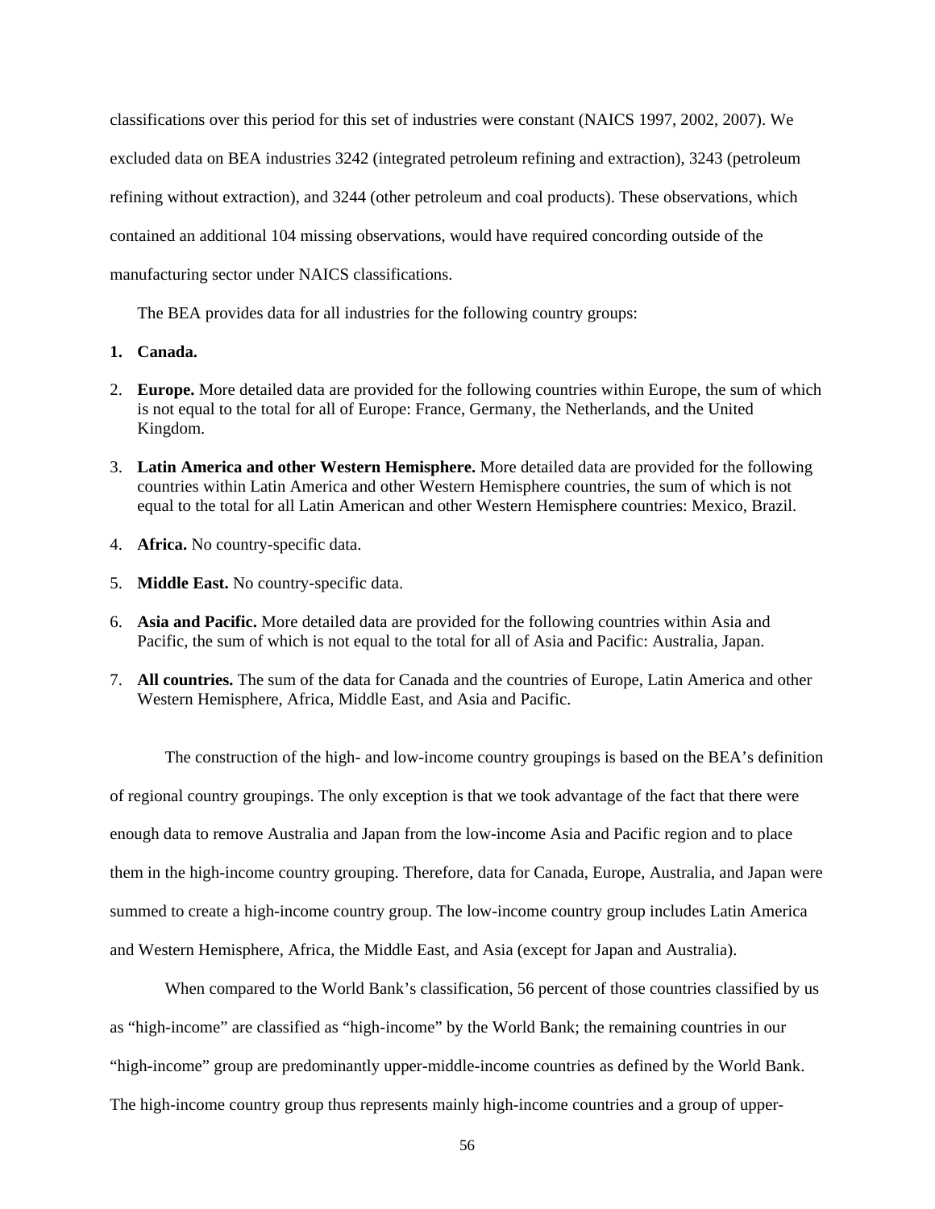classifications over this period for this set of industries were constant (NAICS 1997, 2002, 2007). We excluded data on BEA industries 3242 (integrated petroleum refining and extraction), 3243 (petroleum refining without extraction), and 3244 (other petroleum and coal products). These observations, which contained an additional 104 missing observations, would have required concording outside of the manufacturing sector under NAICS classifications.

The BEA provides data for all industries for the following country groups:

1. **Canada.**
2. **Europe.** More detailed data are provided for the following countries within Europe, the sum of which is not equal to the total for all of Europe: France, Germany, the Netherlands, and the United Kingdom.
3. **Latin America and other Western Hemisphere.** More detailed data are provided for the following countries within Latin America and other Western Hemisphere countries, the sum of which is not equal to the total for all Latin American and other Western Hemisphere countries: Mexico, Brazil.
4. **Africa.** No country-specific data.
5. **Middle East.** No country-specific data.
6. **Asia and Pacific.** More detailed data are provided for the following countries within Asia and Pacific, the sum of which is not equal to the total for all of Asia and Pacific: Australia, Japan.
7. **All countries.** The sum of the data for Canada and the countries of Europe, Latin America and other Western Hemisphere, Africa, Middle East, and Asia and Pacific.

The construction of the high- and low-income country groupings is based on the BEA's definition of regional country groupings. The only exception is that we took advantage of the fact that there were enough data to remove Australia and Japan from the low-income Asia and Pacific region and to place them in the high-income country grouping. Therefore, data for Canada, Europe, Australia, and Japan were summed to create a high-income country group. The low-income country group includes Latin America and Western Hemisphere, Africa, the Middle East, and Asia (except for Japan and Australia).

When compared to the World Bank's classification, 56 percent of those countries classified by us as "high-income" are classified as "high-income" by the World Bank; the remaining countries in our "high-income" group are predominantly upper-middle-income countries as defined by the World Bank. The high-income country group thus represents mainly high-income countries and a group of upper-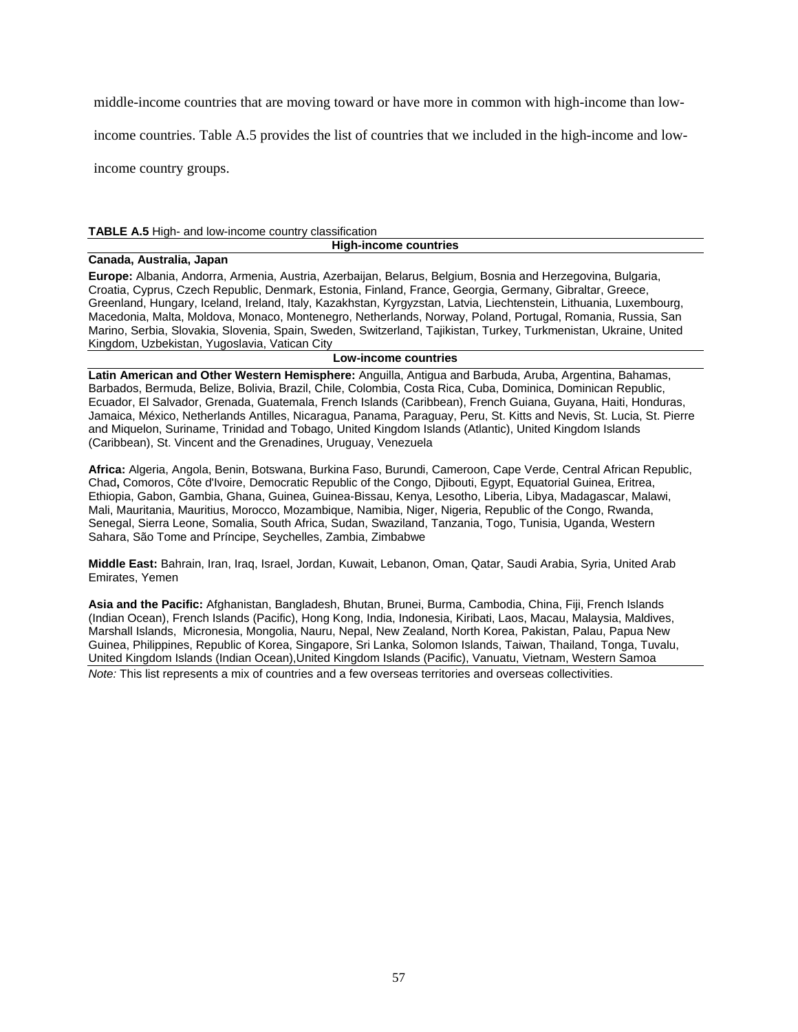middle-income countries that are moving toward or have more in common with high-income than low-income countries. Table A.5 provides the list of countries that we included in the high-income and low-income country groups.

**TABLE A.5** High- and low-income country classification

| **High-income countries** |
|---|
| **Canada, Australia, Japan** |
| **Europe:** Albania, Andorra, Armenia, Austria, Azerbaijan, Belarus, Belgium, Bosnia and Herzegovina, Bulgaria, Croatia, Cyprus, Czech Republic, Denmark, Estonia, Finland, France, Georgia, Germany, Gibraltar, Greece, Greenland, Hungary, Iceland, Ireland, Italy, Kazakhstan, Kyrgyzstan, Latvia, Liechtenstein, Lithuania, Luxembourg, Macedonia, Malta, Moldova, Monaco, Montenegro, Netherlands, Norway, Poland, Portugal, Romania, Russia, San Marino, Serbia, Slovakia, Slovenia, Spain, Sweden, Switzerland, Tajikistan, Turkey, Turkmenistan, Ukraine, United Kingdom, Uzbekistan, Yugoslavia, Vatican City |
| **Low-income countries** |
| **Latin American and Other Western Hemisphere:** Anguilla, Antigua and Barbuda, Aruba, Argentina, Bahamas, Barbados, Bermuda, Belize, Bolivia, Brazil, Chile, Colombia, Costa Rica, Cuba, Dominica, Dominican Republic, Ecuador, El Salvador, Grenada, Guatemala, French Islands (Caribbean), French Guiana, Guyana, Haiti, Honduras, Jamaica, México, Netherlands Antilles, Nicaragua, Panama, Paraguay, Peru, St. Kitts and Nevis, St. Lucia, St. Pierre and Miquelon, Suriname, Trinidad and Tobago, United Kingdom Islands (Atlantic), United Kingdom Islands (Caribbean), St. Vincent and the Grenadines, Uruguay, Venezuela |
| **Africa:** Algeria, Angola, Benin, Botswana, Burkina Faso, Burundi, Cameroon, Cape Verde, Central African Republic, Chad, Comoros, Côte d'Ivoire, Democratic Republic of the Congo, Djibouti, Egypt, Equatorial Guinea, Eritrea, Ethiopia, Gabon, Gambia, Ghana, Guinea, Guinea-Bissau, Kenya, Lesotho, Liberia, Libya, Madagascar, Malawi, Mali, Mauritania, Mauritius, Morocco, Mozambique, Namibia, Niger, Nigeria, Republic of the Congo, Rwanda, Senegal, Sierra Leone, Somalia, South Africa, Sudan, Swaziland, Tanzania, Togo, Tunisia, Uganda, Western Sahara, São Tome and Príncipe, Seychelles, Zambia, Zimbabwe |
| **Middle East:** Bahrain, Iran, Iraq, Israel, Jordan, Kuwait, Lebanon, Oman, Qatar, Saudi Arabia, Syria, United Arab Emirates, Yemen |
| **Asia and the Pacific:** Afghanistan, Bangladesh, Bhutan, Brunei, Burma, Cambodia, China, Fiji, French Islands (Indian Ocean), French Islands (Pacific), Hong Kong, India, Indonesia, Kiribati, Laos, Macau, Malaysia, Maldives, Marshall Islands, Micronesia, Mongolia, Nauru, Nepal, New Zealand, North Korea, Pakistan, Palau, Papua New Guinea, Philippines, Republic of Korea, Singapore, Sri Lanka, Solomon Islands, Taiwan, Thailand, Tonga, Tuvalu, United Kingdom Islands (Indian Ocean), United Kingdom Islands (Pacific), Vanuatu, Vietnam, Western Samoa |

*Note:* This list represents a mix of countries and a few overseas territories and overseas collectivities.